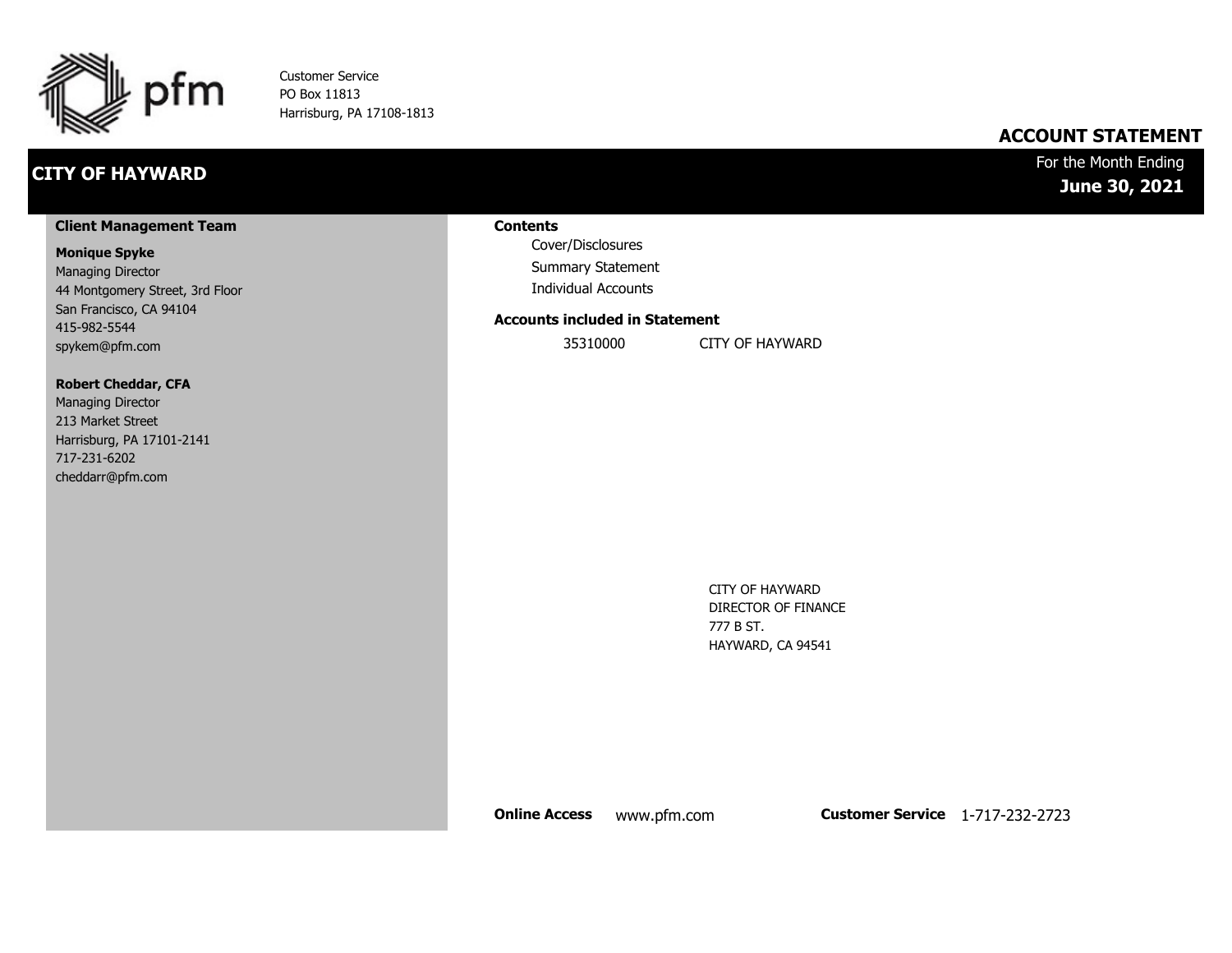pfm

Customer Service
PO Box 11813
Harrisburg, PA 17108-1813

# ACCOUNT STATEMENT

## CITY OF HAYWARD

For the Month Ending
**June 30, 2021**

**Client Management Team**

**Monique Spyke**
Managing Director
44 Montgomery Street, 3rd Floor
San Francisco, CA 94104
415-982-5544
spykem@pfm.com

**Robert Cheddar, CFA**
Managing Director
213 Market Street
Harrisburg, PA 17101-2141
717-231-6202
cheddarr@pfm.com

**Contents**

- Cover/Disclosures
- Summary Statement
- Individual Accounts

**Accounts included in Statement**

| | |
|---|---|
| 35310000 | CITY OF HAYWARD |

CITY OF HAYWARD
DIRECTOR OF FINANCE
777 B ST.
HAYWARD, CA 94541

**Online Access** www.pfm.com **Customer Service** 1-717-232-2723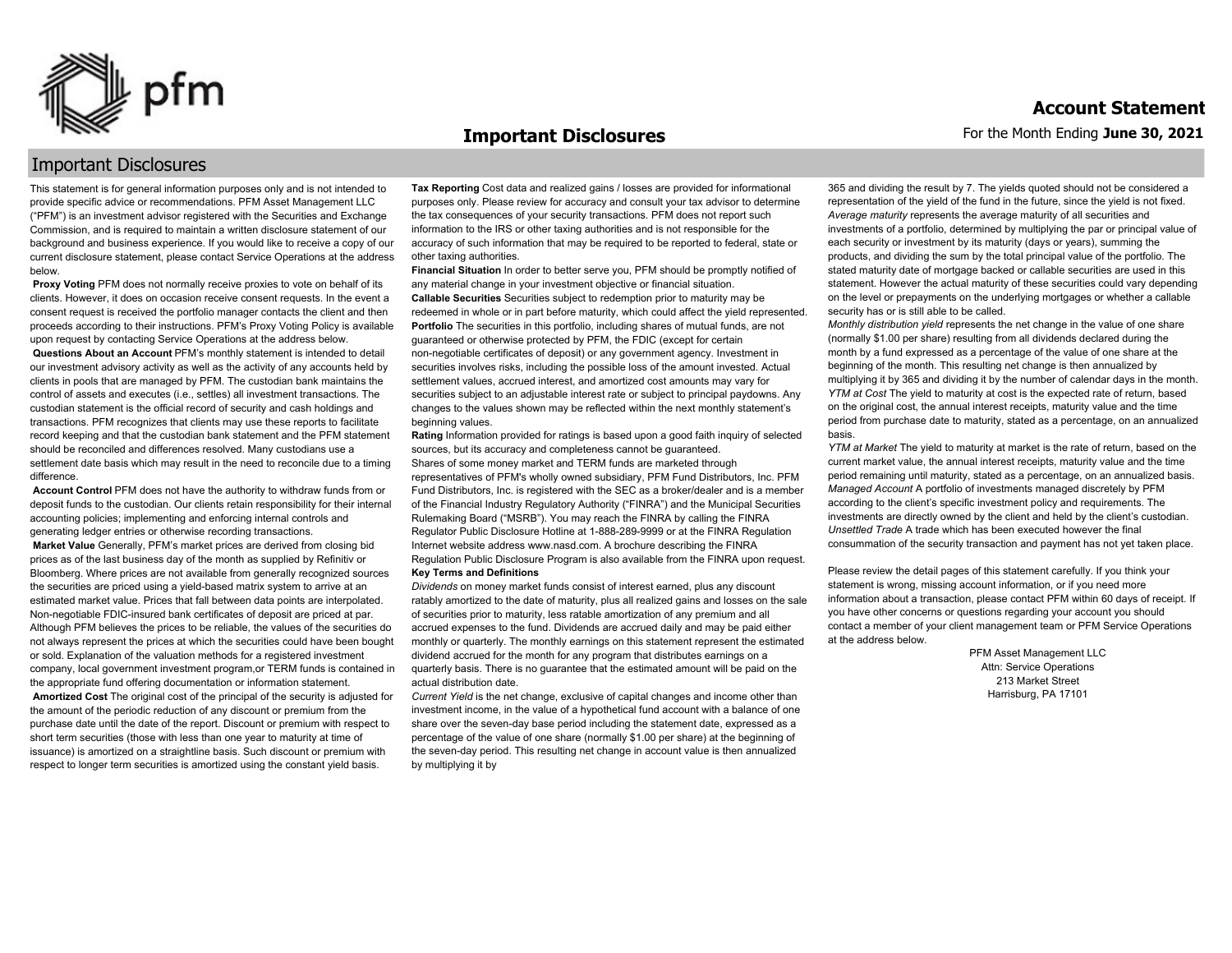# Important Disclosures

## Important Disclosures

This statement is for general information purposes only and is not intended to provide specific advice or recommendations. PFM Asset Management LLC ("PFM") is an investment advisor registered with the Securities and Exchange Commission, and is required to maintain a written disclosure statement of our background and business experience. If you would like to receive a copy of our current disclosure statement, please contact Service Operations at the address below.

**Proxy Voting** PFM does not normally receive proxies to vote on behalf of its clients. However, it does on occasion receive consent requests. In the event a consent request is received the portfolio manager contacts the client and then proceeds according to their instructions. PFM's Proxy Voting Policy is available upon request by contacting Service Operations at the address below.

**Questions About an Account** PFM's monthly statement is intended to detail our investment advisory activity as well as the activity of any accounts held by clients in pools that are managed by PFM. The custodian bank maintains the control of assets and executes (i.e., settles) all investment transactions. The custodian statement is the official record of security and cash holdings and transactions. PFM recognizes that clients may use these reports to facilitate record keeping and that the custodian bank statement and the PFM statement should be reconciled and differences resolved. Many custodians use a settlement date basis which may result in the need to reconcile due to a timing difference.

**Account Control** PFM does not have the authority to withdraw funds from or deposit funds to the custodian. Our clients retain responsibility for their internal accounting policies; implementing and enforcing internal controls and generating ledger entries or otherwise recording transactions.

**Market Value** Generally, PFM's market prices are derived from closing bid prices as of the last business day of the month as supplied by Refinitiv or Bloomberg. Where prices are not available from generally recognized sources the securities are priced using a yield-based matrix system to arrive at an estimated market value. Prices that fall between data points are interpolated. Non-negotiable FDIC-insured bank certificates of deposit are priced at par. Although PFM believes the prices to be reliable, the values of the securities do not always represent the prices at which the securities could have been bought or sold. Explanation of the valuation methods for a registered investment company, local government investment program,or TERM funds is contained in the appropriate fund offering documentation or information statement.

**Amortized Cost** The original cost of the principal of the security is adjusted for the amount of the periodic reduction of any discount or premium from the purchase date until the date of the report. Discount or premium with respect to short term securities (those with less than one year to maturity at time of issuance) is amortized on a straightline basis. Such discount or premium with respect to longer term securities is amortized using the constant yield basis.

**Tax Reporting** Cost data and realized gains / losses are provided for informational purposes only. Please review for accuracy and consult your tax advisor to determine the tax consequences of your security transactions. PFM does not report such information to the IRS or other taxing authorities and is not responsible for the accuracy of such information that may be required to be reported to federal, state or other taxing authorities.

**Financial Situation** In order to better serve you, PFM should be promptly notified of any material change in your investment objective or financial situation.

**Callable Securities** Securities subject to redemption prior to maturity may be redeemed in whole or in part before maturity, which could affect the yield represented.

**Portfolio** The securities in this portfolio, including shares of mutual funds, are not guaranteed or otherwise protected by PFM, the FDIC (except for certain non-negotiable certificates of deposit) or any government agency. Investment in securities involves risks, including the possible loss of the amount invested. Actual settlement values, accrued interest, and amortized cost amounts may vary for securities subject to an adjustable interest rate or subject to principal paydowns. Any changes to the values shown may be reflected within the next monthly statement's beginning values.

**Rating** Information provided for ratings is based upon a good faith inquiry of selected sources, but its accuracy and completeness cannot be guaranteed.

Shares of some money market and TERM funds are marketed through representatives of PFM's wholly owned subsidiary, PFM Fund Distributors, Inc. PFM Fund Distributors, Inc. is registered with the SEC as a broker/dealer and is a member of the Financial Industry Regulatory Authority ("FINRA") and the Municipal Securities Rulemaking Board ("MSRB"). You may reach the FINRA by calling the FINRA Regulator Public Disclosure Hotline at 1-888-289-9999 or at the FINRA Regulation Internet website address www.nasd.com. A brochure describing the FINRA Regulation Public Disclosure Program is also available from the FINRA upon request.

**Key Terms and Definitions**

*Dividends* on money market funds consist of interest earned, plus any discount ratably amortized to the date of maturity, plus all realized gains and losses on the sale of securities prior to maturity, less ratable amortization of any premium and all accrued expenses to the fund. Dividends are accrued daily and may be paid either monthly or quarterly. The monthly earnings on this statement represent the estimated dividend accrued for the month for any program that distributes earnings on a quarterly basis. There is no guarantee that the estimated amount will be paid on the actual distribution date.

*Current Yield* is the net change, exclusive of capital changes and income other than investment income, in the value of a hypothetical fund account with a balance of one share over the seven-day base period including the statement date, expressed as a percentage of the value of one share (normally $1.00 per share) at the beginning of the seven-day period. This resulting net change in account value is then annualized by multiplying it by 365 and dividing the result by 7. The yields quoted should not be considered a representation of the yield of the fund in the future, since the yield is not fixed.

*Average maturity* represents the average maturity of all securities and investments of a portfolio, determined by multiplying the par or principal value of each security or investment by its maturity (days or years), summing the products, and dividing the sum by the total principal value of the portfolio. The stated maturity date of mortgage backed or callable securities are used in this statement. However the actual maturity of these securities could vary depending on the level or prepayments on the underlying mortgages or whether a callable security has or is still able to be called.

*Monthly distribution yield* represents the net change in the value of one share (normally $1.00 per share) resulting from all dividends declared during the month by a fund expressed as a percentage of the value of one share at the beginning of the month. This resulting net change is then annualized by multiplying it by 365 and dividing it by the number of calendar days in the month.

*YTM at Cost* The yield to maturity at cost is the expected rate of return, based on the original cost, the annual interest receipts, maturity value and the time period from purchase date to maturity, stated as a percentage, on an annualized basis.

*YTM at Market* The yield to maturity at market is the rate of return, based on the current market value, the annual interest receipts, maturity value and the time period remaining until maturity, stated as a percentage, on an annualized basis.

*Managed Account* A portfolio of investments managed discretely by PFM according to the client's specific investment policy and requirements. The investments are directly owned by the client and held by the client's custodian.

*Unsettled Trade* A trade which has been executed however the final consummation of the security transaction and payment has not yet taken place.

Please review the detail pages of this statement carefully. If you think your statement is wrong, missing account information, or if you need more information about a transaction, please contact PFM within 60 days of receipt. If you have other concerns or questions regarding your account you should contact a member of your client management team or PFM Service Operations at the address below.

PFM Asset Management LLC
Attn: Service Operations
213 Market Street
Harrisburg, PA 17101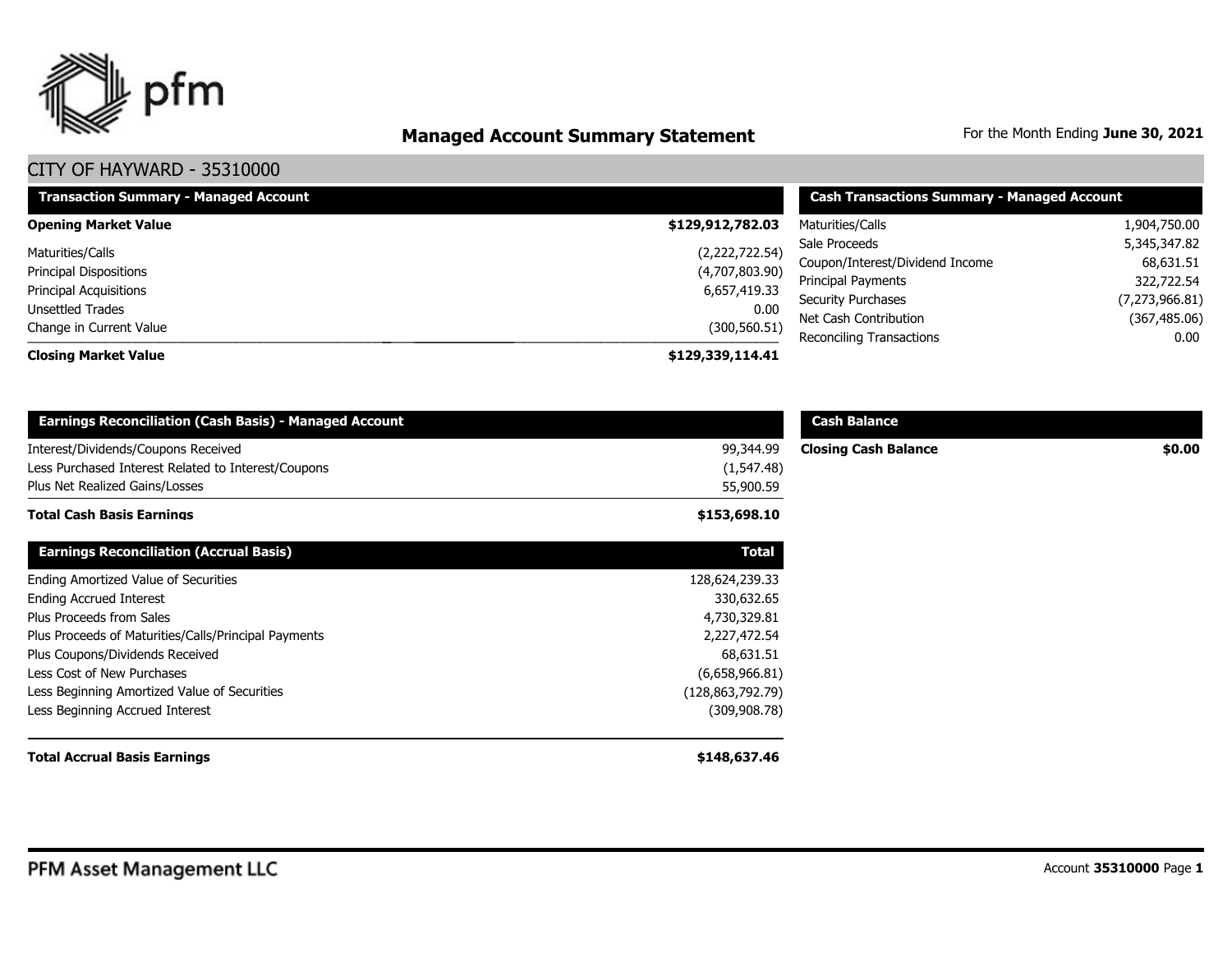# Managed Account Summary Statement

For the Month Ending **June 30, 2021**

## CITY OF HAYWARD - 35310000

| Transaction Summary - Managed Account | |
|---|---|
| **Opening Market Value** | **$129,912,782.03** |
| Maturities/Calls | (2,222,722.54) |
| Principal Dispositions | (4,707,803.90) |
| Principal Acquisitions | 6,657,419.33 |
| Unsettled Trades | 0.00 |
| Change in Current Value | (300,560.51) |
| **Closing Market Value** | **$129,339,114.41** |

| Cash Transactions Summary - Managed Account | |
|---|---|
| Maturities/Calls | 1,904,750.00 |
| Sale Proceeds | 5,345,347.82 |
| Coupon/Interest/Dividend Income | 68,631.51 |
| Principal Payments | 322,722.54 |
| Security Purchases | (7,273,966.81) |
| Net Cash Contribution | (367,485.06) |
| Reconciling Transactions | 0.00 |

| Earnings Reconciliation (Cash Basis) - Managed Account | |
|---|---|
| Interest/Dividends/Coupons Received | 99,344.99 |
| Less Purchased Interest Related to Interest/Coupons | (1,547.48) |
| Plus Net Realized Gains/Losses | 55,900.59 |
| **Total Cash Basis Earnings** | **$153,698.10** |

| Cash Balance | |
|---|---|
| **Closing Cash Balance** | **$0.00** |

| Earnings Reconciliation (Accrual Basis) | Total |
|---|---|
| Ending Amortized Value of Securities | 128,624,239.33 |
| Ending Accrued Interest | 330,632.65 |
| Plus Proceeds from Sales | 4,730,329.81 |
| Plus Proceeds of Maturities/Calls/Principal Payments | 2,227,472.54 |
| Plus Coupons/Dividends Received | 68,631.51 |
| Less Cost of New Purchases | (6,658,966.81) |
| Less Beginning Amortized Value of Securities | (128,863,792.79) |
| Less Beginning Accrued Interest | (309,908.78) |
| **Total Accrual Basis Earnings** | **$148,637.46** |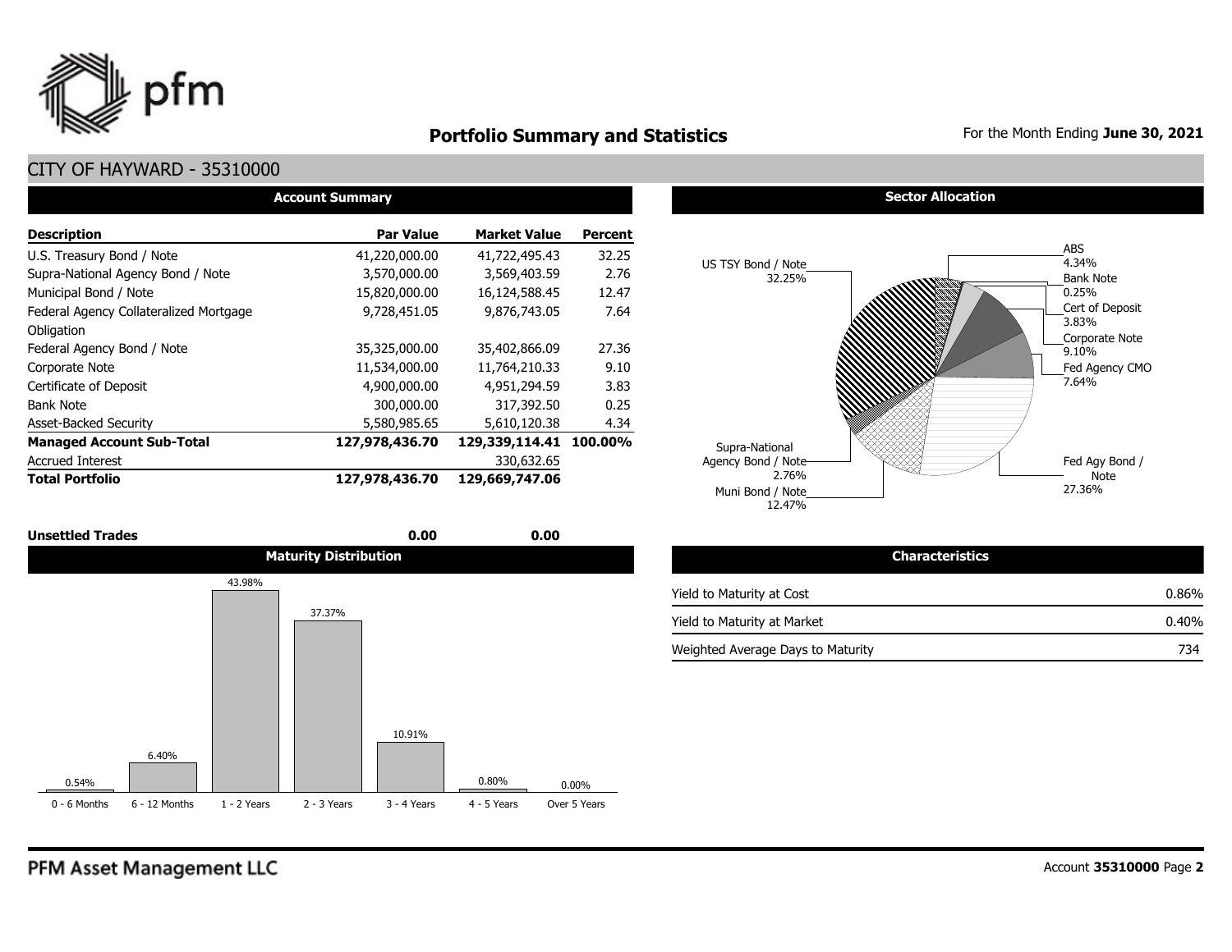# Portfolio Summary and Statistics

For the Month Ending **June 30, 2021**

## CITY OF HAYWARD - 35310000

### Account Summary

| Description | Par Value | Market Value | Percent |
|---|---|---|---|
| U.S. Treasury Bond / Note | 41,220,000.00 | 41,722,495.43 | 32.25 |
| Supra-National Agency Bond / Note | 3,570,000.00 | 3,569,403.59 | 2.76 |
| Municipal Bond / Note | 15,820,000.00 | 16,124,588.45 | 12.47 |
| Federal Agency Collateralized Mortgage Obligation | 9,728,451.05 | 9,876,743.05 | 7.64 |
| Federal Agency Bond / Note | 35,325,000.00 | 35,402,866.09 | 27.36 |
| Corporate Note | 11,534,000.00 | 11,764,210.33 | 9.10 |
| Certificate of Deposit | 4,900,000.00 | 4,951,294.59 | 3.83 |
| Bank Note | 300,000.00 | 317,392.50 | 0.25 |
| Asset-Backed Security | 5,580,985.65 | 5,610,120.38 | 4.34 |
| **Managed Account Sub-Total** | **127,978,436.70** | **129,339,114.41** | **100.00%** |
| Accrued Interest | | 330,632.65 | |
| **Total Portfolio** | **127,978,436.70** | **129,669,747.06** | |
| **Unsettled Trades** | **0.00** | **0.00** | |

### Sector Allocation

| Sector | Percent |
|---|---|
| US TSY Bond / Note | 32.25% |
| ABS | 4.34% |
| Bank Note | 0.25% |
| Cert of Deposit | 3.83% |
| Corporate Note | 9.10% |
| Fed Agency CMO | 7.64% |
| Fed Agy Bond / Note | 27.36% |
| Supra-National Agency Bond / Note | 2.76% |
| Muni Bond / Note | 12.47% |

### Maturity Distribution

| 0 - 6 Months | 6 - 12 Months | 1 - 2 Years | 2 - 3 Years | 3 - 4 Years | 4 - 5 Years | Over 5 Years |
|---|---|---|---|---|---|---|
| 0.54% | 6.40% | 43.98% | 37.37% | 10.91% | 0.80% | 0.00% |

### Characteristics

| Characteristic | Value |
|---|---|
| Yield to Maturity at Cost | 0.86% |
| Yield to Maturity at Market | 0.40% |
| Weighted Average Days to Maturity | 734 |

PFM Asset Management LLC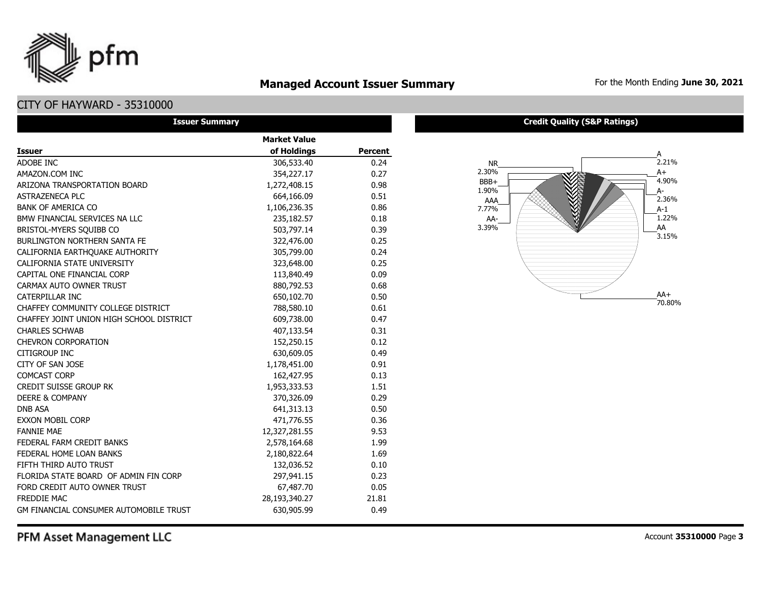# Managed Account Issuer Summary

For the Month Ending **June 30, 2021**

## CITY OF HAYWARD - 35310000

### Issuer Summary

| Issuer | Market Value of Holdings | Percent |
|---|---|---|
| ADOBE INC | 306,533.40 | 0.24 |
| AMAZON.COM INC | 354,227.17 | 0.27 |
| ARIZONA TRANSPORTATION BOARD | 1,272,408.15 | 0.98 |
| ASTRAZENECA PLC | 664,166.09 | 0.51 |
| BANK OF AMERICA CO | 1,106,236.35 | 0.86 |
| BMW FINANCIAL SERVICES NA LLC | 235,182.57 | 0.18 |
| BRISTOL-MYERS SQUIBB CO | 503,797.14 | 0.39 |
| BURLINGTON NORTHERN SANTA FE | 322,476.00 | 0.25 |
| CALIFORNIA EARTHQUAKE AUTHORITY | 305,799.00 | 0.24 |
| CALIFORNIA STATE UNIVERSITY | 323,648.00 | 0.25 |
| CAPITAL ONE FINANCIAL CORP | 113,840.49 | 0.09 |
| CARMAX AUTO OWNER TRUST | 880,792.53 | 0.68 |
| CATERPILLAR INC | 650,102.70 | 0.50 |
| CHAFFEY COMMUNITY COLLEGE DISTRICT | 788,580.10 | 0.61 |
| CHAFFEY JOINT UNION HIGH SCHOOL DISTRICT | 609,738.00 | 0.47 |
| CHARLES SCHWAB | 407,133.54 | 0.31 |
| CHEVRON CORPORATION | 152,250.15 | 0.12 |
| CITIGROUP INC | 630,609.05 | 0.49 |
| CITY OF SAN JOSE | 1,178,451.00 | 0.91 |
| COMCAST CORP | 162,427.95 | 0.13 |
| CREDIT SUISSE GROUP RK | 1,953,333.53 | 1.51 |
| DEERE & COMPANY | 370,326.09 | 0.29 |
| DNB ASA | 641,313.13 | 0.50 |
| EXXON MOBIL CORP | 471,776.55 | 0.36 |
| FANNIE MAE | 12,327,281.55 | 9.53 |
| FEDERAL FARM CREDIT BANKS | 2,578,164.68 | 1.99 |
| FEDERAL HOME LOAN BANKS | 2,180,822.64 | 1.69 |
| FIFTH THIRD AUTO TRUST | 132,036.52 | 0.10 |
| FLORIDA STATE BOARD OF ADMIN FIN CORP | 297,941.15 | 0.23 |
| FORD CREDIT AUTO OWNER TRUST | 67,487.70 | 0.05 |
| FREDDIE MAC | 28,193,340.27 | 21.81 |
| GM FINANCIAL CONSUMER AUTOMOBILE TRUST | 630,905.99 | 0.49 |

### Credit Quality (S&P Ratings)

| Rating | Percent |
|---|---|
| A | 2.21% |
| A+ | 4.90% |
| A- | 2.36% |
| A-1 | 1.22% |
| AA | 3.15% |
| AA+ | 70.80% |
| AA- | 3.39% |
| AAA | 7.77% |
| BBB+ | 1.90% |
| NR | 2.30% |

PFM Asset Management LLC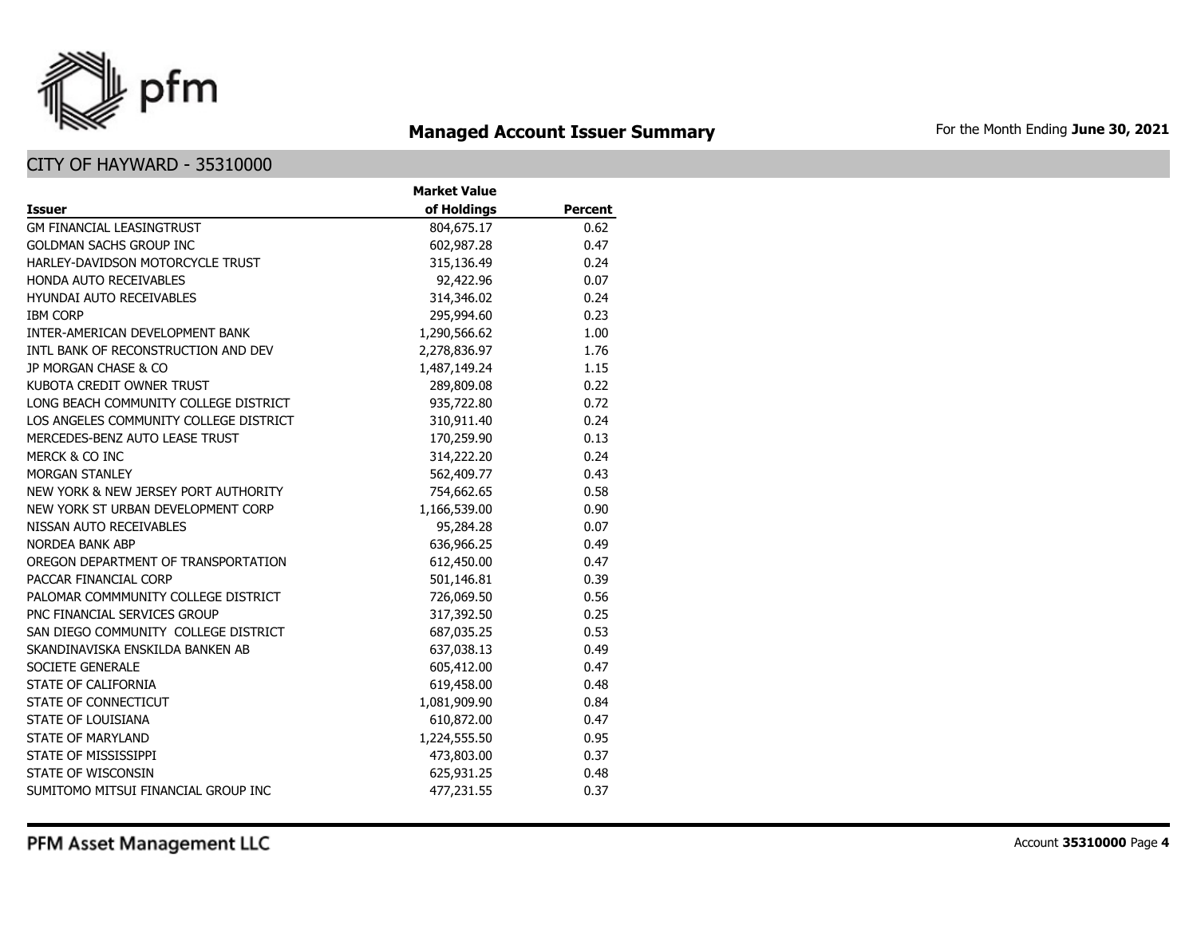# Managed Account Issuer Summary

For the Month Ending **June 30, 2021**

## CITY OF HAYWARD - 35310000

| Issuer | Market Value of Holdings | Percent |
|---|---|---|
| GM FINANCIAL LEASINGTRUST | 804,675.17 | 0.62 |
| GOLDMAN SACHS GROUP INC | 602,987.28 | 0.47 |
| HARLEY-DAVIDSON MOTORCYCLE TRUST | 315,136.49 | 0.24 |
| HONDA AUTO RECEIVABLES | 92,422.96 | 0.07 |
| HYUNDAI AUTO RECEIVABLES | 314,346.02 | 0.24 |
| IBM CORP | 295,994.60 | 0.23 |
| INTER-AMERICAN DEVELOPMENT BANK | 1,290,566.62 | 1.00 |
| INTL BANK OF RECONSTRUCTION AND DEV | 2,278,836.97 | 1.76 |
| JP MORGAN CHASE & CO | 1,487,149.24 | 1.15 |
| KUBOTA CREDIT OWNER TRUST | 289,809.08 | 0.22 |
| LONG BEACH COMMUNITY COLLEGE DISTRICT | 935,722.80 | 0.72 |
| LOS ANGELES COMMUNITY COLLEGE DISTRICT | 310,911.40 | 0.24 |
| MERCEDES-BENZ AUTO LEASE TRUST | 170,259.90 | 0.13 |
| MERCK & CO INC | 314,222.20 | 0.24 |
| MORGAN STANLEY | 562,409.77 | 0.43 |
| NEW YORK & NEW JERSEY PORT AUTHORITY | 754,662.65 | 0.58 |
| NEW YORK ST URBAN DEVELOPMENT CORP | 1,166,539.00 | 0.90 |
| NISSAN AUTO RECEIVABLES | 95,284.28 | 0.07 |
| NORDEA BANK ABP | 636,966.25 | 0.49 |
| OREGON DEPARTMENT OF TRANSPORTATION | 612,450.00 | 0.47 |
| PACCAR FINANCIAL CORP | 501,146.81 | 0.39 |
| PALOMAR COMMMUNITY COLLEGE DISTRICT | 726,069.50 | 0.56 |
| PNC FINANCIAL SERVICES GROUP | 317,392.50 | 0.25 |
| SAN DIEGO COMMUNITY COLLEGE DISTRICT | 687,035.25 | 0.53 |
| SKANDINAVISKA ENSKILDA BANKEN AB | 637,038.13 | 0.49 |
| SOCIETE GENERALE | 605,412.00 | 0.47 |
| STATE OF CALIFORNIA | 619,458.00 | 0.48 |
| STATE OF CONNECTICUT | 1,081,909.90 | 0.84 |
| STATE OF LOUISIANA | 610,872.00 | 0.47 |
| STATE OF MARYLAND | 1,224,555.50 | 0.95 |
| STATE OF MISSISSIPPI | 473,803.00 | 0.37 |
| STATE OF WISCONSIN | 625,931.25 | 0.48 |
| SUMITOMO MITSUI FINANCIAL GROUP INC | 477,231.55 | 0.37 |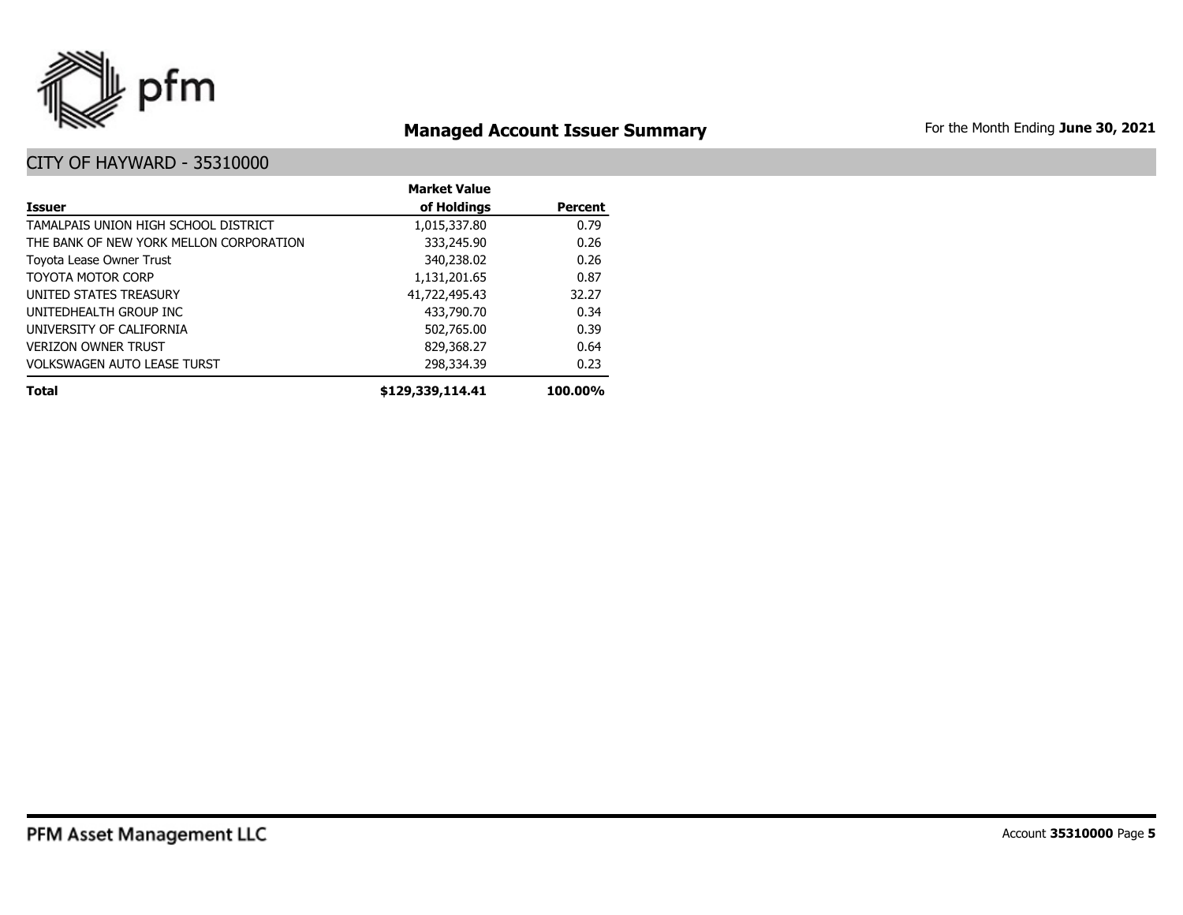# Managed Account Issuer Summary

For the Month Ending **June 30, 2021**

## CITY OF HAYWARD - 35310000

| Issuer | Market Value of Holdings | Percent |
|---|---|---|
| TAMALPAIS UNION HIGH SCHOOL DISTRICT | 1,015,337.80 | 0.79 |
| THE BANK OF NEW YORK MELLON CORPORATION | 333,245.90 | 0.26 |
| Toyota Lease Owner Trust | 340,238.02 | 0.26 |
| TOYOTA MOTOR CORP | 1,131,201.65 | 0.87 |
| UNITED STATES TREASURY | 41,722,495.43 | 32.27 |
| UNITEDHEALTH GROUP INC | 433,790.70 | 0.34 |
| UNIVERSITY OF CALIFORNIA | 502,765.00 | 0.39 |
| VERIZON OWNER TRUST | 829,368.27 | 0.64 |
| VOLKSWAGEN AUTO LEASE TURST | 298,334.39 | 0.23 |
| **Total** | **$129,339,114.41** | **100.00%** |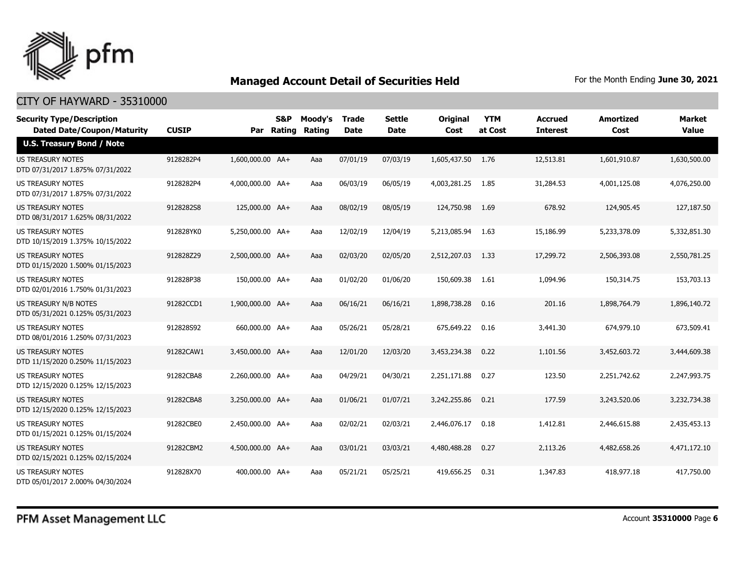## Managed Account Detail of Securities Held

For the Month Ending **June 30, 2021**

### CITY OF HAYWARD - 35310000

| Security Type/Description Dated Date/Coupon/Maturity | CUSIP | Par | S&P Rating | Moody's Rating | Trade Date | Settle Date | Original Cost | YTM at Cost | Accrued Interest | Amortized Cost | Market Value |
|---|---|---|---|---|---|---|---|---|---|---|---|
| **U.S. Treasury Bond / Note** | | | | | | | | | | | |
| US TREASURY NOTES DTD 07/31/2017 1.875% 07/31/2022 | 9128282P4 | 1,600,000.00 | AA+ | Aaa | 07/01/19 | 07/03/19 | 1,605,437.50 | 1.76 | 12,513.81 | 1,601,910.87 | 1,630,500.00 |
| US TREASURY NOTES DTD 07/31/2017 1.875% 07/31/2022 | 9128282P4 | 4,000,000.00 | AA+ | Aaa | 06/03/19 | 06/05/19 | 4,003,281.25 | 1.85 | 31,284.53 | 4,001,125.08 | 4,076,250.00 |
| US TREASURY NOTES DTD 08/31/2017 1.625% 08/31/2022 | 9128282S8 | 125,000.00 | AA+ | Aaa | 08/02/19 | 08/05/19 | 124,750.98 | 1.69 | 678.92 | 124,905.45 | 127,187.50 |
| US TREASURY NOTES DTD 10/15/2019 1.375% 10/15/2022 | 912828YK0 | 5,250,000.00 | AA+ | Aaa | 12/02/19 | 12/04/19 | 5,213,085.94 | 1.63 | 15,186.99 | 5,233,378.09 | 5,332,851.30 |
| US TREASURY NOTES DTD 01/15/2020 1.500% 01/15/2023 | 912828Z29 | 2,500,000.00 | AA+ | Aaa | 02/03/20 | 02/05/20 | 2,512,207.03 | 1.33 | 17,299.72 | 2,506,393.08 | 2,550,781.25 |
| US TREASURY NOTES DTD 02/01/2016 1.750% 01/31/2023 | 912828P38 | 150,000.00 | AA+ | Aaa | 01/02/20 | 01/06/20 | 150,609.38 | 1.61 | 1,094.96 | 150,314.75 | 153,703.13 |
| US TREASURY N/B NOTES DTD 05/31/2021 0.125% 05/31/2023 | 91282CCD1 | 1,900,000.00 | AA+ | Aaa | 06/16/21 | 06/16/21 | 1,898,738.28 | 0.16 | 201.16 | 1,898,764.79 | 1,896,140.72 |
| US TREASURY NOTES DTD 08/01/2016 1.250% 07/31/2023 | 912828S92 | 660,000.00 | AA+ | Aaa | 05/26/21 | 05/28/21 | 675,649.22 | 0.16 | 3,441.30 | 674,979.10 | 673,509.41 |
| US TREASURY NOTES DTD 11/15/2020 0.250% 11/15/2023 | 91282CAW1 | 3,450,000.00 | AA+ | Aaa | 12/01/20 | 12/03/20 | 3,453,234.38 | 0.22 | 1,101.56 | 3,452,603.72 | 3,444,609.38 |
| US TREASURY NOTES DTD 12/15/2020 0.125% 12/15/2023 | 91282CBA8 | 2,260,000.00 | AA+ | Aaa | 04/29/21 | 04/30/21 | 2,251,171.88 | 0.27 | 123.50 | 2,251,742.62 | 2,247,993.75 |
| US TREASURY NOTES DTD 12/15/2020 0.125% 12/15/2023 | 91282CBA8 | 3,250,000.00 | AA+ | Aaa | 01/06/21 | 01/07/21 | 3,242,255.86 | 0.21 | 177.59 | 3,243,520.06 | 3,232,734.38 |
| US TREASURY NOTES DTD 01/15/2021 0.125% 01/15/2024 | 91282CBE0 | 2,450,000.00 | AA+ | Aaa | 02/02/21 | 02/03/21 | 2,446,076.17 | 0.18 | 1,412.81 | 2,446,615.88 | 2,435,453.13 |
| US TREASURY NOTES DTD 02/15/2021 0.125% 02/15/2024 | 91282CBM2 | 4,500,000.00 | AA+ | Aaa | 03/01/21 | 03/03/21 | 4,480,488.28 | 0.27 | 2,113.26 | 4,482,658.26 | 4,471,172.10 |
| US TREASURY NOTES DTD 05/01/2017 2.000% 04/30/2024 | 912828X70 | 400,000.00 | AA+ | Aaa | 05/21/21 | 05/25/21 | 419,656.25 | 0.31 | 1,347.83 | 418,977.18 | 417,750.00 |

PFM Asset Management LLC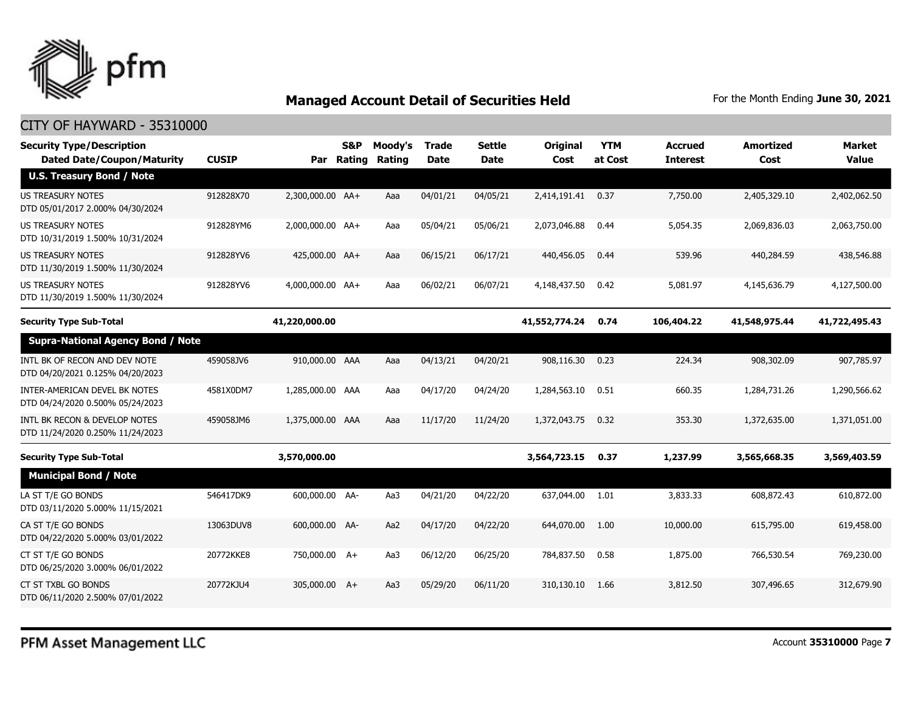## Managed Account Detail of Securities Held

For the Month Ending **June 30, 2021**

CITY OF HAYWARD - 35310000

| Security Type/Description Dated Date/Coupon/Maturity | CUSIP | Par | S&P Rating | Moody's Rating | Trade Date | Settle Date | Original Cost | YTM at Cost | Accrued Interest | Amortized Cost | Market Value |
|---|---|---|---|---|---|---|---|---|---|---|---|
| **U.S. Treasury Bond / Note** | | | | | | | | | | | |
| US TREASURY NOTES DTD 05/01/2017 2.000% 04/30/2024 | 912828X70 | 2,300,000.00 | AA+ | Aaa | 04/01/21 | 04/05/21 | 2,414,191.41 | 0.37 | 7,750.00 | 2,405,329.10 | 2,402,062.50 |
| US TREASURY NOTES DTD 10/31/2019 1.500% 10/31/2024 | 912828YM6 | 2,000,000.00 | AA+ | Aaa | 05/04/21 | 05/06/21 | 2,073,046.88 | 0.44 | 5,054.35 | 2,069,836.03 | 2,063,750.00 |
| US TREASURY NOTES DTD 11/30/2019 1.500% 11/30/2024 | 912828YV6 | 425,000.00 | AA+ | Aaa | 06/15/21 | 06/17/21 | 440,456.05 | 0.44 | 539.96 | 440,284.59 | 438,546.88 |
| US TREASURY NOTES DTD 11/30/2019 1.500% 11/30/2024 | 912828YV6 | 4,000,000.00 | AA+ | Aaa | 06/02/21 | 06/07/21 | 4,148,437.50 | 0.42 | 5,081.97 | 4,145,636.79 | 4,127,500.00 |
| **Security Type Sub-Total** | | **41,220,000.00** | | | | | **41,552,774.24** | **0.74** | **106,404.22** | **41,548,975.44** | **41,722,495.43** |
| **Supra-National Agency Bond / Note** | | | | | | | | | | | |
| INTL BK OF RECON AND DEV NOTE DTD 04/20/2021 0.125% 04/20/2023 | 459058JV6 | 910,000.00 | AAA | Aaa | 04/13/21 | 04/20/21 | 908,116.30 | 0.23 | 224.34 | 908,302.09 | 907,785.97 |
| INTER-AMERICAN DEVEL BK NOTES DTD 04/24/2020 0.500% 05/24/2023 | 4581X0DM7 | 1,285,000.00 | AAA | Aaa | 04/17/20 | 04/24/20 | 1,284,563.10 | 0.51 | 660.35 | 1,284,731.26 | 1,290,566.62 |
| INTL BK RECON & DEVELOP NOTES DTD 11/24/2020 0.250% 11/24/2023 | 459058JM6 | 1,375,000.00 | AAA | Aaa | 11/17/20 | 11/24/20 | 1,372,043.75 | 0.32 | 353.30 | 1,372,635.00 | 1,371,051.00 |
| **Security Type Sub-Total** | | **3,570,000.00** | | | | | **3,564,723.15** | **0.37** | **1,237.99** | **3,565,668.35** | **3,569,403.59** |
| **Municipal Bond / Note** | | | | | | | | | | | |
| LA ST T/E GO BONDS DTD 03/11/2020 5.000% 11/15/2021 | 546417DK9 | 600,000.00 | AA- | Aa3 | 04/21/20 | 04/22/20 | 637,044.00 | 1.01 | 3,833.33 | 608,872.43 | 610,872.00 |
| CA ST T/E GO BONDS DTD 04/22/2020 5.000% 03/01/2022 | 13063DUV8 | 600,000.00 | AA- | Aa2 | 04/17/20 | 04/22/20 | 644,070.00 | 1.00 | 10,000.00 | 615,795.00 | 619,458.00 |
| CT ST T/E GO BONDS DTD 06/25/2020 3.000% 06/01/2022 | 20772KKE8 | 750,000.00 | A+ | Aa3 | 06/12/20 | 06/25/20 | 784,837.50 | 0.58 | 1,875.00 | 766,530.54 | 769,230.00 |
| CT ST TXBL GO BONDS DTD 06/11/2020 2.500% 07/01/2022 | 20772KJU4 | 305,000.00 | A+ | Aa3 | 05/29/20 | 06/11/20 | 310,130.10 | 1.66 | 3,812.50 | 307,496.65 | 312,679.90 |

PFM Asset Management LLC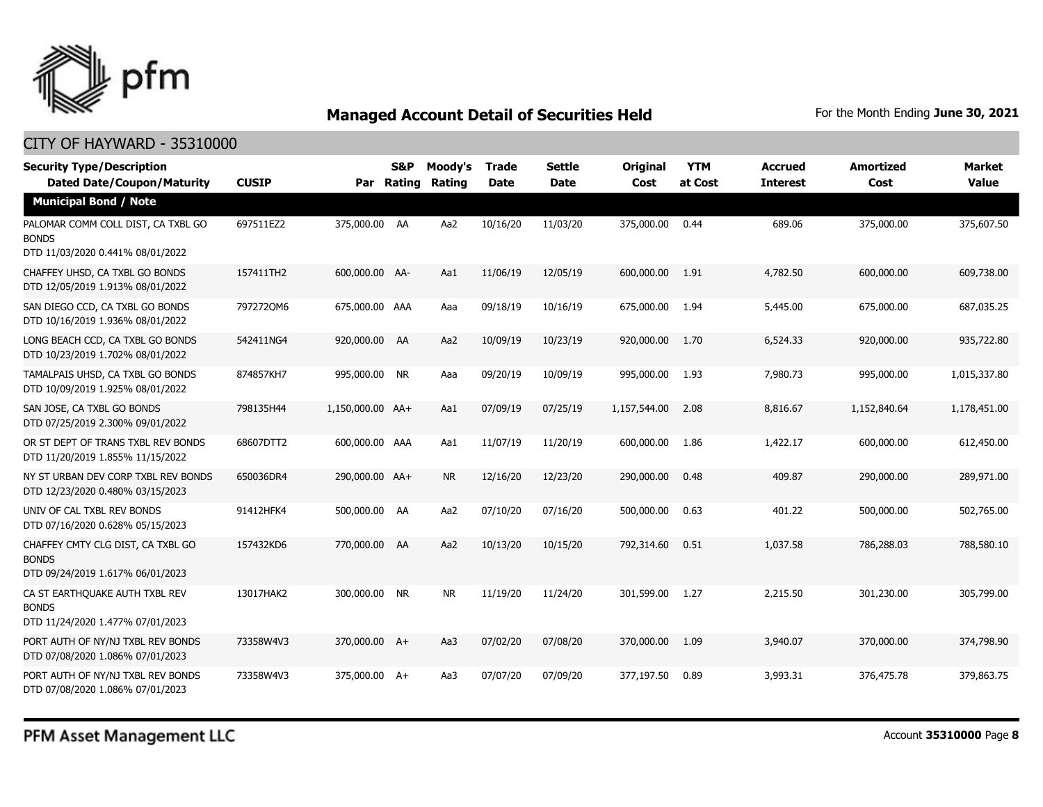# Managed Account Detail of Securities Held

For the Month Ending **June 30, 2021**

## CITY OF HAYWARD - 35310000

| Security Type/Description Dated Date/Coupon/Maturity | CUSIP | Par | S&P Rating | Moody's Rating | Trade Date | Settle Date | Original Cost | YTM at Cost | Accrued Interest | Amortized Cost | Market Value |
|---|---|---|---|---|---|---|---|---|---|---|---|
| **Municipal Bond / Note** | | | | | | | | | | | |
| PALOMAR COMM COLL DIST, CA TXBL GO BONDS DTD 11/03/2020 0.441% 08/01/2022 | 697511EZ2 | 375,000.00 | AA | Aa2 | 10/16/20 | 11/03/20 | 375,000.00 | 0.44 | 689.06 | 375,000.00 | 375,607.50 |
| CHAFFEY UHSD, CA TXBL GO BONDS DTD 12/05/2019 1.913% 08/01/2022 | 157411TH2 | 600,000.00 | AA- | Aa1 | 11/06/19 | 12/05/19 | 600,000.00 | 1.91 | 4,782.50 | 600,000.00 | 609,738.00 |
| SAN DIEGO CCD, CA TXBL GO BONDS DTD 10/16/2019 1.936% 08/01/2022 | 797272QM6 | 675,000.00 | AAA | Aaa | 09/18/19 | 10/16/19 | 675,000.00 | 1.94 | 5,445.00 | 675,000.00 | 687,035.25 |
| LONG BEACH CCD, CA TXBL GO BONDS DTD 10/23/2019 1.702% 08/01/2022 | 542411NG4 | 920,000.00 | AA | Aa2 | 10/09/19 | 10/23/19 | 920,000.00 | 1.70 | 6,524.33 | 920,000.00 | 935,722.80 |
| TAMALPAIS UHSD, CA TXBL GO BONDS DTD 10/09/2019 1.925% 08/01/2022 | 874857KH7 | 995,000.00 | NR | Aaa | 09/20/19 | 10/09/19 | 995,000.00 | 1.93 | 7,980.73 | 995,000.00 | 1,015,337.80 |
| SAN JOSE, CA TXBL GO BONDS DTD 07/25/2019 2.300% 09/01/2022 | 798135H44 | 1,150,000.00 | AA+ | Aa1 | 07/09/19 | 07/25/19 | 1,157,544.00 | 2.08 | 8,816.67 | 1,152,840.64 | 1,178,451.00 |
| OR ST DEPT OF TRANS TXBL REV BONDS DTD 11/20/2019 1.855% 11/15/2022 | 68607DTT2 | 600,000.00 | AAA | Aa1 | 11/07/19 | 11/20/19 | 600,000.00 | 1.86 | 1,422.17 | 600,000.00 | 612,450.00 |
| NY ST URBAN DEV CORP TXBL REV BONDS DTD 12/23/2020 0.480% 03/15/2023 | 650036DR4 | 290,000.00 | AA+ | NR | 12/16/20 | 12/23/20 | 290,000.00 | 0.48 | 409.87 | 290,000.00 | 289,971.00 |
| UNIV OF CAL TXBL REV BONDS DTD 07/16/2020 0.628% 05/15/2023 | 91412HFK4 | 500,000.00 | AA | Aa2 | 07/10/20 | 07/16/20 | 500,000.00 | 0.63 | 401.22 | 500,000.00 | 502,765.00 |
| CHAFFEY CMTY CLG DIST, CA TXBL GO BONDS DTD 09/24/2019 1.617% 06/01/2023 | 157432KD6 | 770,000.00 | AA | Aa2 | 10/13/20 | 10/15/20 | 792,314.60 | 0.51 | 1,037.58 | 786,288.03 | 788,580.10 |
| CA ST EARTHQUAKE AUTH TXBL REV BONDS DTD 11/24/2020 1.477% 07/01/2023 | 13017HAK2 | 300,000.00 | NR | NR | 11/19/20 | 11/24/20 | 301,599.00 | 1.27 | 2,215.50 | 301,230.00 | 305,799.00 |
| PORT AUTH OF NY/NJ TXBL REV BONDS DTD 07/08/2020 1.086% 07/01/2023 | 73358W4V3 | 370,000.00 | A+ | Aa3 | 07/02/20 | 07/08/20 | 370,000.00 | 1.09 | 3,940.07 | 370,000.00 | 374,798.90 |
| PORT AUTH OF NY/NJ TXBL REV BONDS DTD 07/08/2020 1.086% 07/01/2023 | 73358W4V3 | 375,000.00 | A+ | Aa3 | 07/07/20 | 07/09/20 | 377,197.50 | 0.89 | 3,993.31 | 376,475.78 | 379,863.75 |

PFM Asset Management LLC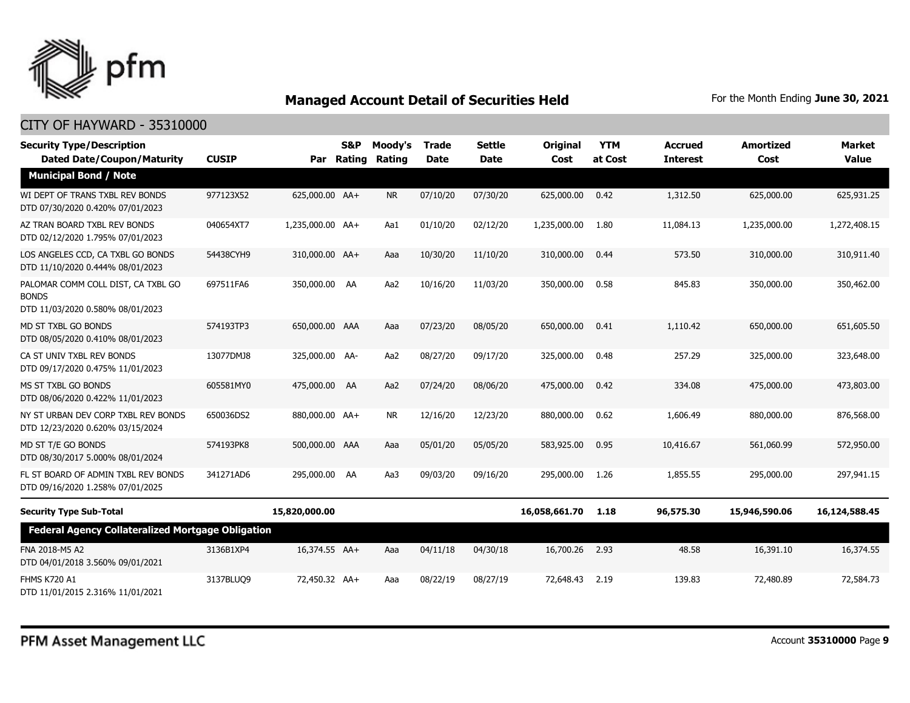## Managed Account Detail of Securities Held

For the Month Ending **June 30, 2021**

CITY OF HAYWARD - 35310000

| Security Type/Description Dated Date/Coupon/Maturity | CUSIP | Par | S&P Rating | Moody's Rating | Trade Date | Settle Date | Original Cost | YTM at Cost | Accrued Interest | Amortized Cost | Market Value |
|---|---|---|---|---|---|---|---|---|---|---|---|
| **Municipal Bond / Note** | | | | | | | | | | | |
| WI DEPT OF TRANS TXBL REV BONDS DTD 07/30/2020 0.420% 07/01/2023 | 977123X52 | 625,000.00 | AA+ | NR | 07/10/20 | 07/30/20 | 625,000.00 | 0.42 | 1,312.50 | 625,000.00 | 625,931.25 |
| AZ TRAN BOARD TXBL REV BONDS DTD 02/12/2020 1.795% 07/01/2023 | 040654XT7 | 1,235,000.00 | AA+ | Aa1 | 01/10/20 | 02/12/20 | 1,235,000.00 | 1.80 | 11,084.13 | 1,235,000.00 | 1,272,408.15 |
| LOS ANGELES CCD, CA TXBL GO BONDS DTD 11/10/2020 0.444% 08/01/2023 | 54438CYH9 | 310,000.00 | AA+ | Aaa | 10/30/20 | 11/10/20 | 310,000.00 | 0.44 | 573.50 | 310,000.00 | 310,911.40 |
| PALOMAR COMM COLL DIST, CA TXBL GO BONDS DTD 11/03/2020 0.580% 08/01/2023 | 697511FA6 | 350,000.00 | AA | Aa2 | 10/16/20 | 11/03/20 | 350,000.00 | 0.58 | 845.83 | 350,000.00 | 350,462.00 |
| MD ST TXBL GO BONDS DTD 08/05/2020 0.410% 08/01/2023 | 574193TP3 | 650,000.00 | AAA | Aaa | 07/23/20 | 08/05/20 | 650,000.00 | 0.41 | 1,110.42 | 650,000.00 | 651,605.50 |
| CA ST UNIV TXBL REV BONDS DTD 09/17/2020 0.475% 11/01/2023 | 13077DMJ8 | 325,000.00 | AA- | Aa2 | 08/27/20 | 09/17/20 | 325,000.00 | 0.48 | 257.29 | 325,000.00 | 323,648.00 |
| MS ST TXBL GO BONDS DTD 08/06/2020 0.422% 11/01/2023 | 605581MY0 | 475,000.00 | AA | Aa2 | 07/24/20 | 08/06/20 | 475,000.00 | 0.42 | 334.08 | 475,000.00 | 473,803.00 |
| NY ST URBAN DEV CORP TXBL REV BONDS DTD 12/23/2020 0.620% 03/15/2024 | 650036DS2 | 880,000.00 | AA+ | NR | 12/16/20 | 12/23/20 | 880,000.00 | 0.62 | 1,606.49 | 880,000.00 | 876,568.00 |
| MD ST T/E GO BONDS DTD 08/30/2017 5.000% 08/01/2024 | 574193PK8 | 500,000.00 | AAA | Aaa | 05/01/20 | 05/05/20 | 583,925.00 | 0.95 | 10,416.67 | 561,060.99 | 572,950.00 |
| FL ST BOARD OF ADMIN TXBL REV BONDS DTD 09/16/2020 1.258% 07/01/2025 | 341271AD6 | 295,000.00 | AA | Aa3 | 09/03/20 | 09/16/20 | 295,000.00 | 1.26 | 1,855.55 | 295,000.00 | 297,941.15 |
| **Security Type Sub-Total** | | **15,820,000.00** | | | | | **16,058,661.70** | **1.18** | **96,575.30** | **15,946,590.06** | **16,124,588.45** |
| **Federal Agency Collateralized Mortgage Obligation** | | | | | | | | | | | |
| FNA 2018-M5 A2 DTD 04/01/2018 3.560% 09/01/2021 | 3136B1XP4 | 16,374.55 | AA+ | Aaa | 04/11/18 | 04/30/18 | 16,700.26 | 2.93 | 48.58 | 16,391.10 | 16,374.55 |
| FHMS K720 A1 DTD 11/01/2015 2.316% 11/01/2021 | 3137BLUQ9 | 72,450.32 | AA+ | Aaa | 08/22/19 | 08/27/19 | 72,648.43 | 2.19 | 139.83 | 72,480.89 | 72,584.73 |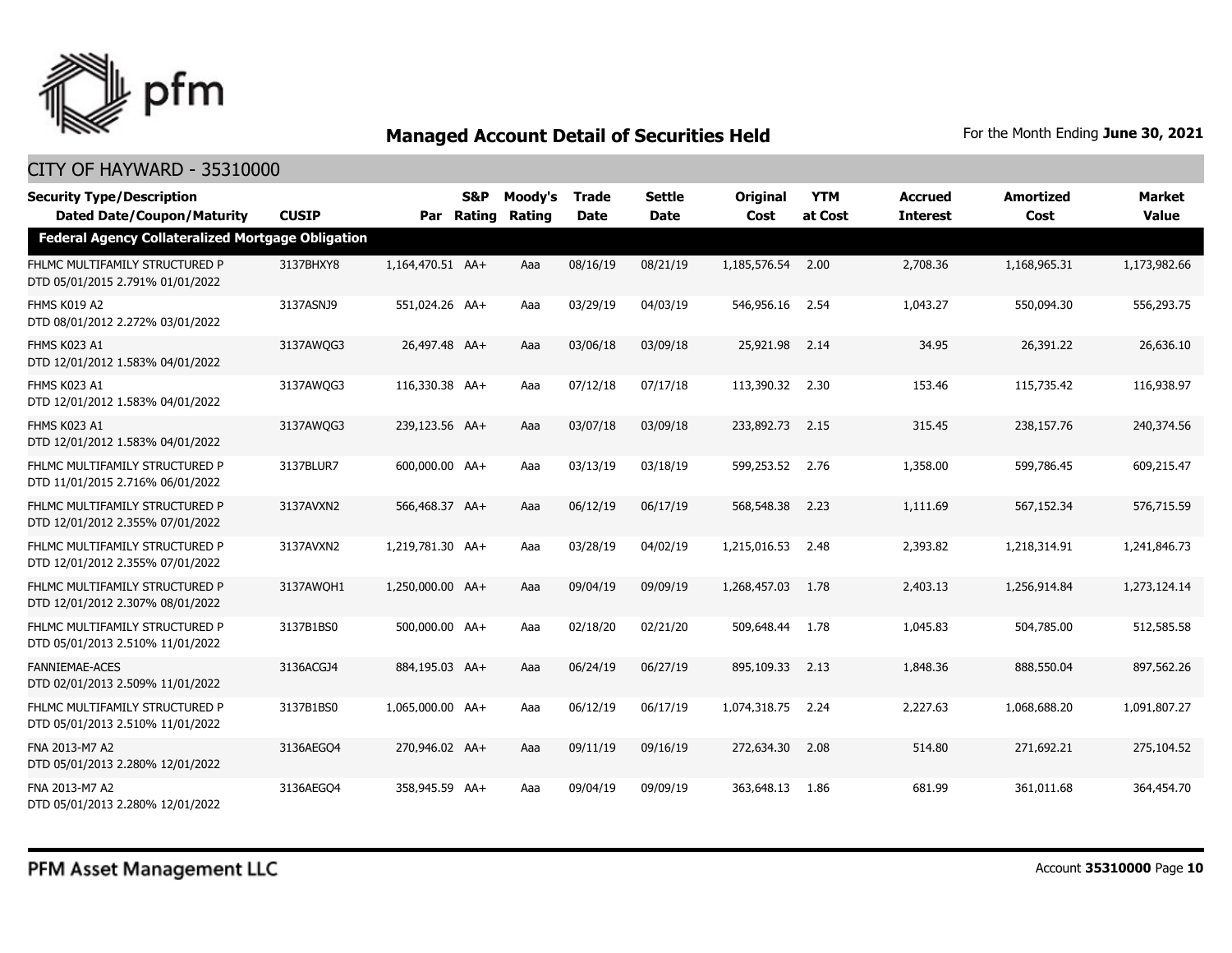## Managed Account Detail of Securities Held

For the Month Ending **June 30, 2021**

### CITY OF HAYWARD - 35310000

| Security Type/Description Dated Date/Coupon/Maturity | CUSIP | Par | S&P Rating | Moody's Rating | Trade Date | Settle Date | Original Cost | YTM at Cost | Accrued Interest | Amortized Cost | Market Value |
|---|---|---|---|---|---|---|---|---|---|---|---|
| **Federal Agency Collateralized Mortgage Obligation** | | | | | | | | | | | |
| FHLMC MULTIFAMILY STRUCTURED P DTD 05/01/2015 2.791% 01/01/2022 | 3137BHXY8 | 1,164,470.51 | AA+ | Aaa | 08/16/19 | 08/21/19 | 1,185,576.54 | 2.00 | 2,708.36 | 1,168,965.31 | 1,173,982.66 |
| FHMS K019 A2 DTD 08/01/2012 2.272% 03/01/2022 | 3137ASNJ9 | 551,024.26 | AA+ | Aaa | 03/29/19 | 04/03/19 | 546,956.16 | 2.54 | 1,043.27 | 550,094.30 | 556,293.75 |
| FHMS K023 A1 DTD 12/01/2012 1.583% 04/01/2022 | 3137AWQG3 | 26,497.48 | AA+ | Aaa | 03/06/18 | 03/09/18 | 25,921.98 | 2.14 | 34.95 | 26,391.22 | 26,636.10 |
| FHMS K023 A1 DTD 12/01/2012 1.583% 04/01/2022 | 3137AWQG3 | 116,330.38 | AA+ | Aaa | 07/12/18 | 07/17/18 | 113,390.32 | 2.30 | 153.46 | 115,735.42 | 116,938.97 |
| FHMS K023 A1 DTD 12/01/2012 1.583% 04/01/2022 | 3137AWQG3 | 239,123.56 | AA+ | Aaa | 03/07/18 | 03/09/18 | 233,892.73 | 2.15 | 315.45 | 238,157.76 | 240,374.56 |
| FHLMC MULTIFAMILY STRUCTURED P DTD 11/01/2015 2.716% 06/01/2022 | 3137BLUR7 | 600,000.00 | AA+ | Aaa | 03/13/19 | 03/18/19 | 599,253.52 | 2.76 | 1,358.00 | 599,786.45 | 609,215.47 |
| FHLMC MULTIFAMILY STRUCTURED P DTD 12/01/2012 2.355% 07/01/2022 | 3137AVXN2 | 566,468.37 | AA+ | Aaa | 06/12/19 | 06/17/19 | 568,548.38 | 2.23 | 1,111.69 | 567,152.34 | 576,715.59 |
| FHLMC MULTIFAMILY STRUCTURED P DTD 12/01/2012 2.355% 07/01/2022 | 3137AVXN2 | 1,219,781.30 | AA+ | Aaa | 03/28/19 | 04/02/19 | 1,215,016.53 | 2.48 | 2,393.82 | 1,218,314.91 | 1,241,846.73 |
| FHLMC MULTIFAMILY STRUCTURED P DTD 12/01/2012 2.307% 08/01/2022 | 3137AWQH1 | 1,250,000.00 | AA+ | Aaa | 09/04/19 | 09/09/19 | 1,268,457.03 | 1.78 | 2,403.13 | 1,256,914.84 | 1,273,124.14 |
| FHLMC MULTIFAMILY STRUCTURED P DTD 05/01/2013 2.510% 11/01/2022 | 3137B1BS0 | 500,000.00 | AA+ | Aaa | 02/18/20 | 02/21/20 | 509,648.44 | 1.78 | 1,045.83 | 504,785.00 | 512,585.58 |
| FANNIEMAE-ACES DTD 02/01/2013 2.509% 11/01/2022 | 3136ACGJ4 | 884,195.03 | AA+ | Aaa | 06/24/19 | 06/27/19 | 895,109.33 | 2.13 | 1,848.36 | 888,550.04 | 897,562.26 |
| FHLMC MULTIFAMILY STRUCTURED P DTD 05/01/2013 2.510% 11/01/2022 | 3137B1BS0 | 1,065,000.00 | AA+ | Aaa | 06/12/19 | 06/17/19 | 1,074,318.75 | 2.24 | 2,227.63 | 1,068,688.20 | 1,091,807.27 |
| FNA 2013-M7 A2 DTD 05/01/2013 2.280% 12/01/2022 | 3136AEGO4 | 270,946.02 | AA+ | Aaa | 09/11/19 | 09/16/19 | 272,634.30 | 2.08 | 514.80 | 271,692.21 | 275,104.52 |
| FNA 2013-M7 A2 DTD 05/01/2013 2.280% 12/01/2022 | 3136AEGO4 | 358,945.59 | AA+ | Aaa | 09/04/19 | 09/09/19 | 363,648.13 | 1.86 | 681.99 | 361,011.68 | 364,454.70 |

PFM Asset Management LLC

Account **35310000**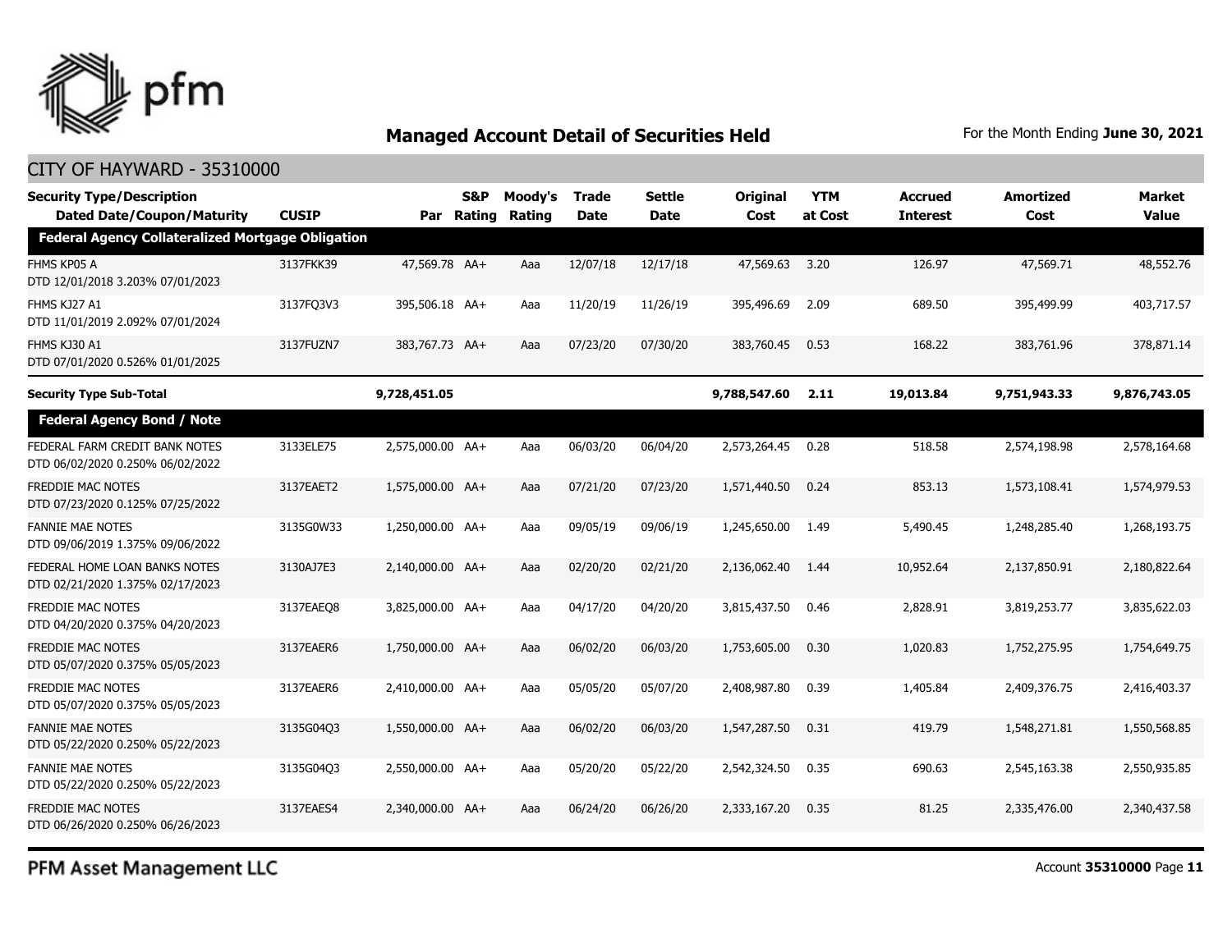## Managed Account Detail of Securities Held

For the Month Ending **June 30, 2021**

CITY OF HAYWARD - 35310000

| Security Type/Description<br>Dated Date/Coupon/Maturity | CUSIP | Par | S&P Rating | Moody's Rating | Trade Date | Settle Date | Original Cost | YTM at Cost | Accrued Interest | Amortized Cost | Market Value |
|---|---|---|---|---|---|---|---|---|---|---|---|
| **Federal Agency Collateralized Mortgage Obligation** | | | | | | | | | | | |
| FHMS KP05 A<br>DTD 12/01/2018 3.203% 07/01/2023 | 3137FKK39 | 47,569.78 | AA+ | Aaa | 12/07/18 | 12/17/18 | 47,569.63 | 3.20 | 126.97 | 47,569.71 | 48,552.76 |
| FHMS KJ27 A1<br>DTD 11/01/2019 2.092% 07/01/2024 | 3137FQ3V3 | 395,506.18 | AA+ | Aaa | 11/20/19 | 11/26/19 | 395,496.69 | 2.09 | 689.50 | 395,499.99 | 403,717.57 |
| FHMS KJ30 A1<br>DTD 07/01/2020 0.526% 01/01/2025 | 3137FUZN7 | 383,767.73 | AA+ | Aaa | 07/23/20 | 07/30/20 | 383,760.45 | 0.53 | 168.22 | 383,761.96 | 378,871.14 |
| **Security Type Sub-Total** | | **9,728,451.05** | | | | | **9,788,547.60** | **2.11** | **19,013.84** | **9,751,943.33** | **9,876,743.05** |
| **Federal Agency Bond / Note** | | | | | | | | | | | |
| FEDERAL FARM CREDIT BANK NOTES<br>DTD 06/02/2020 0.250% 06/02/2022 | 3133ELE75 | 2,575,000.00 | AA+ | Aaa | 06/03/20 | 06/04/20 | 2,573,264.45 | 0.28 | 518.58 | 2,574,198.98 | 2,578,164.68 |
| FREDDIE MAC NOTES<br>DTD 07/23/2020 0.125% 07/25/2022 | 3137EAET2 | 1,575,000.00 | AA+ | Aaa | 07/21/20 | 07/23/20 | 1,571,440.50 | 0.24 | 853.13 | 1,573,108.41 | 1,574,979.53 |
| FANNIE MAE NOTES<br>DTD 09/06/2019 1.375% 09/06/2022 | 3135G0W33 | 1,250,000.00 | AA+ | Aaa | 09/05/19 | 09/06/19 | 1,245,650.00 | 1.49 | 5,490.45 | 1,248,285.40 | 1,268,193.75 |
| FEDERAL HOME LOAN BANKS NOTES<br>DTD 02/21/2020 1.375% 02/17/2023 | 3130AJ7E3 | 2,140,000.00 | AA+ | Aaa | 02/20/20 | 02/21/20 | 2,136,062.40 | 1.44 | 10,952.64 | 2,137,850.91 | 2,180,822.64 |
| FREDDIE MAC NOTES<br>DTD 04/20/2020 0.375% 04/20/2023 | 3137EAEQ8 | 3,825,000.00 | AA+ | Aaa | 04/17/20 | 04/20/20 | 3,815,437.50 | 0.46 | 2,828.91 | 3,819,253.77 | 3,835,622.03 |
| FREDDIE MAC NOTES<br>DTD 05/07/2020 0.375% 05/05/2023 | 3137EAER6 | 1,750,000.00 | AA+ | Aaa | 06/02/20 | 06/03/20 | 1,753,605.00 | 0.30 | 1,020.83 | 1,752,275.95 | 1,754,649.75 |
| FREDDIE MAC NOTES<br>DTD 05/07/2020 0.375% 05/05/2023 | 3137EAER6 | 2,410,000.00 | AA+ | Aaa | 05/05/20 | 05/07/20 | 2,408,987.80 | 0.39 | 1,405.84 | 2,409,376.75 | 2,416,403.37 |
| FANNIE MAE NOTES<br>DTD 05/22/2020 0.250% 05/22/2023 | 3135G04Q3 | 1,550,000.00 | AA+ | Aaa | 06/02/20 | 06/03/20 | 1,547,287.50 | 0.31 | 419.79 | 1,548,271.81 | 1,550,568.85 |
| FANNIE MAE NOTES<br>DTD 05/22/2020 0.250% 05/22/2023 | 3135G04Q3 | 2,550,000.00 | AA+ | Aaa | 05/20/20 | 05/22/20 | 2,542,324.50 | 0.35 | 690.63 | 2,545,163.38 | 2,550,935.85 |
| FREDDIE MAC NOTES<br>DTD 06/26/2020 0.250% 06/26/2023 | 3137EAES4 | 2,340,000.00 | AA+ | Aaa | 06/24/20 | 06/26/20 | 2,333,167.20 | 0.35 | 81.25 | 2,335,476.00 | 2,340,437.58 |

PFM Asset Management LLC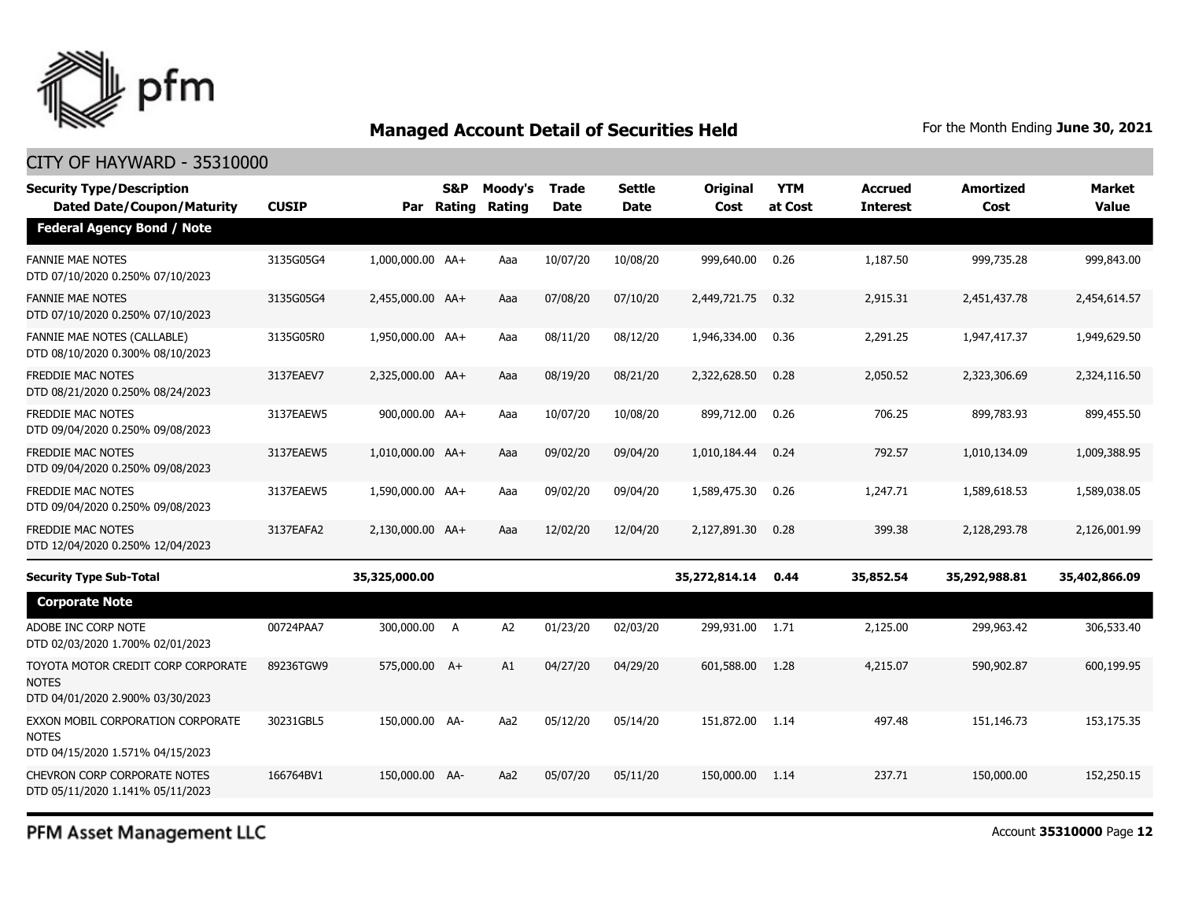## Managed Account Detail of Securities Held

For the Month Ending **June 30, 2021**

CITY OF HAYWARD - 35310000

| Security Type/Description Dated Date/Coupon/Maturity | CUSIP | Par | S&P Rating | Moody's Rating | Trade Date | Settle Date | Original Cost | YTM at Cost | Accrued Interest | Amortized Cost | Market Value |
|---|---|---|---|---|---|---|---|---|---|---|---|
| **Federal Agency Bond / Note** | | | | | | | | | | | |
| FANNIE MAE NOTES DTD 07/10/2020 0.250% 07/10/2023 | 3135G05G4 | 1,000,000.00 | AA+ | Aaa | 10/07/20 | 10/08/20 | 999,640.00 | 0.26 | 1,187.50 | 999,735.28 | 999,843.00 |
| FANNIE MAE NOTES DTD 07/10/2020 0.250% 07/10/2023 | 3135G05G4 | 2,455,000.00 | AA+ | Aaa | 07/08/20 | 07/10/20 | 2,449,721.75 | 0.32 | 2,915.31 | 2,451,437.78 | 2,454,614.57 |
| FANNIE MAE NOTES (CALLABLE) DTD 08/10/2020 0.300% 08/10/2023 | 3135G05R0 | 1,950,000.00 | AA+ | Aaa | 08/11/20 | 08/12/20 | 1,946,334.00 | 0.36 | 2,291.25 | 1,947,417.37 | 1,949,629.50 |
| FREDDIE MAC NOTES DTD 08/21/2020 0.250% 08/24/2023 | 3137EAEV7 | 2,325,000.00 | AA+ | Aaa | 08/19/20 | 08/21/20 | 2,322,628.50 | 0.28 | 2,050.52 | 2,323,306.69 | 2,324,116.50 |
| FREDDIE MAC NOTES DTD 09/04/2020 0.250% 09/08/2023 | 3137EAEW5 | 900,000.00 | AA+ | Aaa | 10/07/20 | 10/08/20 | 899,712.00 | 0.26 | 706.25 | 899,783.93 | 899,455.50 |
| FREDDIE MAC NOTES DTD 09/04/2020 0.250% 09/08/2023 | 3137EAEW5 | 1,010,000.00 | AA+ | Aaa | 09/02/20 | 09/04/20 | 1,010,184.44 | 0.24 | 792.57 | 1,010,134.09 | 1,009,388.95 |
| FREDDIE MAC NOTES DTD 09/04/2020 0.250% 09/08/2023 | 3137EAEW5 | 1,590,000.00 | AA+ | Aaa | 09/02/20 | 09/04/20 | 1,589,475.30 | 0.26 | 1,247.71 | 1,589,618.53 | 1,589,038.05 |
| FREDDIE MAC NOTES DTD 12/04/2020 0.250% 12/04/2023 | 3137EAFA2 | 2,130,000.00 | AA+ | Aaa | 12/02/20 | 12/04/20 | 2,127,891.30 | 0.28 | 399.38 | 2,128,293.78 | 2,126,001.99 |
| **Security Type Sub-Total** | | **35,325,000.00** | | | | | **35,272,814.14** | **0.44** | **35,852.54** | **35,292,988.81** | **35,402,866.09** |
| **Corporate Note** | | | | | | | | | | | |
| ADOBE INC CORP NOTE DTD 02/03/2020 1.700% 02/01/2023 | 00724PAA7 | 300,000.00 | A | A2 | 01/23/20 | 02/03/20 | 299,931.00 | 1.71 | 2,125.00 | 299,963.42 | 306,533.40 |
| TOYOTA MOTOR CREDIT CORP CORPORATE NOTES DTD 04/01/2020 2.900% 03/30/2023 | 89236TGW9 | 575,000.00 | A+ | A1 | 04/27/20 | 04/29/20 | 601,588.00 | 1.28 | 4,215.07 | 590,902.87 | 600,199.95 |
| EXXON MOBIL CORPORATION CORPORATE NOTES DTD 04/15/2020 1.571% 04/15/2023 | 30231GBL5 | 150,000.00 | AA- | Aa2 | 05/12/20 | 05/14/20 | 151,872.00 | 1.14 | 497.48 | 151,146.73 | 153,175.35 |
| CHEVRON CORP CORPORATE NOTES DTD 05/11/2020 1.141% 05/11/2023 | 166764BV1 | 150,000.00 | AA- | Aa2 | 05/07/20 | 05/11/20 | 150,000.00 | 1.14 | 237.71 | 150,000.00 | 152,250.15 |

PFM Asset Management LLC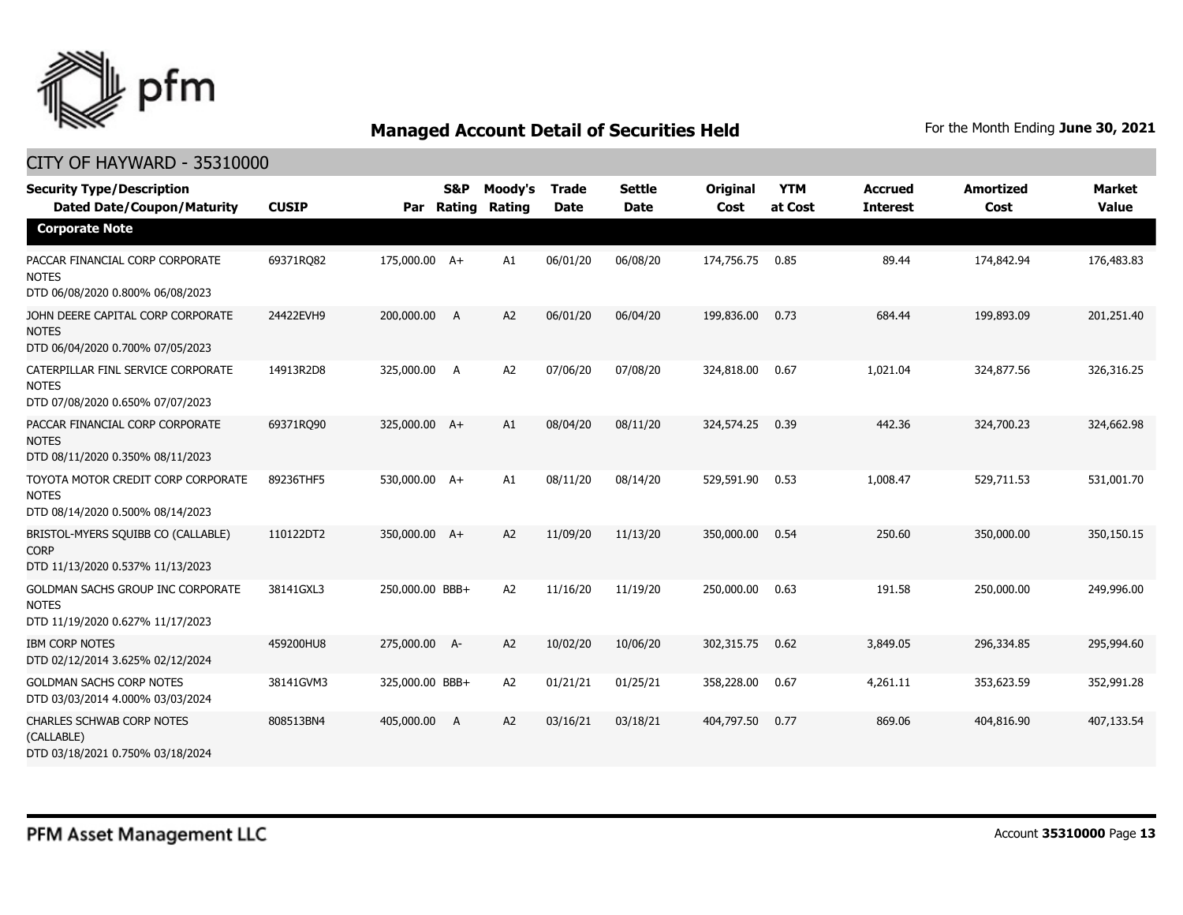## Managed Account Detail of Securities Held

For the Month Ending **June 30, 2021**

CITY OF HAYWARD - 35310000

| Security Type/Description Dated Date/Coupon/Maturity | CUSIP | Par | S&P Rating | Moody's Rating | Trade Date | Settle Date | Original Cost | YTM at Cost | Accrued Interest | Amortized Cost | Market Value |
|---|---|---|---|---|---|---|---|---|---|---|---|
| **Corporate Note** | | | | | | | | | | | |
| PACCAR FINANCIAL CORP CORPORATE NOTES DTD 06/08/2020 0.800% 06/08/2023 | 69371RQ82 | 175,000.00 | A+ | A1 | 06/01/20 | 06/08/20 | 174,756.75 | 0.85 | 89.44 | 174,842.94 | 176,483.83 |
| JOHN DEERE CAPITAL CORP CORPORATE NOTES DTD 06/04/2020 0.700% 07/05/2023 | 24422EVH9 | 200,000.00 | A | A2 | 06/01/20 | 06/04/20 | 199,836.00 | 0.73 | 684.44 | 199,893.09 | 201,251.40 |
| CATERPILLAR FINL SERVICE CORPORATE NOTES DTD 07/08/2020 0.650% 07/07/2023 | 14913R2D8 | 325,000.00 | A | A2 | 07/06/20 | 07/08/20 | 324,818.00 | 0.67 | 1,021.04 | 324,877.56 | 326,316.25 |
| PACCAR FINANCIAL CORP CORPORATE NOTES DTD 08/11/2020 0.350% 08/11/2023 | 69371RQ90 | 325,000.00 | A+ | A1 | 08/04/20 | 08/11/20 | 324,574.25 | 0.39 | 442.36 | 324,700.23 | 324,662.98 |
| TOYOTA MOTOR CREDIT CORP CORPORATE NOTES DTD 08/14/2020 0.500% 08/14/2023 | 89236THF5 | 530,000.00 | A+ | A1 | 08/11/20 | 08/14/20 | 529,591.90 | 0.53 | 1,008.47 | 529,711.53 | 531,001.70 |
| BRISTOL-MYERS SQUIBB CO (CALLABLE) CORP DTD 11/13/2020 0.537% 11/13/2023 | 110122DT2 | 350,000.00 | A+ | A2 | 11/09/20 | 11/13/20 | 350,000.00 | 0.54 | 250.60 | 350,000.00 | 350,150.15 |
| GOLDMAN SACHS GROUP INC CORPORATE NOTES DTD 11/19/2020 0.627% 11/17/2023 | 38141GXL3 | 250,000.00 | BBB+ | A2 | 11/16/20 | 11/19/20 | 250,000.00 | 0.63 | 191.58 | 250,000.00 | 249,996.00 |
| IBM CORP NOTES DTD 02/12/2014 3.625% 02/12/2024 | 459200HU8 | 275,000.00 | A- | A2 | 10/02/20 | 10/06/20 | 302,315.75 | 0.62 | 3,849.05 | 296,334.85 | 295,994.60 |
| GOLDMAN SACHS CORP NOTES DTD 03/03/2014 4.000% 03/03/2024 | 38141GVM3 | 325,000.00 | BBB+ | A2 | 01/21/21 | 01/25/21 | 358,228.00 | 0.67 | 4,261.11 | 353,623.59 | 352,991.28 |
| CHARLES SCHWAB CORP NOTES (CALLABLE) DTD 03/18/2021 0.750% 03/18/2024 | 808513BN4 | 405,000.00 | A | A2 | 03/16/21 | 03/18/21 | 404,797.50 | 0.77 | 869.06 | 404,816.90 | 407,133.54 |

PFM Asset Management LLC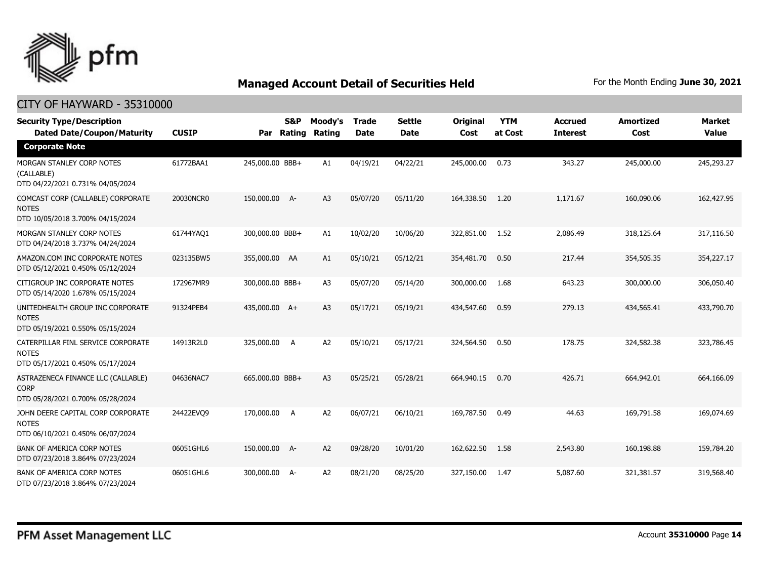## Managed Account Detail of Securities Held

For the Month Ending **June 30, 2021**

CITY OF HAYWARD - 35310000

| Security Type/Description Dated Date/Coupon/Maturity | CUSIP | Par | S&P Rating | Moody's Rating | Trade Date | Settle Date | Original Cost | YTM at Cost | Accrued Interest | Amortized Cost | Market Value |
|---|---|---|---|---|---|---|---|---|---|---|---|
| **Corporate Note** | | | | | | | | | | | |
| MORGAN STANLEY CORP NOTES (CALLABLE) DTD 04/22/2021 0.731% 04/05/2024 | 61772BAA1 | 245,000.00 | BBB+ | A1 | 04/19/21 | 04/22/21 | 245,000.00 | 0.73 | 343.27 | 245,000.00 | 245,293.27 |
| COMCAST CORP (CALLABLE) CORPORATE NOTES DTD 10/05/2018 3.700% 04/15/2024 | 20030NCR0 | 150,000.00 | A- | A3 | 05/07/20 | 05/11/20 | 164,338.50 | 1.20 | 1,171.67 | 160,090.06 | 162,427.95 |
| MORGAN STANLEY CORP NOTES DTD 04/24/2018 3.737% 04/24/2024 | 61744YAQ1 | 300,000.00 | BBB+ | A1 | 10/02/20 | 10/06/20 | 322,851.00 | 1.52 | 2,086.49 | 318,125.64 | 317,116.50 |
| AMAZON.COM INC CORPORATE NOTES DTD 05/12/2021 0.450% 05/12/2024 | 023135BW5 | 355,000.00 | AA | A1 | 05/10/21 | 05/12/21 | 354,481.70 | 0.50 | 217.44 | 354,505.35 | 354,227.17 |
| CITIGROUP INC CORPORATE NOTES DTD 05/14/2020 1.678% 05/15/2024 | 172967MR9 | 300,000.00 | BBB+ | A3 | 05/07/20 | 05/14/20 | 300,000.00 | 1.68 | 643.23 | 300,000.00 | 306,050.40 |
| UNITEDHEALTH GROUP INC CORPORATE NOTES DTD 05/19/2021 0.550% 05/15/2024 | 91324PEB4 | 435,000.00 | A+ | A3 | 05/17/21 | 05/19/21 | 434,547.60 | 0.59 | 279.13 | 434,565.41 | 433,790.70 |
| CATERPILLAR FINL SERVICE CORPORATE NOTES DTD 05/17/2021 0.450% 05/17/2024 | 14913R2L0 | 325,000.00 | A | A2 | 05/10/21 | 05/17/21 | 324,564.50 | 0.50 | 178.75 | 324,582.38 | 323,786.45 |
| ASTRAZENECA FINANCE LLC (CALLABLE) CORP DTD 05/28/2021 0.700% 05/28/2024 | 04636NAC7 | 665,000.00 | BBB+ | A3 | 05/25/21 | 05/28/21 | 664,940.15 | 0.70 | 426.71 | 664,942.01 | 664,166.09 |
| JOHN DEERE CAPITAL CORP CORPORATE NOTES DTD 06/10/2021 0.450% 06/07/2024 | 24422EVQ9 | 170,000.00 | A | A2 | 06/07/21 | 06/10/21 | 169,787.50 | 0.49 | 44.63 | 169,791.58 | 169,074.69 |
| BANK OF AMERICA CORP NOTES DTD 07/23/2018 3.864% 07/23/2024 | 06051GHL6 | 150,000.00 | A- | A2 | 09/28/20 | 10/01/20 | 162,622.50 | 1.58 | 2,543.80 | 160,198.88 | 159,784.20 |
| BANK OF AMERICA CORP NOTES DTD 07/23/2018 3.864% 07/23/2024 | 06051GHL6 | 300,000.00 | A- | A2 | 08/21/20 | 08/25/20 | 327,150.00 | 1.47 | 5,087.60 | 321,381.57 | 319,568.40 |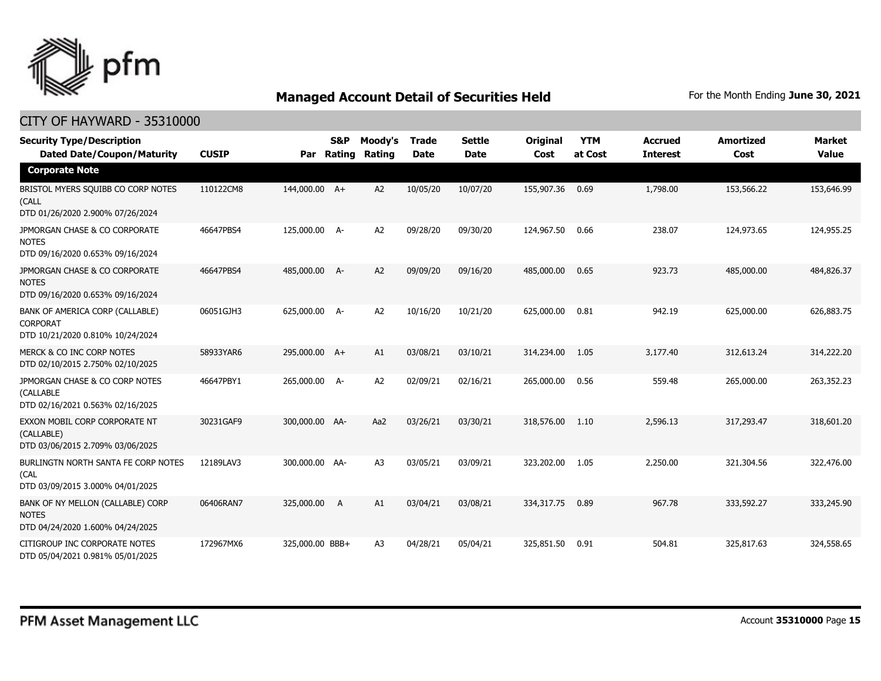## Managed Account Detail of Securities Held

For the Month Ending **June 30, 2021**

### CITY OF HAYWARD - 35310000

| Security Type/Description<br>Dated Date/Coupon/Maturity | CUSIP | Par | S&P Rating | Moody's Rating | Trade Date | Settle Date | Original Cost | YTM at Cost | Accrued Interest | Amortized Cost | Market Value |
|---|---|---|---|---|---|---|---|---|---|---|---|
| **Corporate Note** | | | | | | | | | | | |
| BRISTOL MYERS SQUIBB CO CORP NOTES (CALL<br>DTD 01/26/2020 2.900% 07/26/2024 | 110122CM8 | 144,000.00 | A+ | A2 | 10/05/20 | 10/07/20 | 155,907.36 | 0.69 | 1,798.00 | 153,566.22 | 153,646.99 |
| JPMORGAN CHASE & CO CORPORATE NOTES<br>DTD 09/16/2020 0.653% 09/16/2024 | 46647PBS4 | 125,000.00 | A- | A2 | 09/28/20 | 09/30/20 | 124,967.50 | 0.66 | 238.07 | 124,973.65 | 124,955.25 |
| JPMORGAN CHASE & CO CORPORATE NOTES<br>DTD 09/16/2020 0.653% 09/16/2024 | 46647PBS4 | 485,000.00 | A- | A2 | 09/09/20 | 09/16/20 | 485,000.00 | 0.65 | 923.73 | 485,000.00 | 484,826.37 |
| BANK OF AMERICA CORP (CALLABLE) CORPORAT<br>DTD 10/21/2020 0.810% 10/24/2024 | 06051GJH3 | 625,000.00 | A- | A2 | 10/16/20 | 10/21/20 | 625,000.00 | 0.81 | 942.19 | 625,000.00 | 626,883.75 |
| MERCK & CO INC CORP NOTES<br>DTD 02/10/2015 2.750% 02/10/2025 | 58933YAR6 | 295,000.00 | A+ | A1 | 03/08/21 | 03/10/21 | 314,234.00 | 1.05 | 3,177.40 | 312,613.24 | 314,222.20 |
| JPMORGAN CHASE & CO CORP NOTES (CALLABLE<br>DTD 02/16/2021 0.563% 02/16/2025 | 46647PBY1 | 265,000.00 | A- | A2 | 02/09/21 | 02/16/21 | 265,000.00 | 0.56 | 559.48 | 265,000.00 | 263,352.23 |
| EXXON MOBIL CORP CORPORATE NT (CALLABLE)<br>DTD 03/06/2015 2.709% 03/06/2025 | 30231GAF9 | 300,000.00 | AA- | Aa2 | 03/26/21 | 03/30/21 | 318,576.00 | 1.10 | 2,596.13 | 317,293.47 | 318,601.20 |
| BURLINGTN NORTH SANTA FE CORP NOTES (CAL<br>DTD 03/09/2015 3.000% 04/01/2025 | 12189LAV3 | 300,000.00 | AA- | A3 | 03/05/21 | 03/09/21 | 323,202.00 | 1.05 | 2,250.00 | 321,304.56 | 322,476.00 |
| BANK OF NY MELLON (CALLABLE) CORP NOTES<br>DTD 04/24/2020 1.600% 04/24/2025 | 06406RAN7 | 325,000.00 | A | A1 | 03/04/21 | 03/08/21 | 334,317.75 | 0.89 | 967.78 | 333,592.27 | 333,245.90 |
| CITIGROUP INC CORPORATE NOTES<br>DTD 05/04/2021 0.981% 05/01/2025 | 172967MX6 | 325,000.00 | BBB+ | A3 | 04/28/21 | 05/04/21 | 325,851.50 | 0.91 | 504.81 | 325,817.63 | 324,558.65 |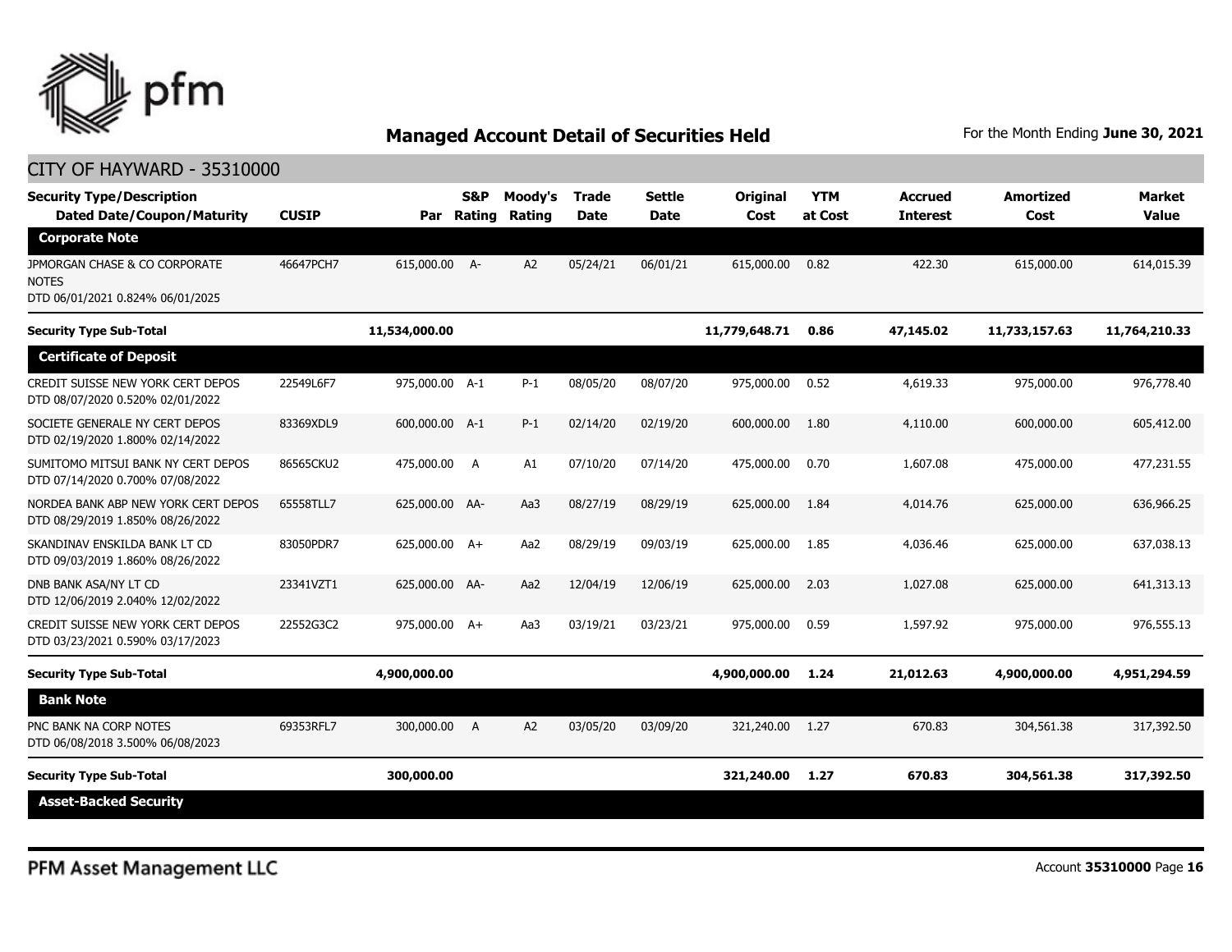## Managed Account Detail of Securities Held

For the Month Ending **June 30, 2021**

CITY OF HAYWARD - 35310000

| Security Type/Description Dated Date/Coupon/Maturity | CUSIP | Par | S&P Rating | Moody's Rating | Trade Date | Settle Date | Original Cost | YTM at Cost | Accrued Interest | Amortized Cost | Market Value |
|---|---|---|---|---|---|---|---|---|---|---|---|
| **Corporate Note** | | | | | | | | | | | |
| JPMORGAN CHASE & CO CORPORATE NOTES DTD 06/01/2021 0.824% 06/01/2025 | 46647PCH7 | 615,000.00 | A- | A2 | 05/24/21 | 06/01/21 | 615,000.00 | 0.82 | 422.30 | 615,000.00 | 614,015.39 |
| **Security Type Sub-Total** | | **11,534,000.00** | | | | | **11,779,648.71** | **0.86** | **47,145.02** | **11,733,157.63** | **11,764,210.33** |
| **Certificate of Deposit** | | | | | | | | | | | |
| CREDIT SUISSE NEW YORK CERT DEPOS DTD 08/07/2020 0.520% 02/01/2022 | 22549L6F7 | 975,000.00 | A-1 | P-1 | 08/05/20 | 08/07/20 | 975,000.00 | 0.52 | 4,619.33 | 975,000.00 | 976,778.40 |
| SOCIETE GENERALE NY CERT DEPOS DTD 02/19/2020 1.800% 02/14/2022 | 83369XDL9 | 600,000.00 | A-1 | P-1 | 02/14/20 | 02/19/20 | 600,000.00 | 1.80 | 4,110.00 | 600,000.00 | 605,412.00 |
| SUMITOMO MITSUI BANK NY CERT DEPOS DTD 07/14/2020 0.700% 07/08/2022 | 86565CKU2 | 475,000.00 | A | A1 | 07/10/20 | 07/14/20 | 475,000.00 | 0.70 | 1,607.08 | 475,000.00 | 477,231.55 |
| NORDEA BANK ABP NEW YORK CERT DEPOS DTD 08/29/2019 1.850% 08/26/2022 | 65558TLL7 | 625,000.00 | AA- | Aa3 | 08/27/19 | 08/29/19 | 625,000.00 | 1.84 | 4,014.76 | 625,000.00 | 636,966.25 |
| SKANDINAV ENSKILDA BANK LT CD DTD 09/03/2019 1.860% 08/26/2022 | 83050PDR7 | 625,000.00 | A+ | Aa2 | 08/29/19 | 09/03/19 | 625,000.00 | 1.85 | 4,036.46 | 625,000.00 | 637,038.13 |
| DNB BANK ASA/NY LT CD DTD 12/06/2019 2.040% 12/02/2022 | 23341VZT1 | 625,000.00 | AA- | Aa2 | 12/04/19 | 12/06/19 | 625,000.00 | 2.03 | 1,027.08 | 625,000.00 | 641,313.13 |
| CREDIT SUISSE NEW YORK CERT DEPOS DTD 03/23/2021 0.590% 03/17/2023 | 22552G3C2 | 975,000.00 | A+ | Aa3 | 03/19/21 | 03/23/21 | 975,000.00 | 0.59 | 1,597.92 | 975,000.00 | 976,555.13 |
| **Security Type Sub-Total** | | **4,900,000.00** | | | | | **4,900,000.00** | **1.24** | **21,012.63** | **4,900,000.00** | **4,951,294.59** |
| **Bank Note** | | | | | | | | | | | |
| PNC BANK NA CORP NOTES DTD 06/08/2018 3.500% 06/08/2023 | 69353RFL7 | 300,000.00 | A | A2 | 03/05/20 | 03/09/20 | 321,240.00 | 1.27 | 670.83 | 304,561.38 | 317,392.50 |
| **Security Type Sub-Total** | | **300,000.00** | | | | | **321,240.00** | **1.27** | **670.83** | **304,561.38** | **317,392.50** |
| **Asset-Backed Security** | | | | | | | | | | | |

PFM Asset Management LLC

Account **35310000**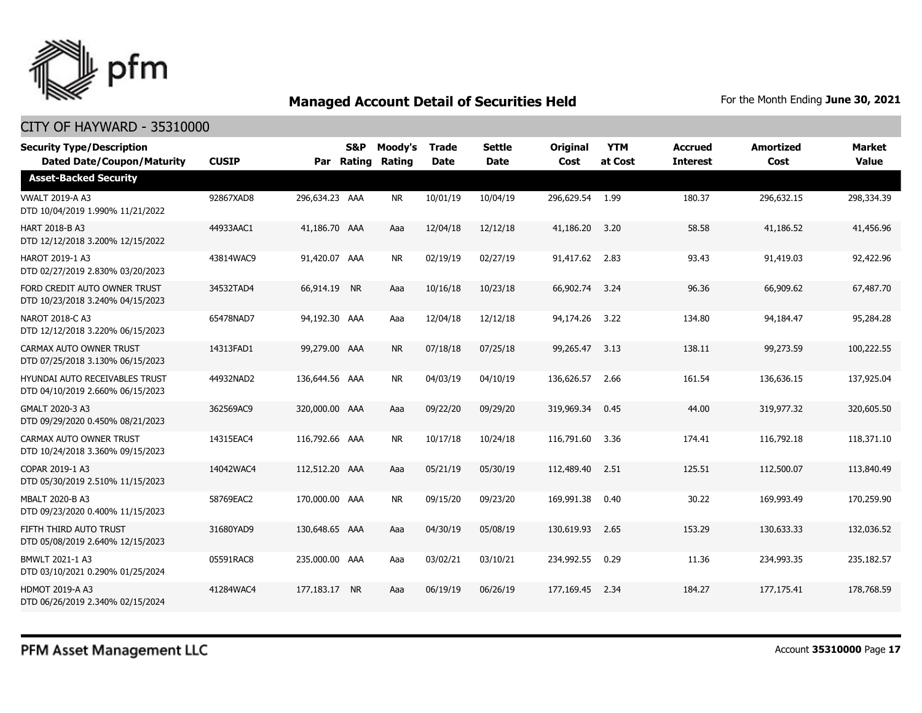## Managed Account Detail of Securities Held

For the Month Ending **June 30, 2021**

CITY OF HAYWARD - 35310000

| Security Type/Description Dated Date/Coupon/Maturity | CUSIP | Par | S&P Rating | Moody's Rating | Trade Date | Settle Date | Original Cost | YTM at Cost | Accrued Interest | Amortized Cost | Market Value |
|---|---|---|---|---|---|---|---|---|---|---|---|
| **Asset-Backed Security** | | | | | | | | | | | |
| VWALT 2019-A A3 DTD 10/04/2019 1.990% 11/21/2022 | 92867XAD8 | 296,634.23 | AAA | NR | 10/01/19 | 10/04/19 | 296,629.54 | 1.99 | 180.37 | 296,632.15 | 298,334.39 |
| HART 2018-B A3 DTD 12/12/2018 3.200% 12/15/2022 | 44933AAC1 | 41,186.70 | AAA | Aaa | 12/04/18 | 12/12/18 | 41,186.20 | 3.20 | 58.58 | 41,186.52 | 41,456.96 |
| HAROT 2019-1 A3 DTD 02/27/2019 2.830% 03/20/2023 | 43814WAC9 | 91,420.07 | AAA | NR | 02/19/19 | 02/27/19 | 91,417.62 | 2.83 | 93.43 | 91,419.03 | 92,422.96 |
| FORD CREDIT AUTO OWNER TRUST DTD 10/23/2018 3.240% 04/15/2023 | 34532TAD4 | 66,914.19 | NR | Aaa | 10/16/18 | 10/23/18 | 66,902.74 | 3.24 | 96.36 | 66,909.62 | 67,487.70 |
| NAROT 2018-C A3 DTD 12/12/2018 3.220% 06/15/2023 | 65478NAD7 | 94,192.30 | AAA | Aaa | 12/04/18 | 12/12/18 | 94,174.26 | 3.22 | 134.80 | 94,184.47 | 95,284.28 |
| CARMAX AUTO OWNER TRUST DTD 07/25/2018 3.130% 06/15/2023 | 14313FAD1 | 99,279.00 | AAA | NR | 07/18/18 | 07/25/18 | 99,265.47 | 3.13 | 138.11 | 99,273.59 | 100,222.55 |
| HYUNDAI AUTO RECEIVABLES TRUST DTD 04/10/2019 2.660% 06/15/2023 | 44932NAD2 | 136,644.56 | AAA | NR | 04/03/19 | 04/10/19 | 136,626.57 | 2.66 | 161.54 | 136,636.15 | 137,925.04 |
| GMALT 2020-3 A3 DTD 09/29/2020 0.450% 08/21/2023 | 362569AC9 | 320,000.00 | AAA | Aaa | 09/22/20 | 09/29/20 | 319,969.34 | 0.45 | 44.00 | 319,977.32 | 320,605.50 |
| CARMAX AUTO OWNER TRUST DTD 10/24/2018 3.360% 09/15/2023 | 14315EAC4 | 116,792.66 | AAA | NR | 10/17/18 | 10/24/18 | 116,791.60 | 3.36 | 174.41 | 116,792.18 | 118,371.10 |
| COPAR 2019-1 A3 DTD 05/30/2019 2.510% 11/15/2023 | 14042WAC4 | 112,512.20 | AAA | Aaa | 05/21/19 | 05/30/19 | 112,489.40 | 2.51 | 125.51 | 112,500.07 | 113,840.49 |
| MBALT 2020-B A3 DTD 09/23/2020 0.400% 11/15/2023 | 58769EAC2 | 170,000.00 | AAA | NR | 09/15/20 | 09/23/20 | 169,991.38 | 0.40 | 30.22 | 169,993.49 | 170,259.90 |
| FIFTH THIRD AUTO TRUST DTD 05/08/2019 2.640% 12/15/2023 | 31680YAD9 | 130,648.65 | AAA | Aaa | 04/30/19 | 05/08/19 | 130,619.93 | 2.65 | 153.29 | 130,633.33 | 132,036.52 |
| BMWLT 2021-1 A3 DTD 03/10/2021 0.290% 01/25/2024 | 05591RAC8 | 235,000.00 | AAA | Aaa | 03/02/21 | 03/10/21 | 234,992.55 | 0.29 | 11.36 | 234,993.35 | 235,182.57 |
| HDMOT 2019-A A3 DTD 06/26/2019 2.340% 02/15/2024 | 41284WAC4 | 177,183.17 | NR | Aaa | 06/19/19 | 06/26/19 | 177,169.45 | 2.34 | 184.27 | 177,175.41 | 178,768.59 |

PFM Asset Management LLC

Account **35310000**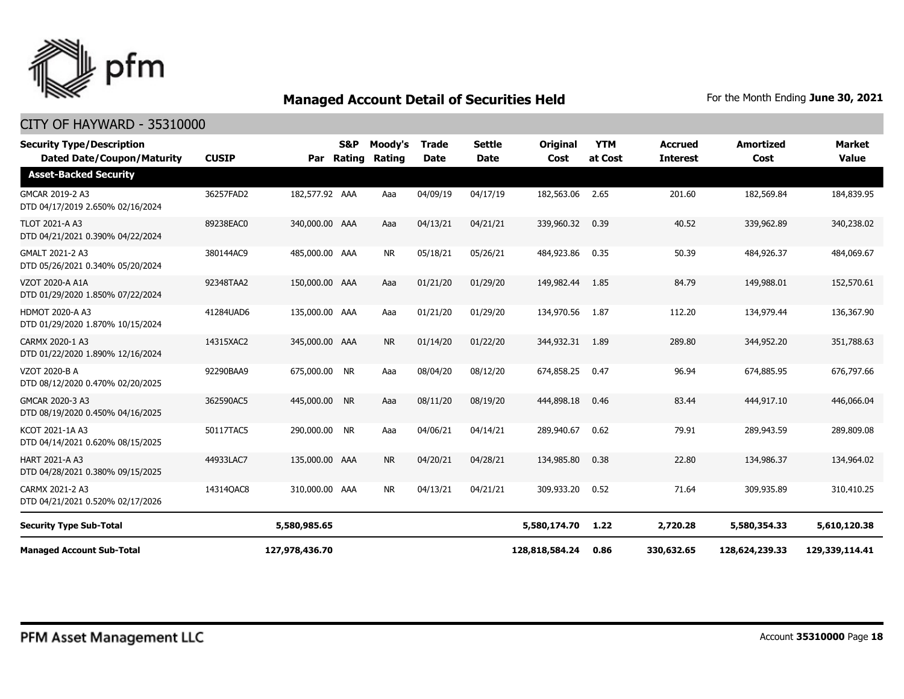# Managed Account Detail of Securities Held

For the Month Ending **June 30, 2021**

## CITY OF HAYWARD - 35310000

| Security Type/Description Dated Date/Coupon/Maturity | CUSIP | Par | S&P Rating | Moody's Rating | Trade Date | Settle Date | Original Cost | YTM at Cost | Accrued Interest | Amortized Cost | Market Value |
|---|---|---|---|---|---|---|---|---|---|---|---|
| **Asset-Backed Security** | | | | | | | | | | | |
| GMCAR 2019-2 A3 DTD 04/17/2019 2.650% 02/16/2024 | 36257FAD2 | 182,577.92 | AAA | Aaa | 04/09/19 | 04/17/19 | 182,563.06 | 2.65 | 201.60 | 182,569.84 | 184,839.95 |
| TLOT 2021-A A3 DTD 04/21/2021 0.390% 04/22/2024 | 89238EAC0 | 340,000.00 | AAA | Aaa | 04/13/21 | 04/21/21 | 339,960.32 | 0.39 | 40.52 | 339,962.89 | 340,238.02 |
| GMALT 2021-2 A3 DTD 05/26/2021 0.340% 05/20/2024 | 380144AC9 | 485,000.00 | AAA | NR | 05/18/21 | 05/26/21 | 484,923.86 | 0.35 | 50.39 | 484,926.37 | 484,069.67 |
| VZOT 2020-A A1A DTD 01/29/2020 1.850% 07/22/2024 | 92348TAA2 | 150,000.00 | AAA | Aaa | 01/21/20 | 01/29/20 | 149,982.44 | 1.85 | 84.79 | 149,988.01 | 152,570.61 |
| HDMOT 2020-A A3 DTD 01/29/2020 1.870% 10/15/2024 | 41284UAD6 | 135,000.00 | AAA | Aaa | 01/21/20 | 01/29/20 | 134,970.56 | 1.87 | 112.20 | 134,979.44 | 136,367.90 |
| CARMX 2020-1 A3 DTD 01/22/2020 1.890% 12/16/2024 | 14315XAC2 | 345,000.00 | AAA | NR | 01/14/20 | 01/22/20 | 344,932.31 | 1.89 | 289.80 | 344,952.20 | 351,788.63 |
| VZOT 2020-B A DTD 08/12/2020 0.470% 02/20/2025 | 92290BAA9 | 675,000.00 | NR | Aaa | 08/04/20 | 08/12/20 | 674,858.25 | 0.47 | 96.94 | 674,885.95 | 676,797.66 |
| GMCAR 2020-3 A3 DTD 08/19/2020 0.450% 04/16/2025 | 362590AC5 | 445,000.00 | NR | Aaa | 08/11/20 | 08/19/20 | 444,898.18 | 0.46 | 83.44 | 444,917.10 | 446,066.04 |
| KCOT 2021-1A A3 DTD 04/14/2021 0.620% 08/15/2025 | 50117TAC5 | 290,000.00 | NR | Aaa | 04/06/21 | 04/14/21 | 289,940.67 | 0.62 | 79.91 | 289,943.59 | 289,809.08 |
| HART 2021-A A3 DTD 04/28/2021 0.380% 09/15/2025 | 44933LAC7 | 135,000.00 | AAA | NR | 04/20/21 | 04/28/21 | 134,985.80 | 0.38 | 22.80 | 134,986.37 | 134,964.02 |
| CARMX 2021-2 A3 DTD 04/21/2021 0.520% 02/17/2026 | 14314QAC8 | 310,000.00 | AAA | NR | 04/13/21 | 04/21/21 | 309,933.20 | 0.52 | 71.64 | 309,935.89 | 310,410.25 |
| **Security Type Sub-Total** | | **5,580,985.65** | | | | | **5,580,174.70** | **1.22** | **2,720.28** | **5,580,354.33** | **5,610,120.38** |
| **Managed Account Sub-Total** | | **127,978,436.70** | | | | | **128,818,584.24** | **0.86** | **330,632.65** | **128,624,239.33** | **129,339,114.41** |

PFM Asset Management LLC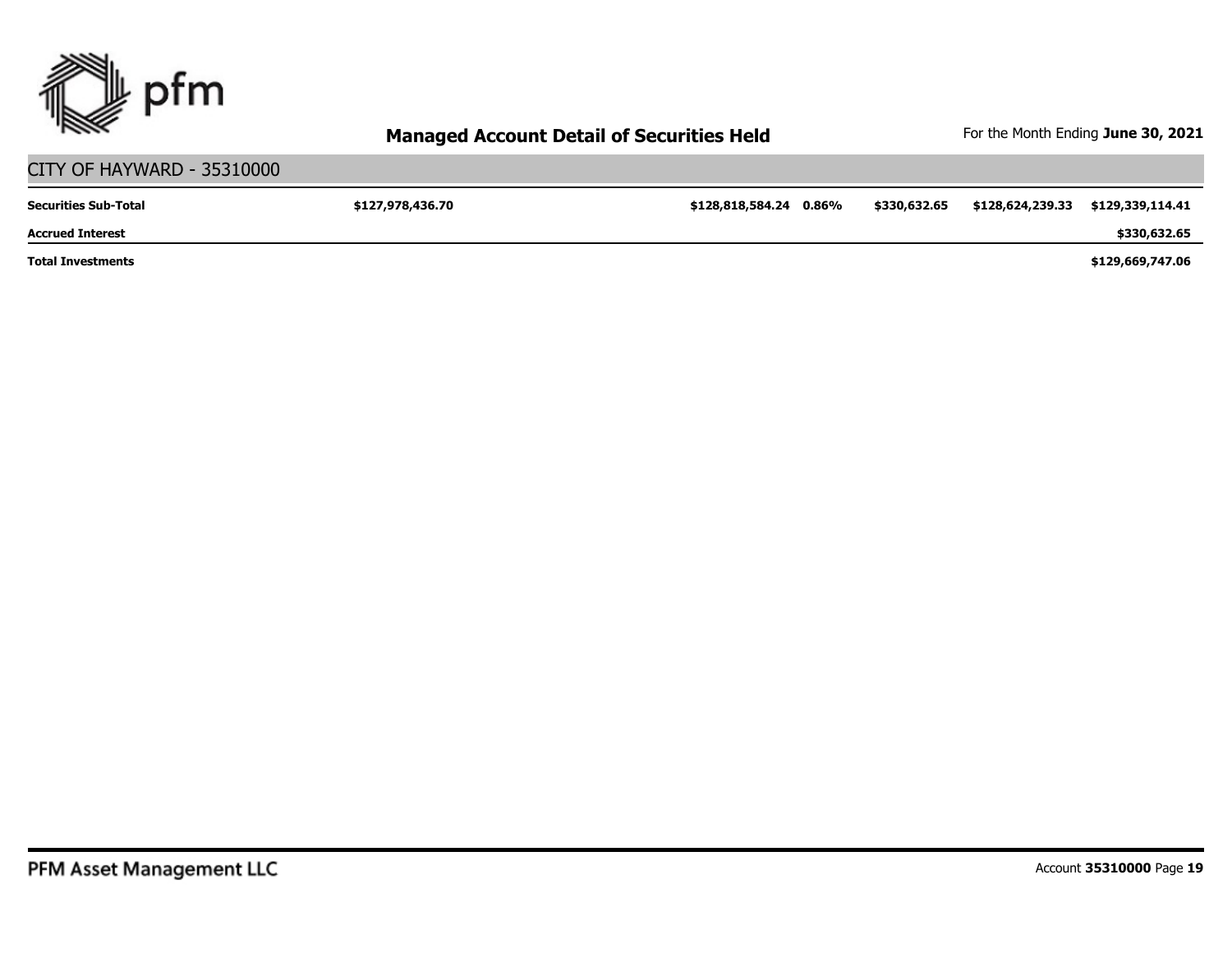## Managed Account Detail of Securities Held

For the Month Ending **June 30, 2021**

CITY OF HAYWARD - 35310000

| | | | | | | |
|---|---|---|---|---|---|---|
| **Securities Sub-Total** | **$127,978,436.70** | **$128,818,584.24** | **0.86%** | **$330,632.65** | **$128,624,239.33** | **$129,339,114.41** |
| **Accrued Interest** | | | | | | **$330,632.65** |
| **Total Investments** | | | | | | **$129,669,747.06** |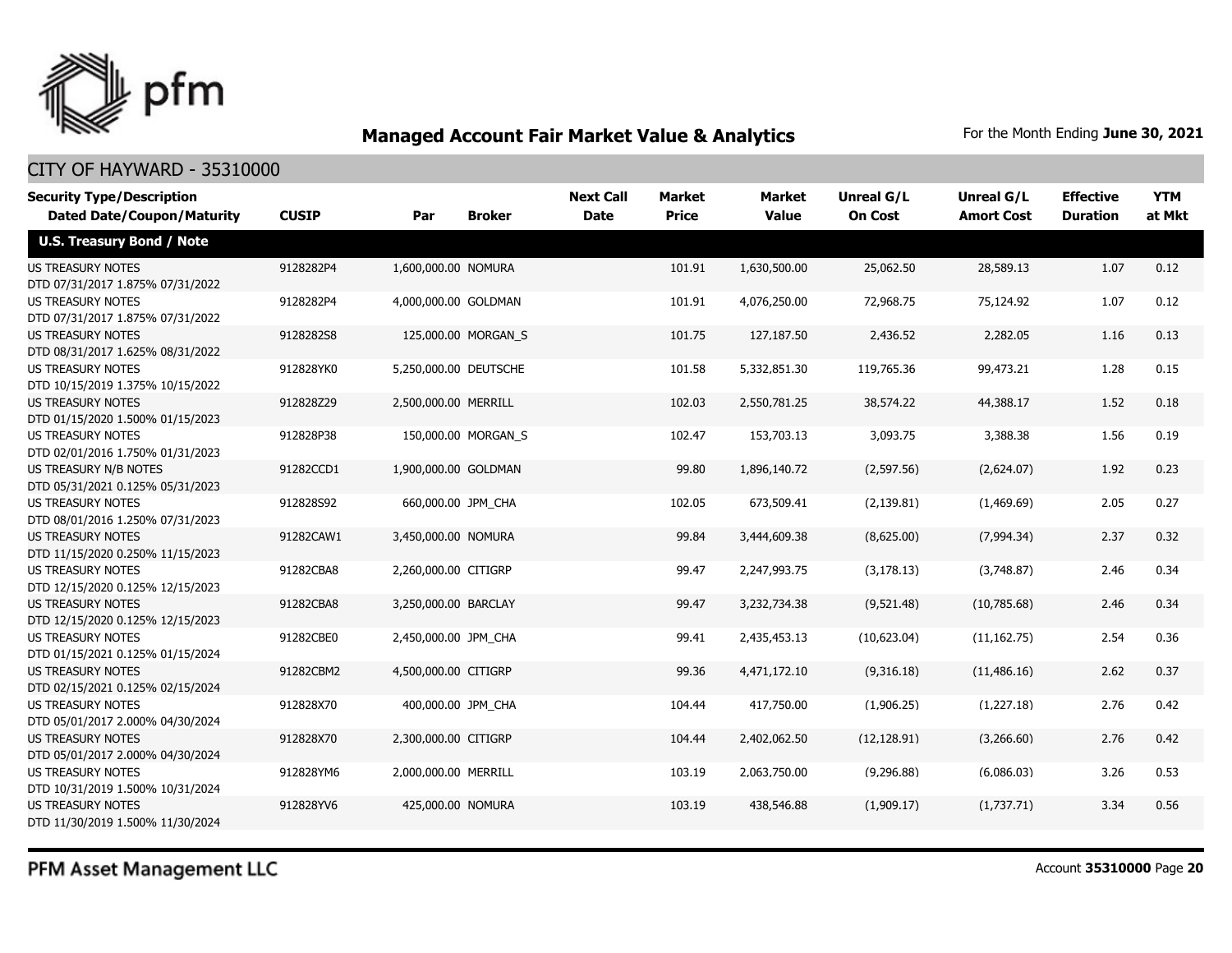## Managed Account Fair Market Value & Analytics

For the Month Ending **June 30, 2021**

CITY OF HAYWARD - 35310000

| Security Type/Description Dated Date/Coupon/Maturity | CUSIP | Par | Broker | Next Call Date | Market Price | Market Value | Unreal G/L On Cost | Unreal G/L Amort Cost | Effective Duration | YTM at Mkt |
|---|---|---|---|---|---|---|---|---|---|---|
| **U.S. Treasury Bond / Note** | | | | | | | | | | |
| US TREASURY NOTES DTD 07/31/2017 1.875% 07/31/2022 | 9128282P4 | 1,600,000.00 | NOMURA | | 101.91 | 1,630,500.00 | 25,062.50 | 28,589.13 | 1.07 | 0.12 |
| US TREASURY NOTES DTD 07/31/2017 1.875% 07/31/2022 | 9128282P4 | 4,000,000.00 | GOLDMAN | | 101.91 | 4,076,250.00 | 72,968.75 | 75,124.92 | 1.07 | 0.12 |
| US TREASURY NOTES DTD 08/31/2017 1.625% 08/31/2022 | 9128282S8 | 125,000.00 | MORGAN_S | | 101.75 | 127,187.50 | 2,436.52 | 2,282.05 | 1.16 | 0.13 |
| US TREASURY NOTES DTD 10/15/2019 1.375% 10/15/2022 | 912828YK0 | 5,250,000.00 | DEUTSCHE | | 101.58 | 5,332,851.30 | 119,765.36 | 99,473.21 | 1.28 | 0.15 |
| US TREASURY NOTES DTD 01/15/2020 1.500% 01/15/2023 | 912828Z29 | 2,500,000.00 | MERRILL | | 102.03 | 2,550,781.25 | 38,574.22 | 44,388.17 | 1.52 | 0.18 |
| US TREASURY NOTES DTD 02/01/2016 1.750% 01/31/2023 | 912828P38 | 150,000.00 | MORGAN_S | | 102.47 | 153,703.13 | 3,093.75 | 3,388.38 | 1.56 | 0.19 |
| US TREASURY N/B NOTES DTD 05/31/2021 0.125% 05/31/2023 | 91282CCD1 | 1,900,000.00 | GOLDMAN | | 99.80 | 1,896,140.72 | (2,597.56) | (2,624.07) | 1.92 | 0.23 |
| US TREASURY NOTES DTD 08/01/2016 1.250% 07/31/2023 | 912828S92 | 660,000.00 | JPM_CHA | | 102.05 | 673,509.41 | (2,139.81) | (1,469.69) | 2.05 | 0.27 |
| US TREASURY NOTES DTD 11/15/2020 0.250% 11/15/2023 | 91282CAW1 | 3,450,000.00 | NOMURA | | 99.84 | 3,444,609.38 | (8,625.00) | (7,994.34) | 2.37 | 0.32 |
| US TREASURY NOTES DTD 12/15/2020 0.125% 12/15/2023 | 91282CBA8 | 2,260,000.00 | CITIGRP | | 99.47 | 2,247,993.75 | (3,178.13) | (3,748.87) | 2.46 | 0.34 |
| US TREASURY NOTES DTD 12/15/2020 0.125% 12/15/2023 | 91282CBA8 | 3,250,000.00 | BARCLAY | | 99.47 | 3,232,734.38 | (9,521.48) | (10,785.68) | 2.46 | 0.34 |
| US TREASURY NOTES DTD 01/15/2021 0.125% 01/15/2024 | 91282CBE0 | 2,450,000.00 | JPM_CHA | | 99.41 | 2,435,453.13 | (10,623.04) | (11,162.75) | 2.54 | 0.36 |
| US TREASURY NOTES DTD 02/15/2021 0.125% 02/15/2024 | 91282CBM2 | 4,500,000.00 | CITIGRP | | 99.36 | 4,471,172.10 | (9,316.18) | (11,486.16) | 2.62 | 0.37 |
| US TREASURY NOTES DTD 05/01/2017 2.000% 04/30/2024 | 912828X70 | 400,000.00 | JPM_CHA | | 104.44 | 417,750.00 | (1,906.25) | (1,227.18) | 2.76 | 0.42 |
| US TREASURY NOTES DTD 05/01/2017 2.000% 04/30/2024 | 912828X70 | 2,300,000.00 | CITIGRP | | 104.44 | 2,402,062.50 | (12,128.91) | (3,266.60) | 2.76 | 0.42 |
| US TREASURY NOTES DTD 10/31/2019 1.500% 10/31/2024 | 912828YM6 | 2,000,000.00 | MERRILL | | 103.19 | 2,063,750.00 | (9,296.88) | (6,086.03) | 3.26 | 0.53 |
| US TREASURY NOTES DTD 11/30/2019 1.500% 11/30/2024 | 912828YV6 | 425,000.00 | NOMURA | | 103.19 | 438,546.88 | (1,909.17) | (1,737.71) | 3.34 | 0.56 |

PFM Asset Management LLC

Account **35310000**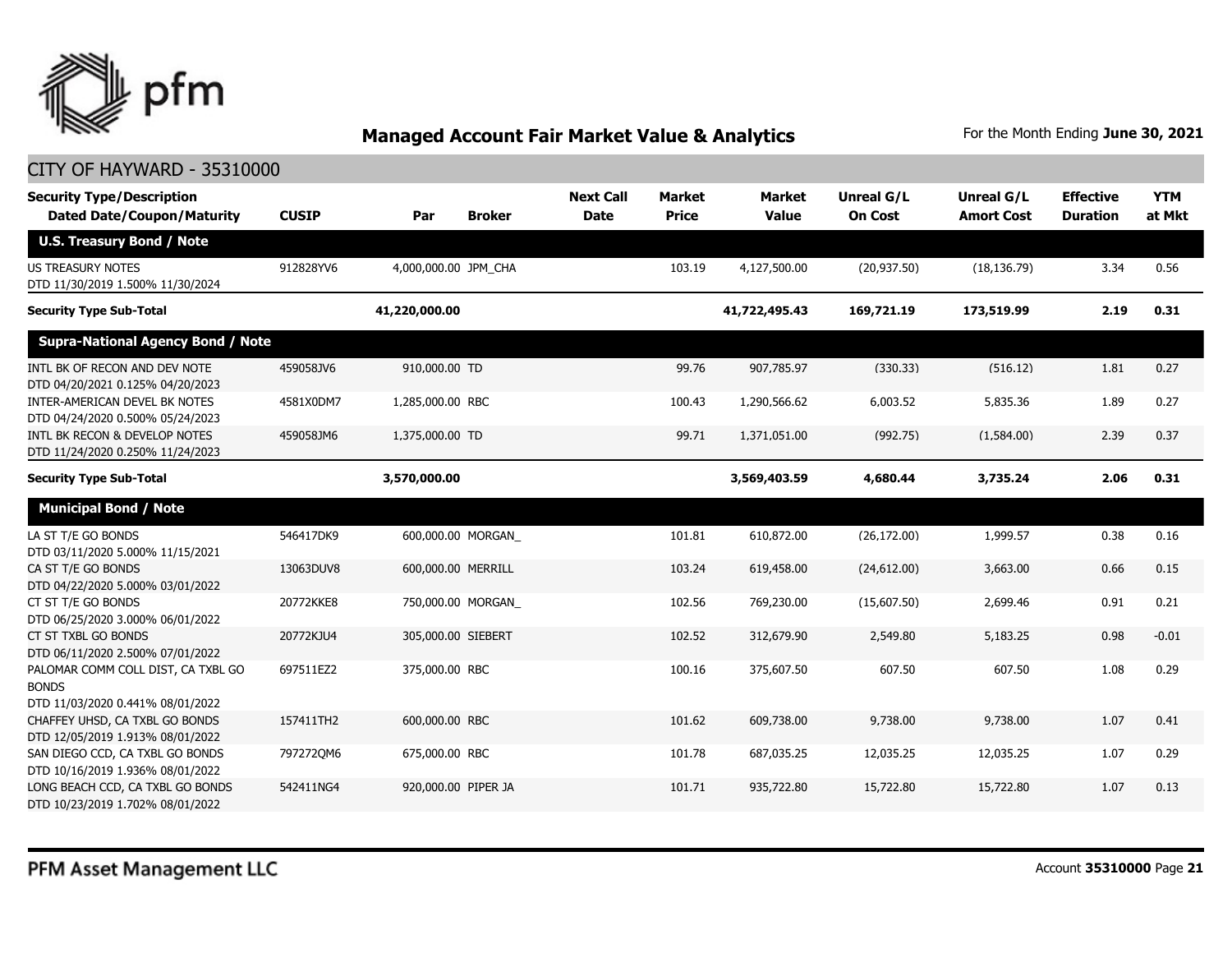## Managed Account Fair Market Value & Analytics

For the Month Ending **June 30, 2021**

CITY OF HAYWARD - 35310000

| Security Type/Description<br>Dated Date/Coupon/Maturity | CUSIP | Par | Broker | Next Call Date | Market Price | Market Value | Unreal G/L On Cost | Unreal G/L Amort Cost | Effective Duration | YTM at Mkt |
|---|---|---|---|---|---|---|---|---|---|---|
| **U.S. Treasury Bond / Note** | | | | | | | | | | |
| US TREASURY NOTES<br>DTD 11/30/2019 1.500% 11/30/2024 | 912828YV6 | 4,000,000.00 | JPM_CHA | | 103.19 | 4,127,500.00 | (20,937.50) | (18,136.79) | 3.34 | 0.56 |
| **Security Type Sub-Total** | | **41,220,000.00** | | | | **41,722,495.43** | **169,721.19** | **173,519.99** | **2.19** | **0.31** |
| **Supra-National Agency Bond / Note** | | | | | | | | | | |
| INTL BK OF RECON AND DEV NOTE<br>DTD 04/20/2021 0.125% 04/20/2023 | 459058JV6 | 910,000.00 | TD | | 99.76 | 907,785.97 | (330.33) | (516.12) | 1.81 | 0.27 |
| INTER-AMERICAN DEVEL BK NOTES<br>DTD 04/24/2020 0.500% 05/24/2023 | 4581X0DM7 | 1,285,000.00 | RBC | | 100.43 | 1,290,566.62 | 6,003.52 | 5,835.36 | 1.89 | 0.27 |
| INTL BK RECON & DEVELOP NOTES<br>DTD 11/24/2020 0.250% 11/24/2023 | 459058JM6 | 1,375,000.00 | TD | | 99.71 | 1,371,051.00 | (992.75) | (1,584.00) | 2.39 | 0.37 |
| **Security Type Sub-Total** | | **3,570,000.00** | | | | **3,569,403.59** | **4,680.44** | **3,735.24** | **2.06** | **0.31** |
| **Municipal Bond / Note** | | | | | | | | | | |
| LA ST T/E GO BONDS<br>DTD 03/11/2020 5.000% 11/15/2021 | 546417DK9 | 600,000.00 | MORGAN_ | | 101.81 | 610,872.00 | (26,172.00) | 1,999.57 | 0.38 | 0.16 |
| CA ST T/E GO BONDS<br>DTD 04/22/2020 5.000% 03/01/2022 | 13063DUV8 | 600,000.00 | MERRILL | | 103.24 | 619,458.00 | (24,612.00) | 3,663.00 | 0.66 | 0.15 |
| CT ST T/E GO BONDS<br>DTD 06/25/2020 3.000% 06/01/2022 | 20772KKE8 | 750,000.00 | MORGAN_ | | 102.56 | 769,230.00 | (15,607.50) | 2,699.46 | 0.91 | 0.21 |
| CT ST TXBL GO BONDS<br>DTD 06/11/2020 2.500% 07/01/2022 | 20772KJU4 | 305,000.00 | SIEBERT | | 102.52 | 312,679.90 | 2,549.80 | 5,183.25 | 0.98 | -0.01 |
| PALOMAR COMM COLL DIST, CA TXBL GO BONDS<br>DTD 11/03/2020 0.441% 08/01/2022 | 697511EZ2 | 375,000.00 | RBC | | 100.16 | 375,607.50 | 607.50 | 607.50 | 1.08 | 0.29 |
| CHAFFEY UHSD, CA TXBL GO BONDS<br>DTD 12/05/2019 1.913% 08/01/2022 | 157411TH2 | 600,000.00 | RBC | | 101.62 | 609,738.00 | 9,738.00 | 9,738.00 | 1.07 | 0.41 |
| SAN DIEGO CCD, CA TXBL GO BONDS<br>DTD 10/16/2019 1.936% 08/01/2022 | 797272QM6 | 675,000.00 | RBC | | 101.78 | 687,035.25 | 12,035.25 | 12,035.25 | 1.07 | 0.29 |
| LONG BEACH CCD, CA TXBL GO BONDS<br>DTD 10/23/2019 1.702% 08/01/2022 | 542411NG4 | 920,000.00 | PIPER JA | | 101.71 | 935,722.80 | 15,722.80 | 15,722.80 | 1.07 | 0.13 |

PFM Asset Management LLC

Account **35310000** Page **21**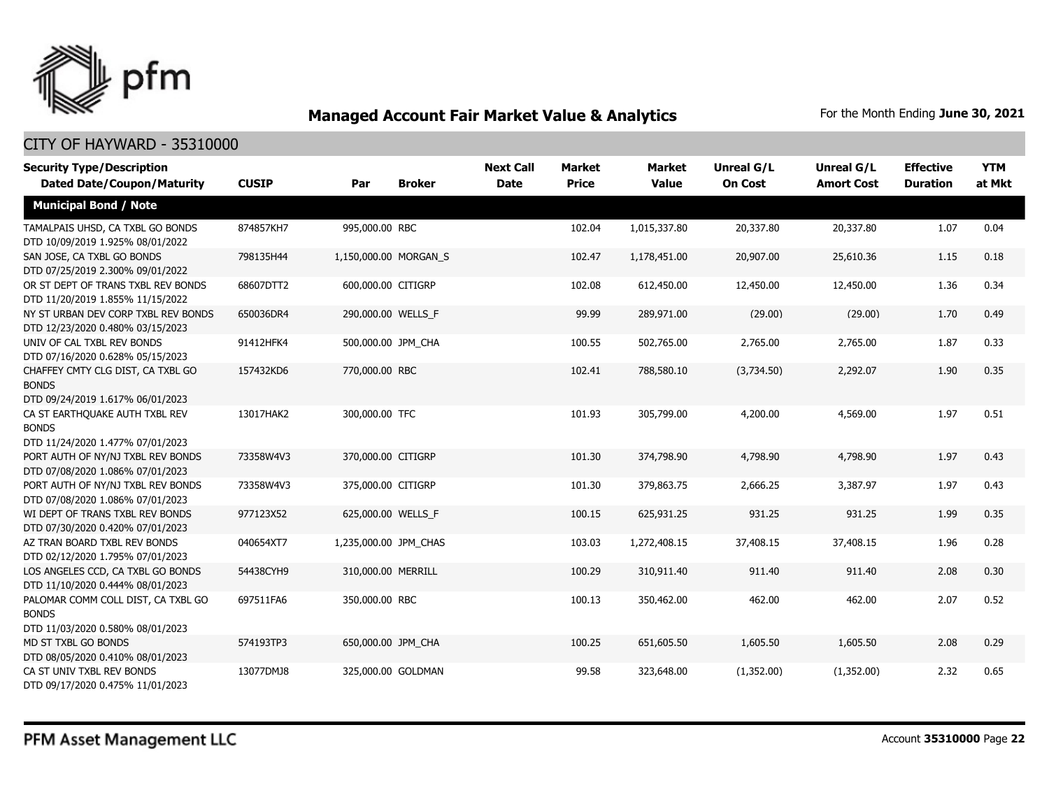# Managed Account Fair Market Value & Analytics

For the Month Ending **June 30, 2021**

## CITY OF HAYWARD - 35310000

| Security Type/Description Dated Date/Coupon/Maturity | CUSIP | Par | Broker | Next Call Date | Market Price | Market Value | Unreal G/L On Cost | Unreal G/L Amort Cost | Effective Duration | YTM at Mkt |
|---|---|---|---|---|---|---|---|---|---|---|
| **Municipal Bond / Note** | | | | | | | | | | |
| TAMALPAIS UHSD, CA TXBL GO BONDS DTD 10/09/2019 1.925% 08/01/2022 | 874857KH7 | 995,000.00 | RBC | | 102.04 | 1,015,337.80 | 20,337.80 | 20,337.80 | 1.07 | 0.04 |
| SAN JOSE, CA TXBL GO BONDS DTD 07/25/2019 2.300% 09/01/2022 | 798135H44 | 1,150,000.00 | MORGAN_S | | 102.47 | 1,178,451.00 | 20,907.00 | 25,610.36 | 1.15 | 0.18 |
| OR ST DEPT OF TRANS TXBL REV BONDS DTD 11/20/2019 1.855% 11/15/2022 | 68607DTT2 | 600,000.00 | CITIGRP | | 102.08 | 612,450.00 | 12,450.00 | 12,450.00 | 1.36 | 0.34 |
| NY ST URBAN DEV CORP TXBL REV BONDS DTD 12/23/2020 0.480% 03/15/2023 | 650036DR4 | 290,000.00 | WELLS_F | | 99.99 | 289,971.00 | (29.00) | (29.00) | 1.70 | 0.49 |
| UNIV OF CAL TXBL REV BONDS DTD 07/16/2020 0.628% 05/15/2023 | 91412HFK4 | 500,000.00 | JPM_CHA | | 100.55 | 502,765.00 | 2,765.00 | 2,765.00 | 1.87 | 0.33 |
| CHAFFEY CMTY CLG DIST, CA TXBL GO BONDS DTD 09/24/2019 1.617% 06/01/2023 | 157432KD6 | 770,000.00 | RBC | | 102.41 | 788,580.10 | (3,734.50) | 2,292.07 | 1.90 | 0.35 |
| CA ST EARTHQUAKE AUTH TXBL REV BONDS DTD 11/24/2020 1.477% 07/01/2023 | 13017HAK2 | 300,000.00 | TFC | | 101.93 | 305,799.00 | 4,200.00 | 4,569.00 | 1.97 | 0.51 |
| PORT AUTH OF NY/NJ TXBL REV BONDS DTD 07/08/2020 1.086% 07/01/2023 | 73358W4V3 | 370,000.00 | CITIGRP | | 101.30 | 374,798.90 | 4,798.90 | 4,798.90 | 1.97 | 0.43 |
| PORT AUTH OF NY/NJ TXBL REV BONDS DTD 07/08/2020 1.086% 07/01/2023 | 73358W4V3 | 375,000.00 | CITIGRP | | 101.30 | 379,863.75 | 2,666.25 | 3,387.97 | 1.97 | 0.43 |
| WI DEPT OF TRANS TXBL REV BONDS DTD 07/30/2020 0.420% 07/01/2023 | 977123X52 | 625,000.00 | WELLS_F | | 100.15 | 625,931.25 | 931.25 | 931.25 | 1.99 | 0.35 |
| AZ TRAN BOARD TXBL REV BONDS DTD 02/12/2020 1.795% 07/01/2023 | 040654XT7 | 1,235,000.00 | JPM_CHAS | | 103.03 | 1,272,408.15 | 37,408.15 | 37,408.15 | 1.96 | 0.28 |
| LOS ANGELES CCD, CA TXBL GO BONDS DTD 11/10/2020 0.444% 08/01/2023 | 54438CYH9 | 310,000.00 | MERRILL | | 100.29 | 310,911.40 | 911.40 | 911.40 | 2.08 | 0.30 |
| PALOMAR COMM COLL DIST, CA TXBL GO BONDS DTD 11/03/2020 0.580% 08/01/2023 | 697511FA6 | 350,000.00 | RBC | | 100.13 | 350,462.00 | 462.00 | 462.00 | 2.07 | 0.52 |
| MD ST TXBL GO BONDS DTD 08/05/2020 0.410% 08/01/2023 | 574193TP3 | 650,000.00 | JPM_CHA | | 100.25 | 651,605.50 | 1,605.50 | 1,605.50 | 2.08 | 0.29 |
| CA ST UNIV TXBL REV BONDS DTD 09/17/2020 0.475% 11/01/2023 | 13077DMJ8 | 325,000.00 | GOLDMAN | | 99.58 | 323,648.00 | (1,352.00) | (1,352.00) | 2.32 | 0.65 |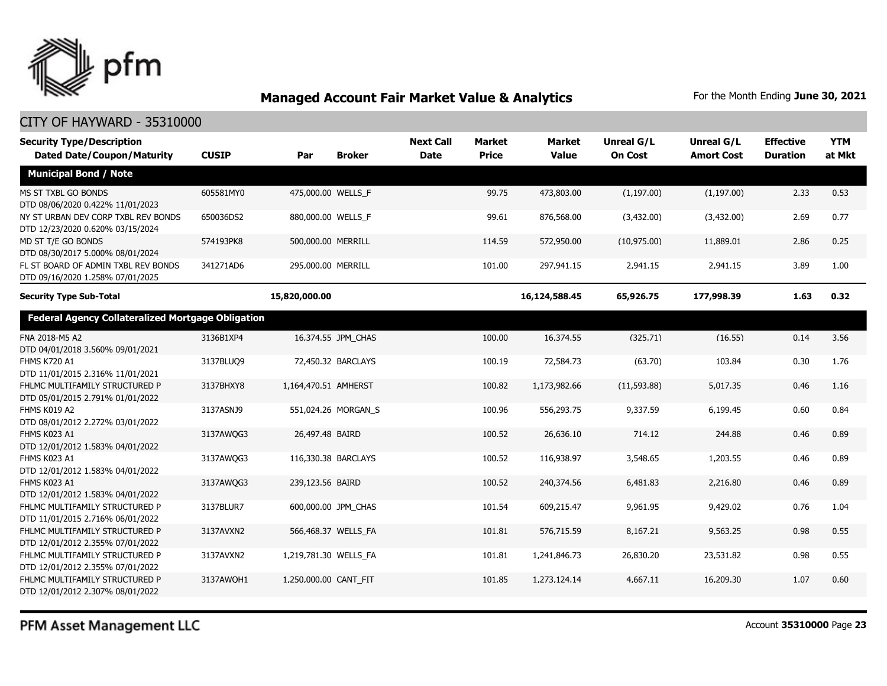## Managed Account Fair Market Value & Analytics

For the Month Ending **June 30, 2021**

### CITY OF HAYWARD - 35310000

| Security Type/Description Dated Date/Coupon/Maturity | CUSIP | Par | Broker | Next Call Date | Market Price | Market Value | Unreal G/L On Cost | Unreal G/L Amort Cost | Effective Duration | YTM at Mkt |
|---|---|---|---|---|---|---|---|---|---|---|
| **Municipal Bond / Note** | | | | | | | | | | |
| MS ST TXBL GO BONDS DTD 08/06/2020 0.422% 11/01/2023 | 605581MY0 | 475,000.00 | WELLS_F | | 99.75 | 473,803.00 | (1,197.00) | (1,197.00) | 2.33 | 0.53 |
| NY ST URBAN DEV CORP TXBL REV BONDS DTD 12/23/2020 0.620% 03/15/2024 | 650036DS2 | 880,000.00 | WELLS_F | | 99.61 | 876,568.00 | (3,432.00) | (3,432.00) | 2.69 | 0.77 |
| MD ST T/E GO BONDS DTD 08/30/2017 5.000% 08/01/2024 | 574193PK8 | 500,000.00 | MERRILL | | 114.59 | 572,950.00 | (10,975.00) | 11,889.01 | 2.86 | 0.25 |
| FL ST BOARD OF ADMIN TXBL REV BONDS DTD 09/16/2020 1.258% 07/01/2025 | 341271AD6 | 295,000.00 | MERRILL | | 101.00 | 297,941.15 | 2,941.15 | 2,941.15 | 3.89 | 1.00 |
| **Security Type Sub-Total** | | **15,820,000.00** | | | | **16,124,588.45** | **65,926.75** | **177,998.39** | **1.63** | **0.32** |
| **Federal Agency Collateralized Mortgage Obligation** | | | | | | | | | | |
| FNA 2018-M5 A2 DTD 04/01/2018 3.560% 09/01/2021 | 3136B1XP4 | 16,374.55 | JPM_CHAS | | 100.00 | 16,374.55 | (325.71) | (16.55) | 0.14 | 3.56 |
| FHMS K720 A1 DTD 11/01/2015 2.316% 11/01/2021 | 3137BLUQ9 | 72,450.32 | BARCLAYS | | 100.19 | 72,584.73 | (63.70) | 103.84 | 0.30 | 1.76 |
| FHLMC MULTIFAMILY STRUCTURED P DTD 05/01/2015 2.791% 01/01/2022 | 3137BHXY8 | 1,164,470.51 | AMHERST | | 100.82 | 1,173,982.66 | (11,593.88) | 5,017.35 | 0.46 | 1.16 |
| FHMS K019 A2 DTD 08/01/2012 2.272% 03/01/2022 | 3137ASNJ9 | 551,024.26 | MORGAN_S | | 100.96 | 556,293.75 | 9,337.59 | 6,199.45 | 0.60 | 0.84 |
| FHMS K023 A1 DTD 12/01/2012 1.583% 04/01/2022 | 3137AWQG3 | 26,497.48 | BAIRD | | 100.52 | 26,636.10 | 714.12 | 244.88 | 0.46 | 0.89 |
| FHMS K023 A1 DTD 12/01/2012 1.583% 04/01/2022 | 3137AWQG3 | 116,330.38 | BARCLAYS | | 100.52 | 116,938.97 | 3,548.65 | 1,203.55 | 0.46 | 0.89 |
| FHMS K023 A1 DTD 12/01/2012 1.583% 04/01/2022 | 3137AWQG3 | 239,123.56 | BAIRD | | 100.52 | 240,374.56 | 6,481.83 | 2,216.80 | 0.46 | 0.89 |
| FHLMC MULTIFAMILY STRUCTURED P DTD 11/01/2015 2.716% 06/01/2022 | 3137BLUR7 | 600,000.00 | JPM_CHAS | | 101.54 | 609,215.47 | 9,961.95 | 9,429.02 | 0.76 | 1.04 |
| FHLMC MULTIFAMILY STRUCTURED P DTD 12/01/2012 2.355% 07/01/2022 | 3137AVXN2 | 566,468.37 | WELLS_FA | | 101.81 | 576,715.59 | 8,167.21 | 9,563.25 | 0.98 | 0.55 |
| FHLMC MULTIFAMILY STRUCTURED P DTD 12/01/2012 2.355% 07/01/2022 | 3137AVXN2 | 1,219,781.30 | WELLS_FA | | 101.81 | 1,241,846.73 | 26,830.20 | 23,531.82 | 0.98 | 0.55 |
| FHLMC MULTIFAMILY STRUCTURED P DTD 12/01/2012 2.307% 08/01/2022 | 3137AWQH1 | 1,250,000.00 | CANT_FIT | | 101.85 | 1,273,124.14 | 4,667.11 | 16,209.30 | 1.07 | 0.60 |

PFM Asset Management LLC

Account **35310000**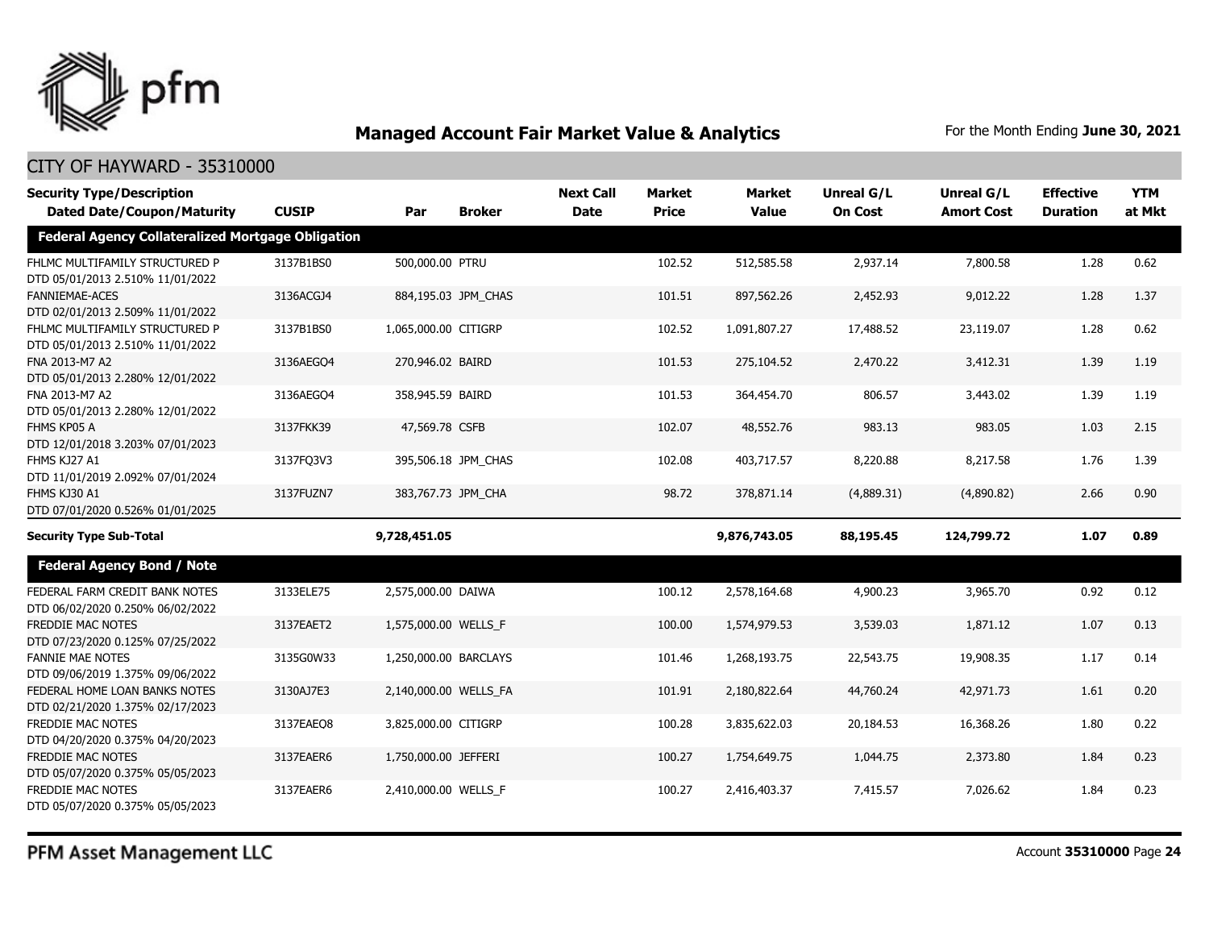## Managed Account Fair Market Value & Analytics

For the Month Ending **June 30, 2021**

CITY OF HAYWARD - 35310000

| Security Type/Description Dated Date/Coupon/Maturity | CUSIP | Par | Broker | Next Call Date | Market Price | Market Value | Unreal G/L On Cost | Unreal G/L Amort Cost | Effective Duration | YTM at Mkt |
|---|---|---|---|---|---|---|---|---|---|---|
| **Federal Agency Collateralized Mortgage Obligation** | | | | | | | | | | |
| FHLMC MULTIFAMILY STRUCTURED P DTD 05/01/2013 2.510% 11/01/2022 | 3137B1BS0 | 500,000.00 | PTRU | | 102.52 | 512,585.58 | 2,937.14 | 7,800.58 | 1.28 | 0.62 |
| FANNIEMAE-ACES DTD 02/01/2013 2.509% 11/01/2022 | 3136ACGJ4 | 884,195.03 | JPM_CHAS | | 101.51 | 897,562.26 | 2,452.93 | 9,012.22 | 1.28 | 1.37 |
| FHLMC MULTIFAMILY STRUCTURED P DTD 05/01/2013 2.510% 11/01/2022 | 3137B1BS0 | 1,065,000.00 | CITIGRP | | 102.52 | 1,091,807.27 | 17,488.52 | 23,119.07 | 1.28 | 0.62 |
| FNA 2013-M7 A2 DTD 05/01/2013 2.280% 12/01/2022 | 3136AEGO4 | 270,946.02 | BAIRD | | 101.53 | 275,104.52 | 2,470.22 | 3,412.31 | 1.39 | 1.19 |
| FNA 2013-M7 A2 DTD 05/01/2013 2.280% 12/01/2022 | 3136AEGO4 | 358,945.59 | BAIRD | | 101.53 | 364,454.70 | 806.57 | 3,443.02 | 1.39 | 1.19 |
| FHMS KP05 A DTD 12/01/2018 3.203% 07/01/2023 | 3137FKK39 | 47,569.78 | CSFB | | 102.07 | 48,552.76 | 983.13 | 983.05 | 1.03 | 2.15 |
| FHMS KJ27 A1 DTD 11/01/2019 2.092% 07/01/2024 | 3137FQ3V3 | 395,506.18 | JPM_CHAS | | 102.08 | 403,717.57 | 8,220.88 | 8,217.58 | 1.76 | 1.39 |
| FHMS KJ30 A1 DTD 07/01/2020 0.526% 01/01/2025 | 3137FUZN7 | 383,767.73 | JPM_CHA | | 98.72 | 378,871.14 | (4,889.31) | (4,890.82) | 2.66 | 0.90 |
| **Security Type Sub-Total** | | **9,728,451.05** | | | | **9,876,743.05** | **88,195.45** | **124,799.72** | **1.07** | **0.89** |
| **Federal Agency Bond / Note** | | | | | | | | | | |
| FEDERAL FARM CREDIT BANK NOTES DTD 06/02/2020 0.250% 06/02/2022 | 3133ELE75 | 2,575,000.00 | DAIWA | | 100.12 | 2,578,164.68 | 4,900.23 | 3,965.70 | 0.92 | 0.12 |
| FREDDIE MAC NOTES DTD 07/23/2020 0.125% 07/25/2022 | 3137EAET2 | 1,575,000.00 | WELLS_F | | 100.00 | 1,574,979.53 | 3,539.03 | 1,871.12 | 1.07 | 0.13 |
| FANNIE MAE NOTES DTD 09/06/2019 1.375% 09/06/2022 | 3135G0W33 | 1,250,000.00 | BARCLAYS | | 101.46 | 1,268,193.75 | 22,543.75 | 19,908.35 | 1.17 | 0.14 |
| FEDERAL HOME LOAN BANKS NOTES DTD 02/21/2020 1.375% 02/17/2023 | 3130AJ7E3 | 2,140,000.00 | WELLS_FA | | 101.91 | 2,180,822.64 | 44,760.24 | 42,971.73 | 1.61 | 0.20 |
| FREDDIE MAC NOTES DTD 04/20/2020 0.375% 04/20/2023 | 3137EAEQ8 | 3,825,000.00 | CITIGRP | | 100.28 | 3,835,622.03 | 20,184.53 | 16,368.26 | 1.80 | 0.22 |
| FREDDIE MAC NOTES DTD 05/07/2020 0.375% 05/05/2023 | 3137EAER6 | 1,750,000.00 | JEFFERI | | 100.27 | 1,754,649.75 | 1,044.75 | 2,373.80 | 1.84 | 0.23 |
| FREDDIE MAC NOTES DTD 05/07/2020 0.375% 05/05/2023 | 3137EAER6 | 2,410,000.00 | WELLS_F | | 100.27 | 2,416,403.37 | 7,415.57 | 7,026.62 | 1.84 | 0.23 |

PFM Asset Management LLC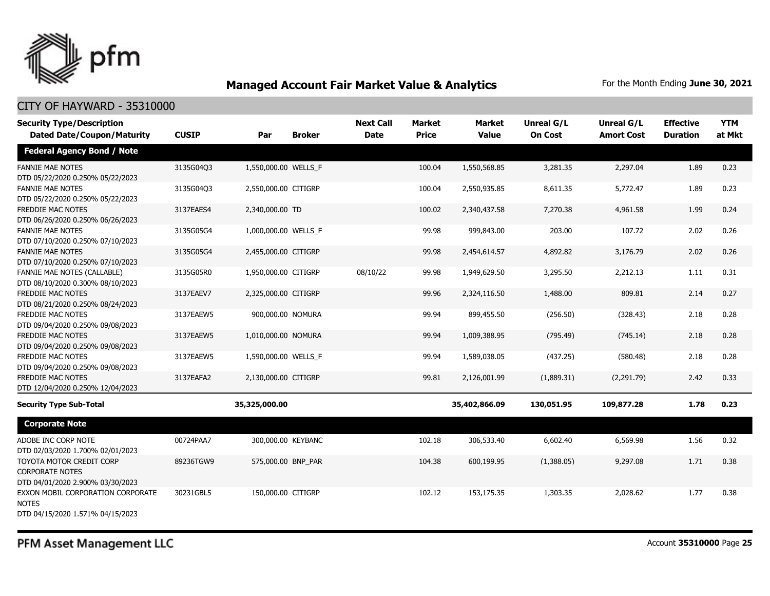## Managed Account Fair Market Value & Analytics

For the Month Ending **June 30, 2021**

CITY OF HAYWARD - 35310000

| Security Type/Description Dated Date/Coupon/Maturity | CUSIP | Par | Broker | Next Call Date | Market Price | Market Value | Unreal G/L On Cost | Unreal G/L Amort Cost | Effective Duration | YTM at Mkt |
|---|---|---|---|---|---|---|---|---|---|---|
| **Federal Agency Bond / Note** | | | | | | | | | | |
| FANNIE MAE NOTES DTD 05/22/2020 0.250% 05/22/2023 | 3135G04Q3 | 1,550,000.00 | WELLS_F | | 100.04 | 1,550,568.85 | 3,281.35 | 2,297.04 | 1.89 | 0.23 |
| FANNIE MAE NOTES DTD 05/22/2020 0.250% 05/22/2023 | 3135G04Q3 | 2,550,000.00 | CITIGRP | | 100.04 | 2,550,935.85 | 8,611.35 | 5,772.47 | 1.89 | 0.23 |
| FREDDIE MAC NOTES DTD 06/26/2020 0.250% 06/26/2023 | 3137EAES4 | 2,340,000.00 | TD | | 100.02 | 2,340,437.58 | 7,270.38 | 4,961.58 | 1.99 | 0.24 |
| FANNIE MAE NOTES DTD 07/10/2020 0.250% 07/10/2023 | 3135G05G4 | 1,000,000.00 | WELLS_F | | 99.98 | 999,843.00 | 203.00 | 107.72 | 2.02 | 0.26 |
| FANNIE MAE NOTES DTD 07/10/2020 0.250% 07/10/2023 | 3135G05G4 | 2,455,000.00 | CITIGRP | | 99.98 | 2,454,614.57 | 4,892.82 | 3,176.79 | 2.02 | 0.26 |
| FANNIE MAE NOTES (CALLABLE) DTD 08/10/2020 0.300% 08/10/2023 | 3135G05R0 | 1,950,000.00 | CITIGRP | 08/10/22 | 99.98 | 1,949,629.50 | 3,295.50 | 2,212.13 | 1.11 | 0.31 |
| FREDDIE MAC NOTES DTD 08/21/2020 0.250% 08/24/2023 | 3137EAEV7 | 2,325,000.00 | CITIGRP | | 99.96 | 2,324,116.50 | 1,488.00 | 809.81 | 2.14 | 0.27 |
| FREDDIE MAC NOTES DTD 09/04/2020 0.250% 09/08/2023 | 3137EAEW5 | 900,000.00 | NOMURA | | 99.94 | 899,455.50 | (256.50) | (328.43) | 2.18 | 0.28 |
| FREDDIE MAC NOTES DTD 09/04/2020 0.250% 09/08/2023 | 3137EAEW5 | 1,010,000.00 | NOMURA | | 99.94 | 1,009,388.95 | (795.49) | (745.14) | 2.18 | 0.28 |
| FREDDIE MAC NOTES DTD 09/04/2020 0.250% 09/08/2023 | 3137EAEW5 | 1,590,000.00 | WELLS_F | | 99.94 | 1,589,038.05 | (437.25) | (580.48) | 2.18 | 0.28 |
| FREDDIE MAC NOTES DTD 12/04/2020 0.250% 12/04/2023 | 3137EAFA2 | 2,130,000.00 | CITIGRP | | 99.81 | 2,126,001.99 | (1,889.31) | (2,291.79) | 2.42 | 0.33 |
| **Security Type Sub-Total** | | **35,325,000.00** | | | | **35,402,866.09** | **130,051.95** | **109,877.28** | **1.78** | **0.23** |
| **Corporate Note** | | | | | | | | | | |
| ADOBE INC CORP NOTE DTD 02/03/2020 1.700% 02/01/2023 | 00724PAA7 | 300,000.00 | KEYBANC | | 102.18 | 306,533.40 | 6,602.40 | 6,569.98 | 1.56 | 0.32 |
| TOYOTA MOTOR CREDIT CORP CORPORATE NOTES DTD 04/01/2020 2.900% 03/30/2023 | 89236TGW9 | 575,000.00 | BNP_PAR | | 104.38 | 600,199.95 | (1,388.05) | 9,297.08 | 1.71 | 0.38 |
| EXXON MOBIL CORPORATION CORPORATE NOTES DTD 04/15/2020 1.571% 04/15/2023 | 30231GBL5 | 150,000.00 | CITIGRP | | 102.12 | 153,175.35 | 1,303.35 | 2,028.62 | 1.77 | 0.38 |

PFM Asset Management LLC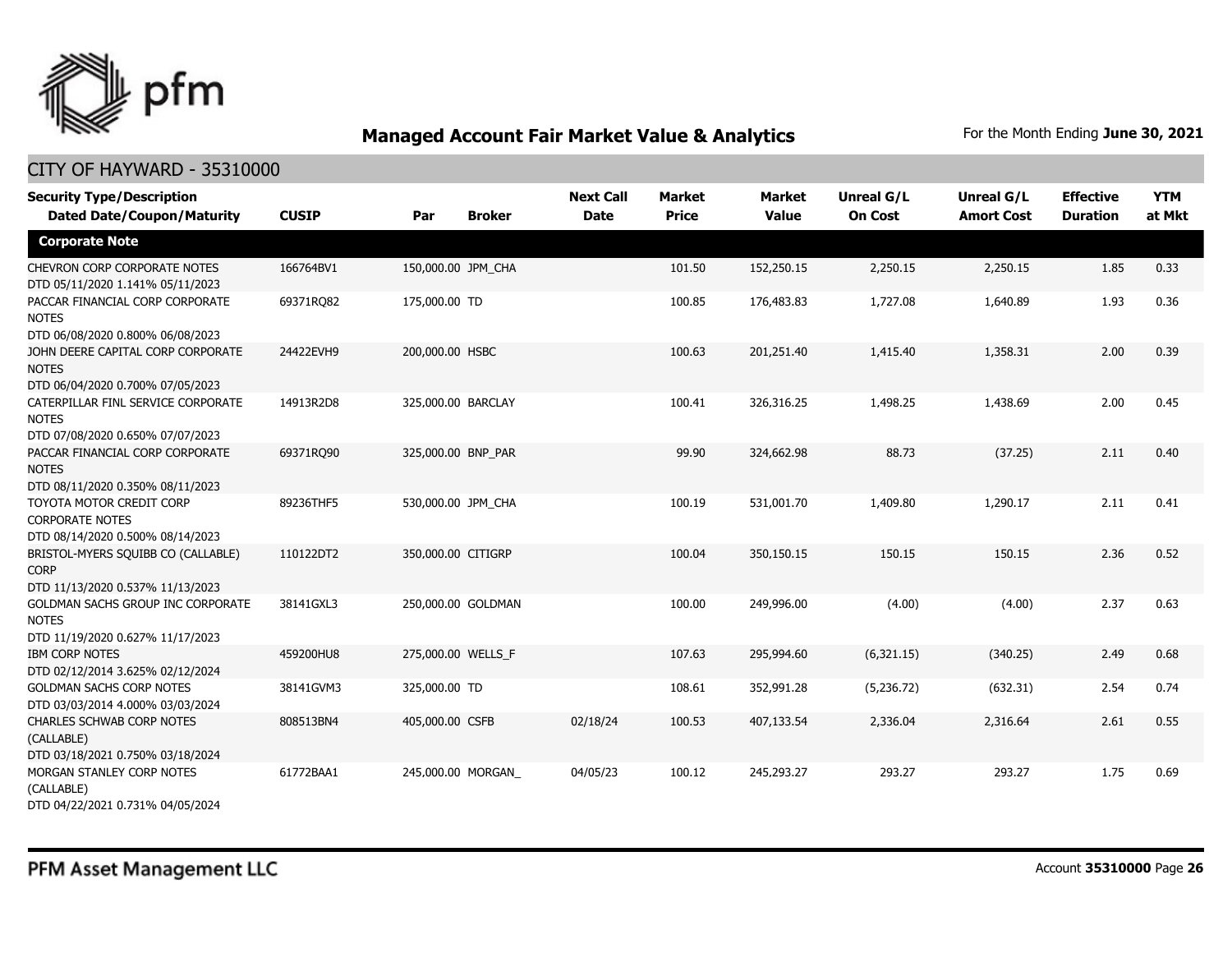## Managed Account Fair Market Value & Analytics

For the Month Ending **June 30, 2021**

CITY OF HAYWARD - 35310000

| Security Type/Description<br>Dated Date/Coupon/Maturity | CUSIP | Par | Broker | Next Call Date | Market Price | Market Value | Unreal G/L On Cost | Unreal G/L Amort Cost | Effective Duration | YTM at Mkt |
|---|---|---|---|---|---|---|---|---|---|---|
| **Corporate Note** | | | | | | | | | | |
| CHEVRON CORP CORPORATE NOTES<br>DTD 05/11/2020 1.141% 05/11/2023 | 166764BV1 | 150,000.00 | JPM_CHA | | 101.50 | 152,250.15 | 2,250.15 | 2,250.15 | 1.85 | 0.33 |
| PACCAR FINANCIAL CORP CORPORATE NOTES<br>DTD 06/08/2020 0.800% 06/08/2023 | 69371RQ82 | 175,000.00 | TD | | 100.85 | 176,483.83 | 1,727.08 | 1,640.89 | 1.93 | 0.36 |
| JOHN DEERE CAPITAL CORP CORPORATE NOTES<br>DTD 06/04/2020 0.700% 07/05/2023 | 24422EVH9 | 200,000.00 | HSBC | | 100.63 | 201,251.40 | 1,415.40 | 1,358.31 | 2.00 | 0.39 |
| CATERPILLAR FINL SERVICE CORPORATE NOTES<br>DTD 07/08/2020 0.650% 07/07/2023 | 14913R2D8 | 325,000.00 | BARCLAY | | 100.41 | 326,316.25 | 1,498.25 | 1,438.69 | 2.00 | 0.45 |
| PACCAR FINANCIAL CORP CORPORATE NOTES<br>DTD 08/11/2020 0.350% 08/11/2023 | 69371RQ90 | 325,000.00 | BNP_PAR | | 99.90 | 324,662.98 | 88.73 | (37.25) | 2.11 | 0.40 |
| TOYOTA MOTOR CREDIT CORP CORPORATE NOTES<br>DTD 08/14/2020 0.500% 08/14/2023 | 89236THF5 | 530,000.00 | JPM_CHA | | 100.19 | 531,001.70 | 1,409.80 | 1,290.17 | 2.11 | 0.41 |
| BRISTOL-MYERS SQUIBB CO (CALLABLE) CORP<br>DTD 11/13/2020 0.537% 11/13/2023 | 110122DT2 | 350,000.00 | CITIGRP | | 100.04 | 350,150.15 | 150.15 | 150.15 | 2.36 | 0.52 |
| GOLDMAN SACHS GROUP INC CORPORATE NOTES<br>DTD 11/19/2020 0.627% 11/17/2023 | 38141GXL3 | 250,000.00 | GOLDMAN | | 100.00 | 249,996.00 | (4.00) | (4.00) | 2.37 | 0.63 |
| IBM CORP NOTES<br>DTD 02/12/2014 3.625% 02/12/2024 | 459200HU8 | 275,000.00 | WELLS_F | | 107.63 | 295,994.60 | (6,321.15) | (340.25) | 2.49 | 0.68 |
| GOLDMAN SACHS CORP NOTES<br>DTD 03/03/2014 4.000% 03/03/2024 | 38141GVM3 | 325,000.00 | TD | | 108.61 | 352,991.28 | (5,236.72) | (632.31) | 2.54 | 0.74 |
| CHARLES SCHWAB CORP NOTES (CALLABLE)<br>DTD 03/18/2021 0.750% 03/18/2024 | 808513BN4 | 405,000.00 | CSFB | 02/18/24 | 100.53 | 407,133.54 | 2,336.04 | 2,316.64 | 2.61 | 0.55 |
| MORGAN STANLEY CORP NOTES (CALLABLE)<br>DTD 04/22/2021 0.731% 04/05/2024 | 61772BAA1 | 245,000.00 | MORGAN_ | 04/05/23 | 100.12 | 245,293.27 | 293.27 | 293.27 | 1.75 | 0.69 |

PFM Asset Management LLC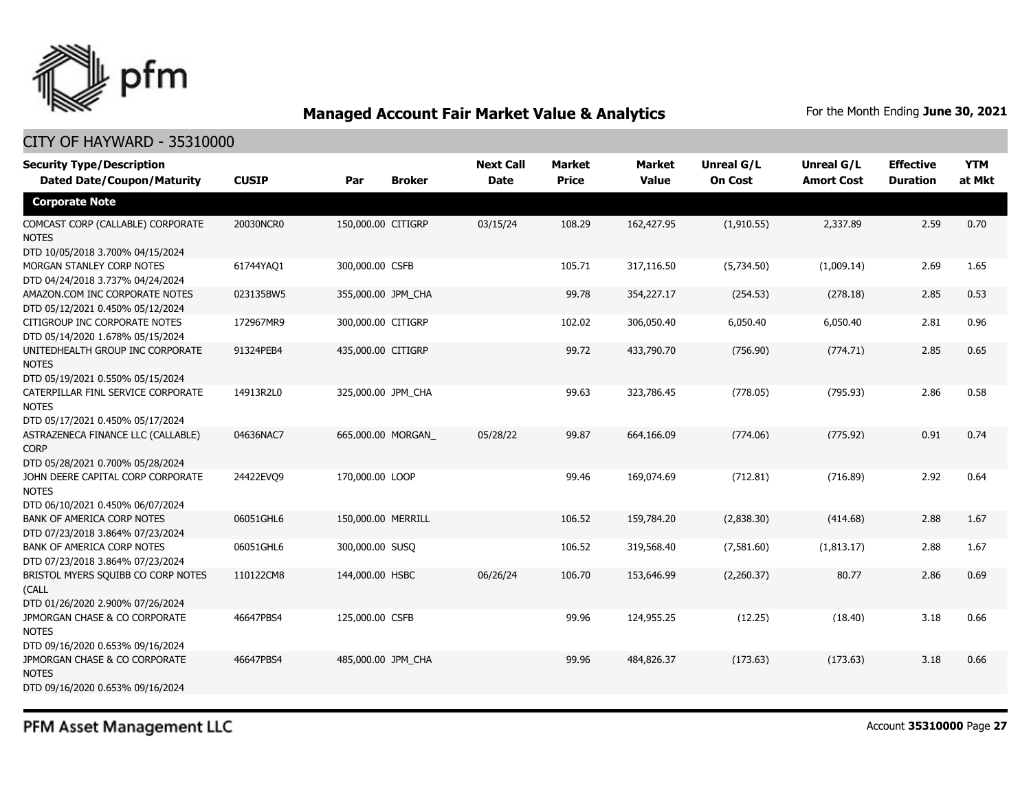## Managed Account Fair Market Value & Analytics

For the Month Ending **June 30, 2021**

CITY OF HAYWARD - 35310000

| Security Type/Description<br>Dated Date/Coupon/Maturity | CUSIP | Par | Broker | Next Call Date | Market Price | Market Value | Unreal G/L On Cost | Unreal G/L Amort Cost | Effective Duration | YTM at Mkt |
|---|---|---|---|---|---|---|---|---|---|---|
| **Corporate Note** | | | | | | | | | | |
| COMCAST CORP (CALLABLE) CORPORATE NOTES<br>DTD 10/05/2018 3.700% 04/15/2024 | 20030NCR0 | 150,000.00 | CITIGRP | 03/15/24 | 108.29 | 162,427.95 | (1,910.55) | 2,337.89 | 2.59 | 0.70 |
| MORGAN STANLEY CORP NOTES<br>DTD 04/24/2018 3.737% 04/24/2024 | 61744YAQ1 | 300,000.00 | CSFB | | 105.71 | 317,116.50 | (5,734.50) | (1,009.14) | 2.69 | 1.65 |
| AMAZON.COM INC CORPORATE NOTES<br>DTD 05/12/2021 0.450% 05/12/2024 | 023135BW5 | 355,000.00 | JPM_CHA | | 99.78 | 354,227.17 | (254.53) | (278.18) | 2.85 | 0.53 |
| CITIGROUP INC CORPORATE NOTES<br>DTD 05/14/2020 1.678% 05/15/2024 | 172967MR9 | 300,000.00 | CITIGRP | | 102.02 | 306,050.40 | 6,050.40 | 6,050.40 | 2.81 | 0.96 |
| UNITEDHEALTH GROUP INC CORPORATE NOTES<br>DTD 05/19/2021 0.550% 05/15/2024 | 91324PEB4 | 435,000.00 | CITIGRP | | 99.72 | 433,790.70 | (756.90) | (774.71) | 2.85 | 0.65 |
| CATERPILLAR FINL SERVICE CORPORATE NOTES<br>DTD 05/17/2021 0.450% 05/17/2024 | 14913R2L0 | 325,000.00 | JPM_CHA | | 99.63 | 323,786.45 | (778.05) | (795.93) | 2.86 | 0.58 |
| ASTRAZENECA FINANCE LLC (CALLABLE) CORP<br>DTD 05/28/2021 0.700% 05/28/2024 | 04636NAC7 | 665,000.00 | MORGAN_ | 05/28/22 | 99.87 | 664,166.09 | (774.06) | (775.92) | 0.91 | 0.74 |
| JOHN DEERE CAPITAL CORP CORPORATE NOTES<br>DTD 06/10/2021 0.450% 06/07/2024 | 24422EVQ9 | 170,000.00 | LOOP | | 99.46 | 169,074.69 | (712.81) | (716.89) | 2.92 | 0.64 |
| BANK OF AMERICA CORP NOTES<br>DTD 07/23/2018 3.864% 07/23/2024 | 06051GHL6 | 150,000.00 | MERRILL | | 106.52 | 159,784.20 | (2,838.30) | (414.68) | 2.88 | 1.67 |
| BANK OF AMERICA CORP NOTES<br>DTD 07/23/2018 3.864% 07/23/2024 | 06051GHL6 | 300,000.00 | SUSQ | | 106.52 | 319,568.40 | (7,581.60) | (1,813.17) | 2.88 | 1.67 |
| BRISTOL MYERS SQUIBB CO CORP NOTES (CALL<br>DTD 01/26/2020 2.900% 07/26/2024 | 110122CM8 | 144,000.00 | HSBC | 06/26/24 | 106.70 | 153,646.99 | (2,260.37) | 80.77 | 2.86 | 0.69 |
| JPMORGAN CHASE & CO CORPORATE NOTES<br>DTD 09/16/2020 0.653% 09/16/2024 | 46647PBS4 | 125,000.00 | CSFB | | 99.96 | 124,955.25 | (12.25) | (18.40) | 3.18 | 0.66 |
| JPMORGAN CHASE & CO CORPORATE NOTES<br>DTD 09/16/2020 0.653% 09/16/2024 | 46647PBS4 | 485,000.00 | JPM_CHA | | 99.96 | 484,826.37 | (173.63) | (173.63) | 3.18 | 0.66 |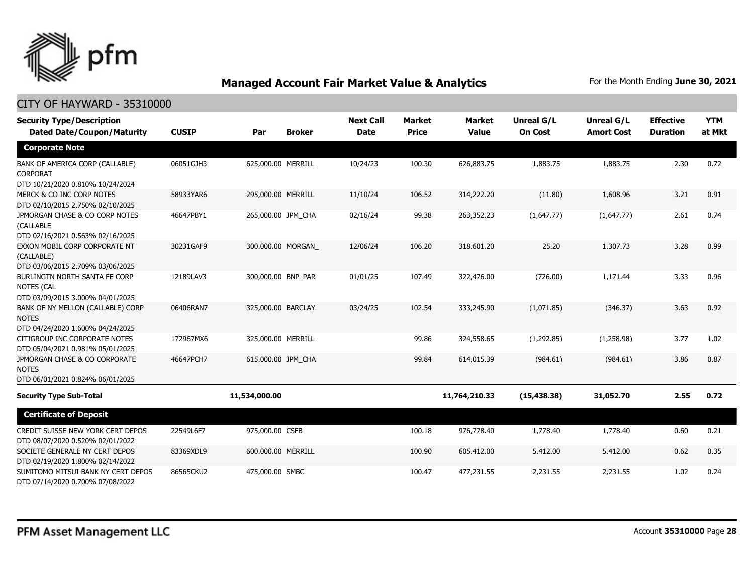## Managed Account Fair Market Value & Analytics

For the Month Ending **June 30, 2021**

### CITY OF HAYWARD - 35310000

| Security Type/Description Dated Date/Coupon/Maturity | CUSIP | Par | Broker | Next Call Date | Market Price | Market Value | Unreal G/L On Cost | Unreal G/L Amort Cost | Effective Duration | YTM at Mkt |
|---|---|---|---|---|---|---|---|---|---|---|
| **Corporate Note** | | | | | | | | | | |
| BANK OF AMERICA CORP (CALLABLE) CORPORAT DTD 10/21/2020 0.810% 10/24/2024 | 06051GJH3 | 625,000.00 | MERRILL | 10/24/23 | 100.30 | 626,883.75 | 1,883.75 | 1,883.75 | 2.30 | 0.72 |
| MERCK & CO INC CORP NOTES DTD 02/10/2015 2.750% 02/10/2025 | 58933YAR6 | 295,000.00 | MERRILL | 11/10/24 | 106.52 | 314,222.20 | (11.80) | 1,608.96 | 3.21 | 0.91 |
| JPMORGAN CHASE & CO CORP NOTES (CALLABLE DTD 02/16/2021 0.563% 02/16/2025 | 46647PBY1 | 265,000.00 | JPM_CHA | 02/16/24 | 99.38 | 263,352.23 | (1,647.77) | (1,647.77) | 2.61 | 0.74 |
| EXXON MOBIL CORP CORPORATE NT (CALLABLE) DTD 03/06/2015 2.709% 03/06/2025 | 30231GAF9 | 300,000.00 | MORGAN_ | 12/06/24 | 106.20 | 318,601.20 | 25.20 | 1,307.73 | 3.28 | 0.99 |
| BURLINGTN NORTH SANTA FE CORP NOTES (CAL DTD 03/09/2015 3.000% 04/01/2025 | 12189LAV3 | 300,000.00 | BNP_PAR | 01/01/25 | 107.49 | 322,476.00 | (726.00) | 1,171.44 | 3.33 | 0.96 |
| BANK OF NY MELLON (CALLABLE) CORP NOTES DTD 04/24/2020 1.600% 04/24/2025 | 06406RAN7 | 325,000.00 | BARCLAY | 03/24/25 | 102.54 | 333,245.90 | (1,071.85) | (346.37) | 3.63 | 0.92 |
| CITIGROUP INC CORPORATE NOTES DTD 05/04/2021 0.981% 05/01/2025 | 172967MX6 | 325,000.00 | MERRILL | | 99.86 | 324,558.65 | (1,292.85) | (1,258.98) | 3.77 | 1.02 |
| JPMORGAN CHASE & CO CORPORATE NOTES DTD 06/01/2021 0.824% 06/01/2025 | 46647PCH7 | 615,000.00 | JPM_CHA | | 99.84 | 614,015.39 | (984.61) | (984.61) | 3.86 | 0.87 |
| **Security Type Sub-Total** | | **11,534,000.00** | | | | **11,764,210.33** | **(15,438.38)** | **31,052.70** | **2.55** | **0.72** |
| **Certificate of Deposit** | | | | | | | | | | |
| CREDIT SUISSE NEW YORK CERT DEPOS DTD 08/07/2020 0.520% 02/01/2022 | 22549L6F7 | 975,000.00 | CSFB | | 100.18 | 976,778.40 | 1,778.40 | 1,778.40 | 0.60 | 0.21 |
| SOCIETE GENERALE NY CERT DEPOS DTD 02/19/2020 1.800% 02/14/2022 | 83369XDL9 | 600,000.00 | MERRILL | | 100.90 | 605,412.00 | 5,412.00 | 5,412.00 | 0.62 | 0.35 |
| SUMITOMO MITSUI BANK NY CERT DEPOS DTD 07/14/2020 0.700% 07/08/2022 | 86565CKU2 | 475,000.00 | SMBC | | 100.47 | 477,231.55 | 2,231.55 | 2,231.55 | 1.02 | 0.24 |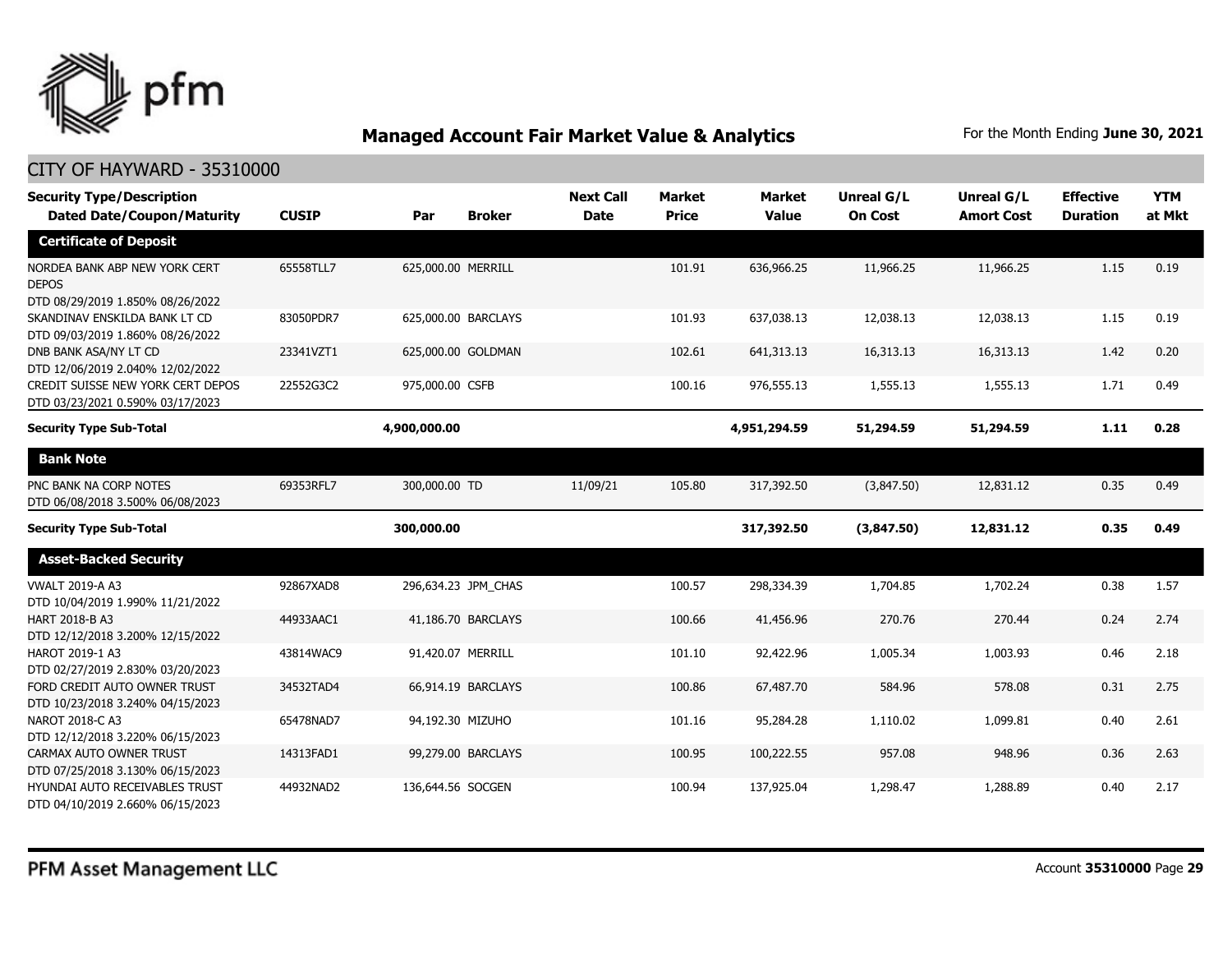## Managed Account Fair Market Value & Analytics

For the Month Ending **June 30, 2021**

CITY OF HAYWARD - 35310000

| Security Type/Description Dated Date/Coupon/Maturity | CUSIP | Par | Broker | Next Call Date | Market Price | Market Value | Unreal G/L On Cost | Unreal G/L Amort Cost | Effective Duration | YTM at Mkt |
|---|---|---|---|---|---|---|---|---|---|---|
| **Certificate of Deposit** | | | | | | | | | | |
| NORDEA BANK ABP NEW YORK CERT DEPOS DTD 08/29/2019 1.850% 08/26/2022 | 65558TLL7 | 625,000.00 | MERRILL | | 101.91 | 636,966.25 | 11,966.25 | 11,966.25 | 1.15 | 0.19 |
| SKANDINAV ENSKILDA BANK LT CD DTD 09/03/2019 1.860% 08/26/2022 | 83050PDR7 | 625,000.00 | BARCLAYS | | 101.93 | 637,038.13 | 12,038.13 | 12,038.13 | 1.15 | 0.19 |
| DNB BANK ASA/NY LT CD DTD 12/06/2019 2.040% 12/02/2022 | 23341VZT1 | 625,000.00 | GOLDMAN | | 102.61 | 641,313.13 | 16,313.13 | 16,313.13 | 1.42 | 0.20 |
| CREDIT SUISSE NEW YORK CERT DEPOS DTD 03/23/2021 0.590% 03/17/2023 | 22552G3C2 | 975,000.00 | CSFB | | 100.16 | 976,555.13 | 1,555.13 | 1,555.13 | 1.71 | 0.49 |
| **Security Type Sub-Total** | | **4,900,000.00** | | | | **4,951,294.59** | **51,294.59** | **51,294.59** | **1.11** | **0.28** |
| **Bank Note** | | | | | | | | | | |
| PNC BANK NA CORP NOTES DTD 06/08/2018 3.500% 06/08/2023 | 69353RFL7 | 300,000.00 | TD | 11/09/21 | 105.80 | 317,392.50 | (3,847.50) | 12,831.12 | 0.35 | 0.49 |
| **Security Type Sub-Total** | | **300,000.00** | | | | **317,392.50** | **(3,847.50)** | **12,831.12** | **0.35** | **0.49** |
| **Asset-Backed Security** | | | | | | | | | | |
| VWALT 2019-A A3 DTD 10/04/2019 1.990% 11/21/2022 | 92867XAD8 | 296,634.23 | JPM_CHAS | | 100.57 | 298,334.39 | 1,704.85 | 1,702.24 | 0.38 | 1.57 |
| HART 2018-B A3 DTD 12/12/2018 3.200% 12/15/2022 | 44933AAC1 | 41,186.70 | BARCLAYS | | 100.66 | 41,456.96 | 270.76 | 270.44 | 0.24 | 2.74 |
| HAROT 2019-1 A3 DTD 02/27/2019 2.830% 03/20/2023 | 43814WAC9 | 91,420.07 | MERRILL | | 101.10 | 92,422.96 | 1,005.34 | 1,003.93 | 0.46 | 2.18 |
| FORD CREDIT AUTO OWNER TRUST DTD 10/23/2018 3.240% 04/15/2023 | 34532TAD4 | 66,914.19 | BARCLAYS | | 100.86 | 67,487.70 | 584.96 | 578.08 | 0.31 | 2.75 |
| NAROT 2018-C A3 DTD 12/12/2018 3.220% 06/15/2023 | 65478NAD7 | 94,192.30 | MIZUHO | | 101.16 | 95,284.28 | 1,110.02 | 1,099.81 | 0.40 | 2.61 |
| CARMAX AUTO OWNER TRUST DTD 07/25/2018 3.130% 06/15/2023 | 14313FAD1 | 99,279.00 | BARCLAYS | | 100.95 | 100,222.55 | 957.08 | 948.96 | 0.36 | 2.63 |
| HYUNDAI AUTO RECEIVABLES TRUST DTD 04/10/2019 2.660% 06/15/2023 | 44932NAD2 | 136,644.56 | SOCGEN | | 100.94 | 137,925.04 | 1,298.47 | 1,288.89 | 0.40 | 2.17 |

PFM Asset Management LLC

Account **35310000**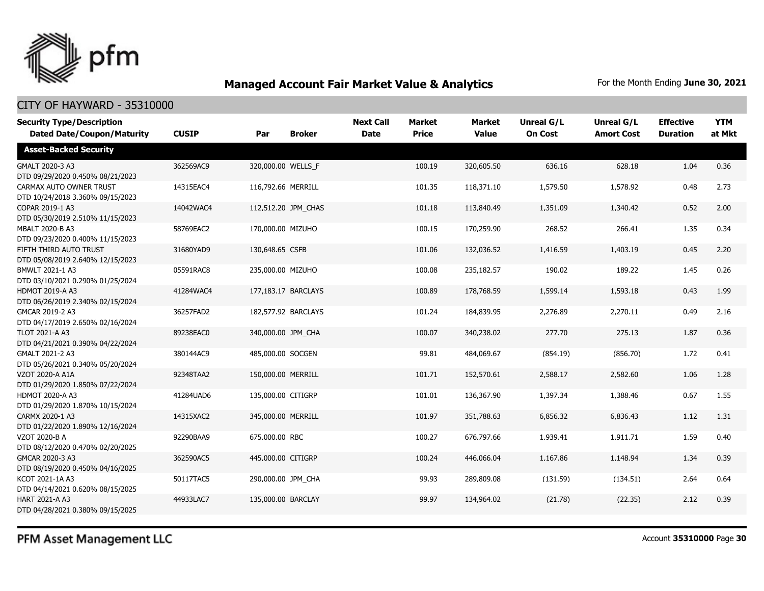## Managed Account Fair Market Value & Analytics

For the Month Ending **June 30, 2021**

### CITY OF HAYWARD - 35310000

| Security Type/Description Dated Date/Coupon/Maturity | CUSIP | Par | Broker | Next Call Date | Market Price | Market Value | Unreal G/L On Cost | Unreal G/L Amort Cost | Effective Duration | YTM at Mkt |
|---|---|---|---|---|---|---|---|---|---|---|
| **Asset-Backed Security** | | | | | | | | | | |
| GMALT 2020-3 A3 DTD 09/29/2020 0.450% 08/21/2023 | 362569AC9 | 320,000.00 | WELLS_F | | 100.19 | 320,605.50 | 636.16 | 628.18 | 1.04 | 0.36 |
| CARMAX AUTO OWNER TRUST DTD 10/24/2018 3.360% 09/15/2023 | 14315EAC4 | 116,792.66 | MERRILL | | 101.35 | 118,371.10 | 1,579.50 | 1,578.92 | 0.48 | 2.73 |
| COPAR 2019-1 A3 DTD 05/30/2019 2.510% 11/15/2023 | 14042WAC4 | 112,512.20 | JPM_CHAS | | 101.18 | 113,840.49 | 1,351.09 | 1,340.42 | 0.52 | 2.00 |
| MBALT 2020-B A3 DTD 09/23/2020 0.400% 11/15/2023 | 58769EAC2 | 170,000.00 | MIZUHO | | 100.15 | 170,259.90 | 268.52 | 266.41 | 1.35 | 0.34 |
| FIFTH THIRD AUTO TRUST DTD 05/08/2019 2.640% 12/15/2023 | 31680YAD9 | 130,648.65 | CSFB | | 101.06 | 132,036.52 | 1,416.59 | 1,403.19 | 0.45 | 2.20 |
| BMWLT 2021-1 A3 DTD 03/10/2021 0.290% 01/25/2024 | 05591RAC8 | 235,000.00 | MIZUHO | | 100.08 | 235,182.57 | 190.02 | 189.22 | 1.45 | 0.26 |
| HDMOT 2019-A A3 DTD 06/26/2019 2.340% 02/15/2024 | 41284WAC4 | 177,183.17 | BARCLAYS | | 100.89 | 178,768.59 | 1,599.14 | 1,593.18 | 0.43 | 1.99 |
| GMCAR 2019-2 A3 DTD 04/17/2019 2.650% 02/16/2024 | 36257FAD2 | 182,577.92 | BARCLAYS | | 101.24 | 184,839.95 | 2,276.89 | 2,270.11 | 0.49 | 2.16 |
| TLOT 2021-A A3 DTD 04/21/2021 0.390% 04/22/2024 | 89238EAC0 | 340,000.00 | JPM_CHA | | 100.07 | 340,238.02 | 277.70 | 275.13 | 1.87 | 0.36 |
| GMALT 2021-2 A3 DTD 05/26/2021 0.340% 05/20/2024 | 380144AC9 | 485,000.00 | SOCGEN | | 99.81 | 484,069.67 | (854.19) | (856.70) | 1.72 | 0.41 |
| VZOT 2020-A A1A DTD 01/29/2020 1.850% 07/22/2024 | 92348TAA2 | 150,000.00 | MERRILL | | 101.71 | 152,570.61 | 2,588.17 | 2,582.60 | 1.06 | 1.28 |
| HDMOT 2020-A A3 DTD 01/29/2020 1.870% 10/15/2024 | 41284UAD6 | 135,000.00 | CITIGRP | | 101.01 | 136,367.90 | 1,397.34 | 1,388.46 | 0.67 | 1.55 |
| CARMX 2020-1 A3 DTD 01/22/2020 1.890% 12/16/2024 | 14315XAC2 | 345,000.00 | MERRILL | | 101.97 | 351,788.63 | 6,856.32 | 6,836.43 | 1.12 | 1.31 |
| VZOT 2020-B A DTD 08/12/2020 0.470% 02/20/2025 | 92290BAA9 | 675,000.00 | RBC | | 100.27 | 676,797.66 | 1,939.41 | 1,911.71 | 1.59 | 0.40 |
| GMCAR 2020-3 A3 DTD 08/19/2020 0.450% 04/16/2025 | 362590AC5 | 445,000.00 | CITIGRP | | 100.24 | 446,066.04 | 1,167.86 | 1,148.94 | 1.34 | 0.39 |
| KCOT 2021-1A A3 DTD 04/14/2021 0.620% 08/15/2025 | 50117TAC5 | 290,000.00 | JPM_CHA | | 99.93 | 289,809.08 | (131.59) | (134.51) | 2.64 | 0.64 |
| HART 2021-A A3 DTD 04/28/2021 0.380% 09/15/2025 | 44933LAC7 | 135,000.00 | BARCLAY | | 99.97 | 134,964.02 | (21.78) | (22.35) | 2.12 | 0.39 |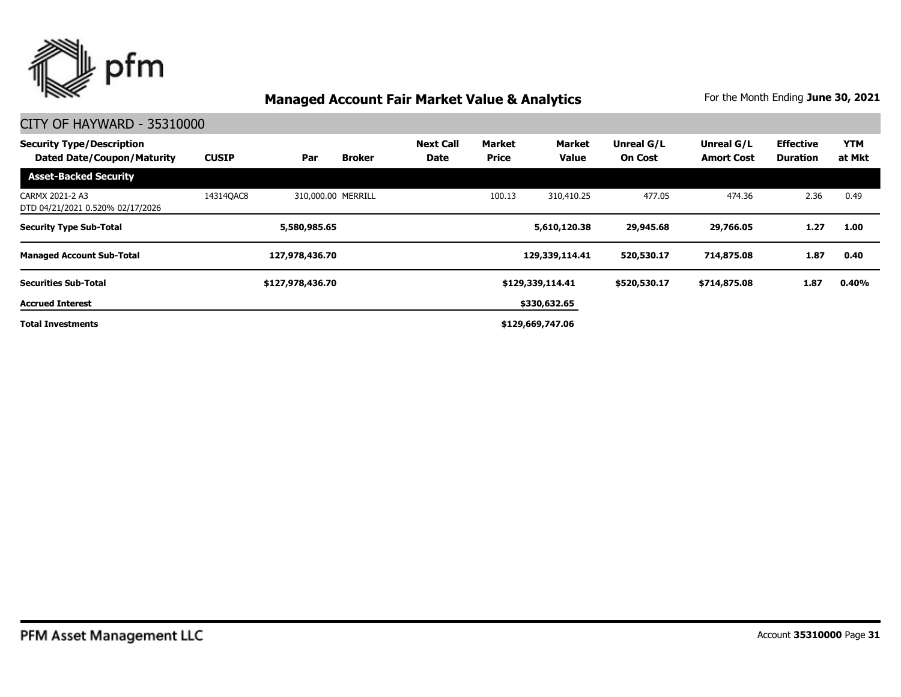# Managed Account Fair Market Value & Analytics

For the Month Ending **June 30, 2021**

## CITY OF HAYWARD - 35310000

| Security Type/Description Dated Date/Coupon/Maturity | CUSIP | Par | Broker | Next Call Date | Market Price | Market Value | Unreal G/L On Cost | Unreal G/L Amort Cost | Effective Duration | YTM at Mkt |
|---|---|---|---|---|---|---|---|---|---|---|
| **Asset-Backed Security** | | | | | | | | | | |
| CARMX 2021-2 A3 DTD 04/21/2021 0.520% 02/17/2026 | 14314QAC8 | 310,000.00 | MERRILL | | 100.13 | 310,410.25 | 477.05 | 474.36 | 2.36 | 0.49 |
| **Security Type Sub-Total** | | **5,580,985.65** | | | | **5,610,120.38** | **29,945.68** | **29,766.05** | **1.27** | **1.00** |
| **Managed Account Sub-Total** | | **127,978,436.70** | | | | **129,339,114.41** | **520,530.17** | **714,875.08** | **1.87** | **0.40** |
| **Securities Sub-Total** | | **$127,978,436.70** | | | | **$129,339,114.41** | **$520,530.17** | **$714,875.08** | **1.87** | **0.40%** |
| **Accrued Interest** | | | | | | **$330,632.65** | | | | |
| **Total Investments** | | | | | | **$129,669,747.06** | | | | |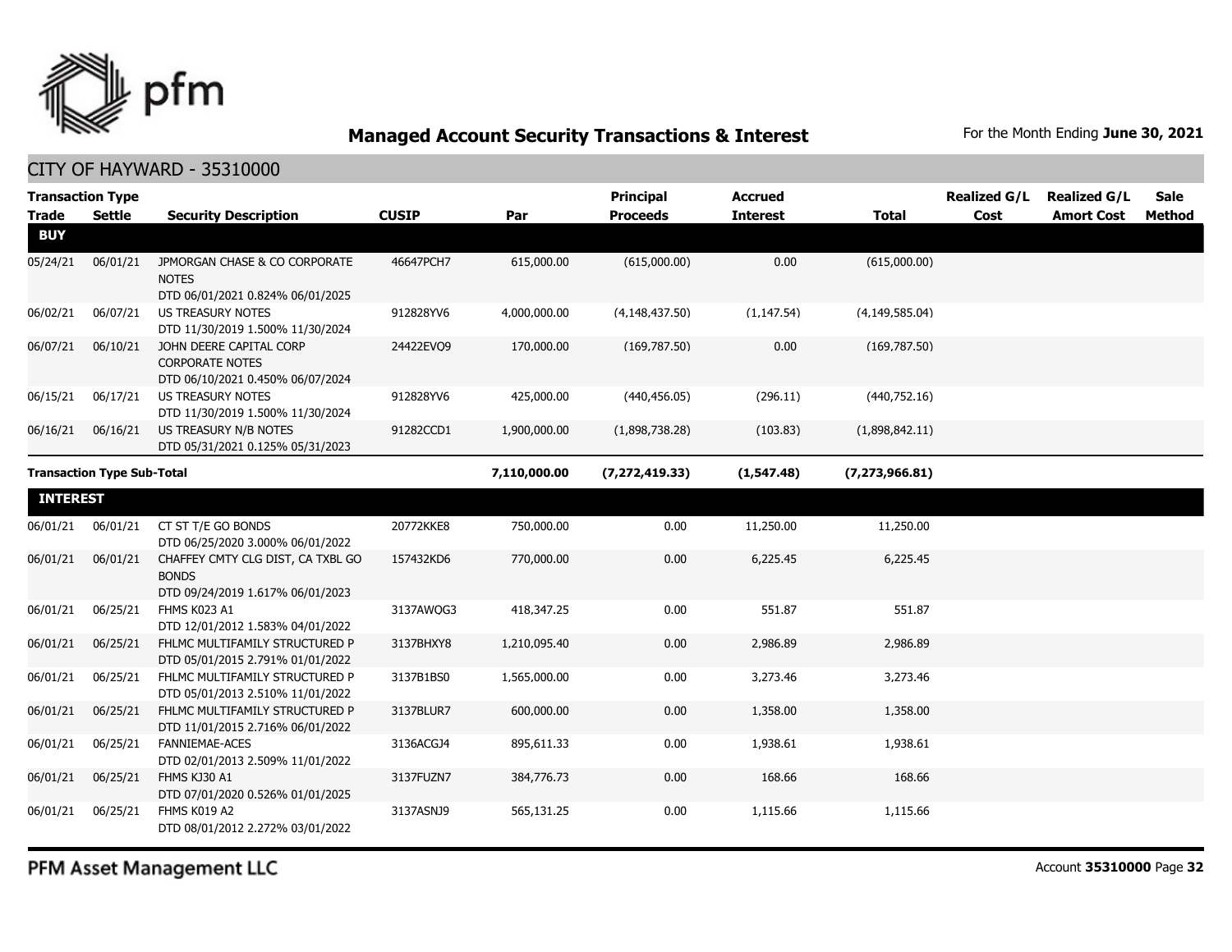# Managed Account Security Transactions & Interest

For the Month Ending **June 30, 2021**

## CITY OF HAYWARD - 35310000

| Transaction Type Trade | Settle | Security Description | CUSIP | Par | Principal Proceeds | Accrued Interest | Total | Realized G/L Cost | Realized G/L Amort Cost | Sale Method |
|---|---|---|---|---|---|---|---|---|---|---|
| **BUY** | | | | | | | | | | |
| 05/24/21 | 06/01/21 | JPMORGAN CHASE & CO CORPORATE NOTES DTD 06/01/2021 0.824% 06/01/2025 | 46647PCH7 | 615,000.00 | (615,000.00) | 0.00 | (615,000.00) | | | |
| 06/02/21 | 06/07/21 | US TREASURY NOTES DTD 11/30/2019 1.500% 11/30/2024 | 912828YV6 | 4,000,000.00 | (4,148,437.50) | (1,147.54) | (4,149,585.04) | | | |
| 06/07/21 | 06/10/21 | JOHN DEERE CAPITAL CORP CORPORATE NOTES DTD 06/10/2021 0.450% 06/07/2024 | 24422EVQ9 | 170,000.00 | (169,787.50) | 0.00 | (169,787.50) | | | |
| 06/15/21 | 06/17/21 | US TREASURY NOTES DTD 11/30/2019 1.500% 11/30/2024 | 912828YV6 | 425,000.00 | (440,456.05) | (296.11) | (440,752.16) | | | |
| 06/16/21 | 06/16/21 | US TREASURY N/B NOTES DTD 05/31/2021 0.125% 05/31/2023 | 91282CCD1 | 1,900,000.00 | (1,898,738.28) | (103.83) | (1,898,842.11) | | | |
| **Transaction Type Sub-Total** | | | | **7,110,000.00** | **(7,272,419.33)** | **(1,547.48)** | **(7,273,966.81)** | | | |
| **INTEREST** | | | | | | | | | | |
| 06/01/21 | 06/01/21 | CT ST T/E GO BONDS DTD 06/25/2020 3.000% 06/01/2022 | 20772KKE8 | 750,000.00 | 0.00 | 11,250.00 | 11,250.00 | | | |
| 06/01/21 | 06/01/21 | CHAFFEY CMTY CLG DIST, CA TXBL GO BONDS DTD 09/24/2019 1.617% 06/01/2023 | 157432KD6 | 770,000.00 | 0.00 | 6,225.45 | 6,225.45 | | | |
| 06/01/21 | 06/25/21 | FHMS K023 A1 DTD 12/01/2012 1.583% 04/01/2022 | 3137AWQG3 | 418,347.25 | 0.00 | 551.87 | 551.87 | | | |
| 06/01/21 | 06/25/21 | FHLMC MULTIFAMILY STRUCTURED P DTD 05/01/2015 2.791% 01/01/2022 | 3137BHXY8 | 1,210,095.40 | 0.00 | 2,986.89 | 2,986.89 | | | |
| 06/01/21 | 06/25/21 | FHLMC MULTIFAMILY STRUCTURED P DTD 05/01/2013 2.510% 11/01/2022 | 3137B1BS0 | 1,565,000.00 | 0.00 | 3,273.46 | 3,273.46 | | | |
| 06/01/21 | 06/25/21 | FHLMC MULTIFAMILY STRUCTURED P DTD 11/01/2015 2.716% 06/01/2022 | 3137BLUR7 | 600,000.00 | 0.00 | 1,358.00 | 1,358.00 | | | |
| 06/01/21 | 06/25/21 | FANNIEMAE-ACES DTD 02/01/2013 2.509% 11/01/2022 | 3136ACGJ4 | 895,611.33 | 0.00 | 1,938.61 | 1,938.61 | | | |
| 06/01/21 | 06/25/21 | FHMS KJ30 A1 DTD 07/01/2020 0.526% 01/01/2025 | 3137FUZN7 | 384,776.73 | 0.00 | 168.66 | 168.66 | | | |
| 06/01/21 | 06/25/21 | FHMS K019 A2 DTD 08/01/2012 2.272% 03/01/2022 | 3137ASNJ9 | 565,131.25 | 0.00 | 1,115.66 | 1,115.66 | | | |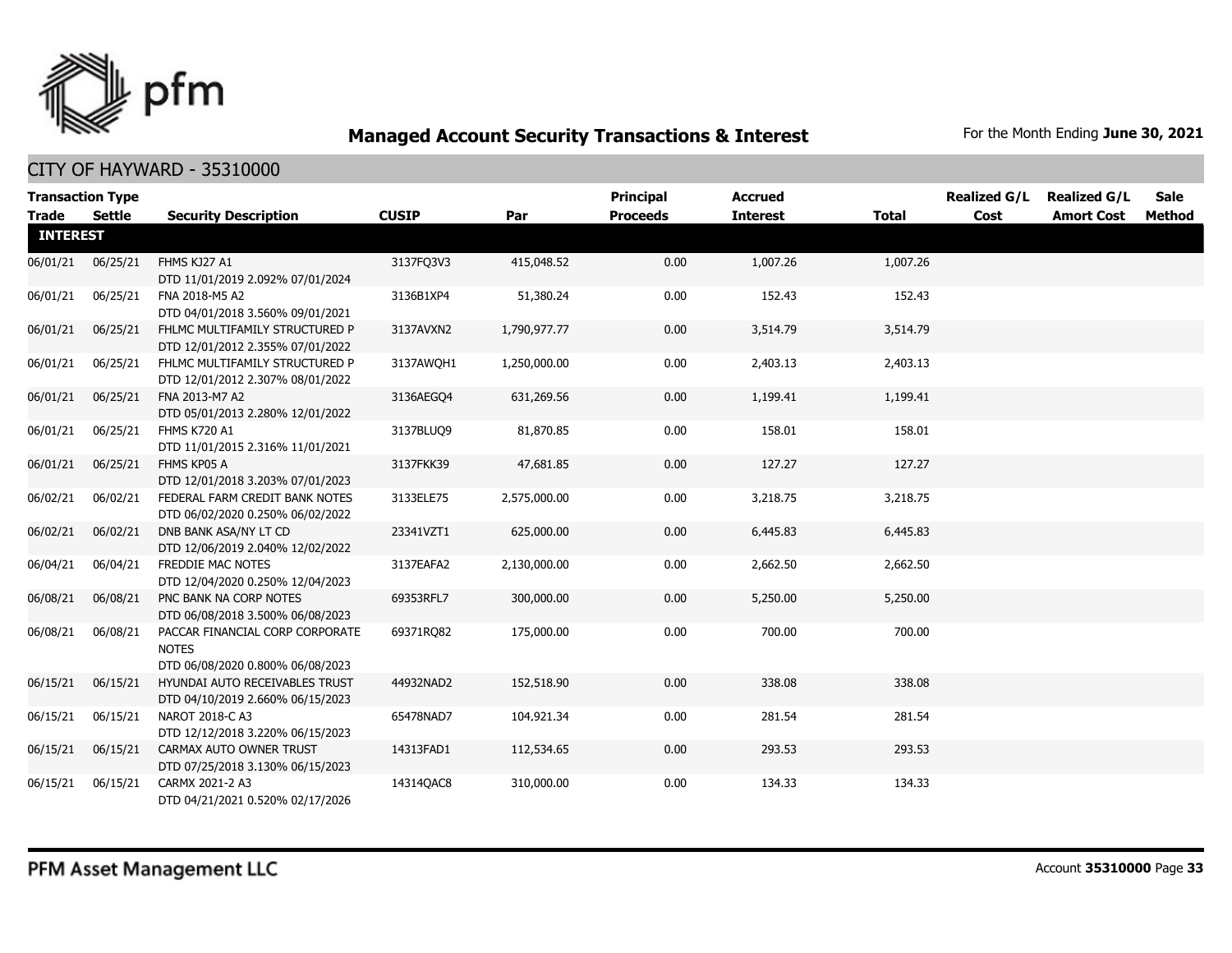## Managed Account Security Transactions & Interest

For the Month Ending **June 30, 2021**

### CITY OF HAYWARD - 35310000

| Transaction Type Trade | Settle | Security Description | CUSIP | Par | Principal Proceeds | Accrued Interest | Total | Realized G/L Cost | Realized G/L Amort Cost | Sale Method |
|---|---|---|---|---|---|---|---|---|---|---|
| **INTEREST** | | | | | | | | | | |
| 06/01/21 | 06/25/21 | FHMS KJ27 A1 DTD 11/01/2019 2.092% 07/01/2024 | 3137FQ3V3 | 415,048.52 | 0.00 | 1,007.26 | 1,007.26 | | | |
| 06/01/21 | 06/25/21 | FNA 2018-M5 A2 DTD 04/01/2018 3.560% 09/01/2021 | 3136B1XP4 | 51,380.24 | 0.00 | 152.43 | 152.43 | | | |
| 06/01/21 | 06/25/21 | FHLMC MULTIFAMILY STRUCTURED P DTD 12/01/2012 2.355% 07/01/2022 | 3137AVXN2 | 1,790,977.77 | 0.00 | 3,514.79 | 3,514.79 | | | |
| 06/01/21 | 06/25/21 | FHLMC MULTIFAMILY STRUCTURED P DTD 12/01/2012 2.307% 08/01/2022 | 3137AWQH1 | 1,250,000.00 | 0.00 | 2,403.13 | 2,403.13 | | | |
| 06/01/21 | 06/25/21 | FNA 2013-M7 A2 DTD 05/01/2013 2.280% 12/01/2022 | 3136AEGQ4 | 631,269.56 | 0.00 | 1,199.41 | 1,199.41 | | | |
| 06/01/21 | 06/25/21 | FHMS K720 A1 DTD 11/01/2015 2.316% 11/01/2021 | 3137BLUQ9 | 81,870.85 | 0.00 | 158.01 | 158.01 | | | |
| 06/01/21 | 06/25/21 | FHMS KP05 A DTD 12/01/2018 3.203% 07/01/2023 | 3137FKK39 | 47,681.85 | 0.00 | 127.27 | 127.27 | | | |
| 06/02/21 | 06/02/21 | FEDERAL FARM CREDIT BANK NOTES DTD 06/02/2020 0.250% 06/02/2022 | 3133ELE75 | 2,575,000.00 | 0.00 | 3,218.75 | 3,218.75 | | | |
| 06/02/21 | 06/02/21 | DNB BANK ASA/NY LT CD DTD 12/06/2019 2.040% 12/02/2022 | 23341VZT1 | 625,000.00 | 0.00 | 6,445.83 | 6,445.83 | | | |
| 06/04/21 | 06/04/21 | FREDDIE MAC NOTES DTD 12/04/2020 0.250% 12/04/2023 | 3137EAFA2 | 2,130,000.00 | 0.00 | 2,662.50 | 2,662.50 | | | |
| 06/08/21 | 06/08/21 | PNC BANK NA CORP NOTES DTD 06/08/2018 3.500% 06/08/2023 | 69353RFL7 | 300,000.00 | 0.00 | 5,250.00 | 5,250.00 | | | |
| 06/08/21 | 06/08/21 | PACCAR FINANCIAL CORP CORPORATE NOTES DTD 06/08/2020 0.800% 06/08/2023 | 69371RQ82 | 175,000.00 | 0.00 | 700.00 | 700.00 | | | |
| 06/15/21 | 06/15/21 | HYUNDAI AUTO RECEIVABLES TRUST DTD 04/10/2019 2.660% 06/15/2023 | 44932NAD2 | 152,518.90 | 0.00 | 338.08 | 338.08 | | | |
| 06/15/21 | 06/15/21 | NAROT 2018-C A3 DTD 12/12/2018 3.220% 06/15/2023 | 65478NAD7 | 104,921.34 | 0.00 | 281.54 | 281.54 | | | |
| 06/15/21 | 06/15/21 | CARMAX AUTO OWNER TRUST DTD 07/25/2018 3.130% 06/15/2023 | 14313FAD1 | 112,534.65 | 0.00 | 293.53 | 293.53 | | | |
| 06/15/21 | 06/15/21 | CARMX 2021-2 A3 DTD 04/21/2021 0.520% 02/17/2026 | 14314QAC8 | 310,000.00 | 0.00 | 134.33 | 134.33 | | | |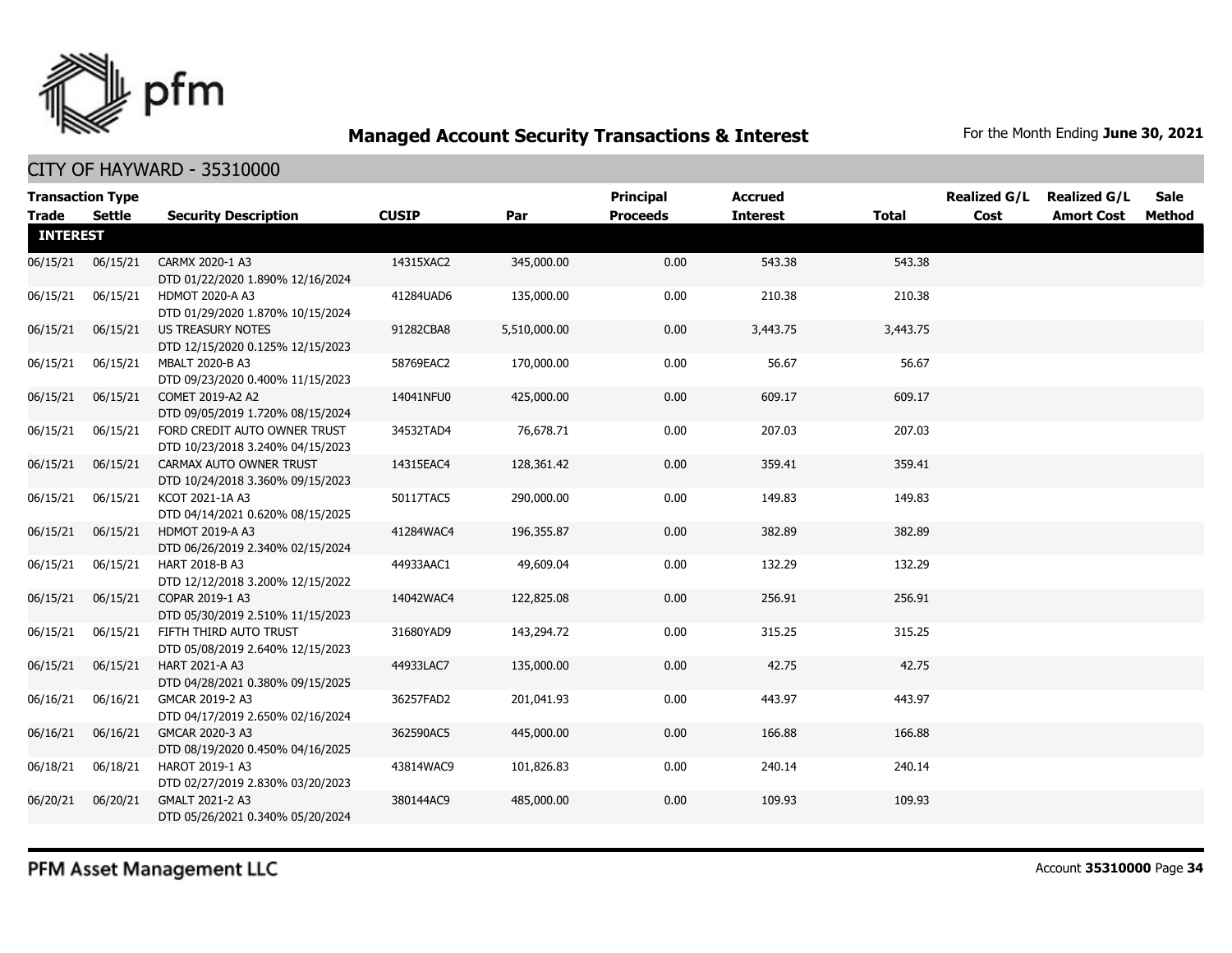## Managed Account Security Transactions & Interest

For the Month Ending **June 30, 2021**

CITY OF HAYWARD - 35310000

| Transaction Type Trade | Settle | Security Description | CUSIP | Par | Principal Proceeds | Accrued Interest | Total | Realized G/L Cost | Realized G/L Amort Cost | Sale Method |
|---|---|---|---|---|---|---|---|---|---|---|
| **INTEREST** | | | | | | | | | | |
| 06/15/21 | 06/15/21 | CARMX 2020-1 A3 DTD 01/22/2020 1.890% 12/16/2024 | 14315XAC2 | 345,000.00 | 0.00 | 543.38 | 543.38 | | | |
| 06/15/21 | 06/15/21 | HDMOT 2020-A A3 DTD 01/29/2020 1.870% 10/15/2024 | 41284UAD6 | 135,000.00 | 0.00 | 210.38 | 210.38 | | | |
| 06/15/21 | 06/15/21 | US TREASURY NOTES DTD 12/15/2020 0.125% 12/15/2023 | 91282CBA8 | 5,510,000.00 | 0.00 | 3,443.75 | 3,443.75 | | | |
| 06/15/21 | 06/15/21 | MBALT 2020-B A3 DTD 09/23/2020 0.400% 11/15/2023 | 58769EAC2 | 170,000.00 | 0.00 | 56.67 | 56.67 | | | |
| 06/15/21 | 06/15/21 | COMET 2019-A2 A2 DTD 09/05/2019 1.720% 08/15/2024 | 14041NFU0 | 425,000.00 | 0.00 | 609.17 | 609.17 | | | |
| 06/15/21 | 06/15/21 | FORD CREDIT AUTO OWNER TRUST DTD 10/23/2018 3.240% 04/15/2023 | 34532TAD4 | 76,678.71 | 0.00 | 207.03 | 207.03 | | | |
| 06/15/21 | 06/15/21 | CARMAX AUTO OWNER TRUST DTD 10/24/2018 3.360% 09/15/2023 | 14315EAC4 | 128,361.42 | 0.00 | 359.41 | 359.41 | | | |
| 06/15/21 | 06/15/21 | KCOT 2021-1A A3 DTD 04/14/2021 0.620% 08/15/2025 | 50117TAC5 | 290,000.00 | 0.00 | 149.83 | 149.83 | | | |
| 06/15/21 | 06/15/21 | HDMOT 2019-A A3 DTD 06/26/2019 2.340% 02/15/2024 | 41284WAC4 | 196,355.87 | 0.00 | 382.89 | 382.89 | | | |
| 06/15/21 | 06/15/21 | HART 2018-B A3 DTD 12/12/2018 3.200% 12/15/2022 | 44933AAC1 | 49,609.04 | 0.00 | 132.29 | 132.29 | | | |
| 06/15/21 | 06/15/21 | COPAR 2019-1 A3 DTD 05/30/2019 2.510% 11/15/2023 | 14042WAC4 | 122,825.08 | 0.00 | 256.91 | 256.91 | | | |
| 06/15/21 | 06/15/21 | FIFTH THIRD AUTO TRUST DTD 05/08/2019 2.640% 12/15/2023 | 31680YAD9 | 143,294.72 | 0.00 | 315.25 | 315.25 | | | |
| 06/15/21 | 06/15/21 | HART 2021-A A3 DTD 04/28/2021 0.380% 09/15/2025 | 44933LAC7 | 135,000.00 | 0.00 | 42.75 | 42.75 | | | |
| 06/16/21 | 06/16/21 | GMCAR 2019-2 A3 DTD 04/17/2019 2.650% 02/16/2024 | 36257FAD2 | 201,041.93 | 0.00 | 443.97 | 443.97 | | | |
| 06/16/21 | 06/16/21 | GMCAR 2020-3 A3 DTD 08/19/2020 0.450% 04/16/2025 | 362590AC5 | 445,000.00 | 0.00 | 166.88 | 166.88 | | | |
| 06/18/21 | 06/18/21 | HAROT 2019-1 A3 DTD 02/27/2019 2.830% 03/20/2023 | 43814WAC9 | 101,826.83 | 0.00 | 240.14 | 240.14 | | | |
| 06/20/21 | 06/20/21 | GMALT 2021-2 A3 DTD 05/26/2021 0.340% 05/20/2024 | 380144AC9 | 485,000.00 | 0.00 | 109.93 | 109.93 | | | |

PFM Asset Management LLC

Account **35310000**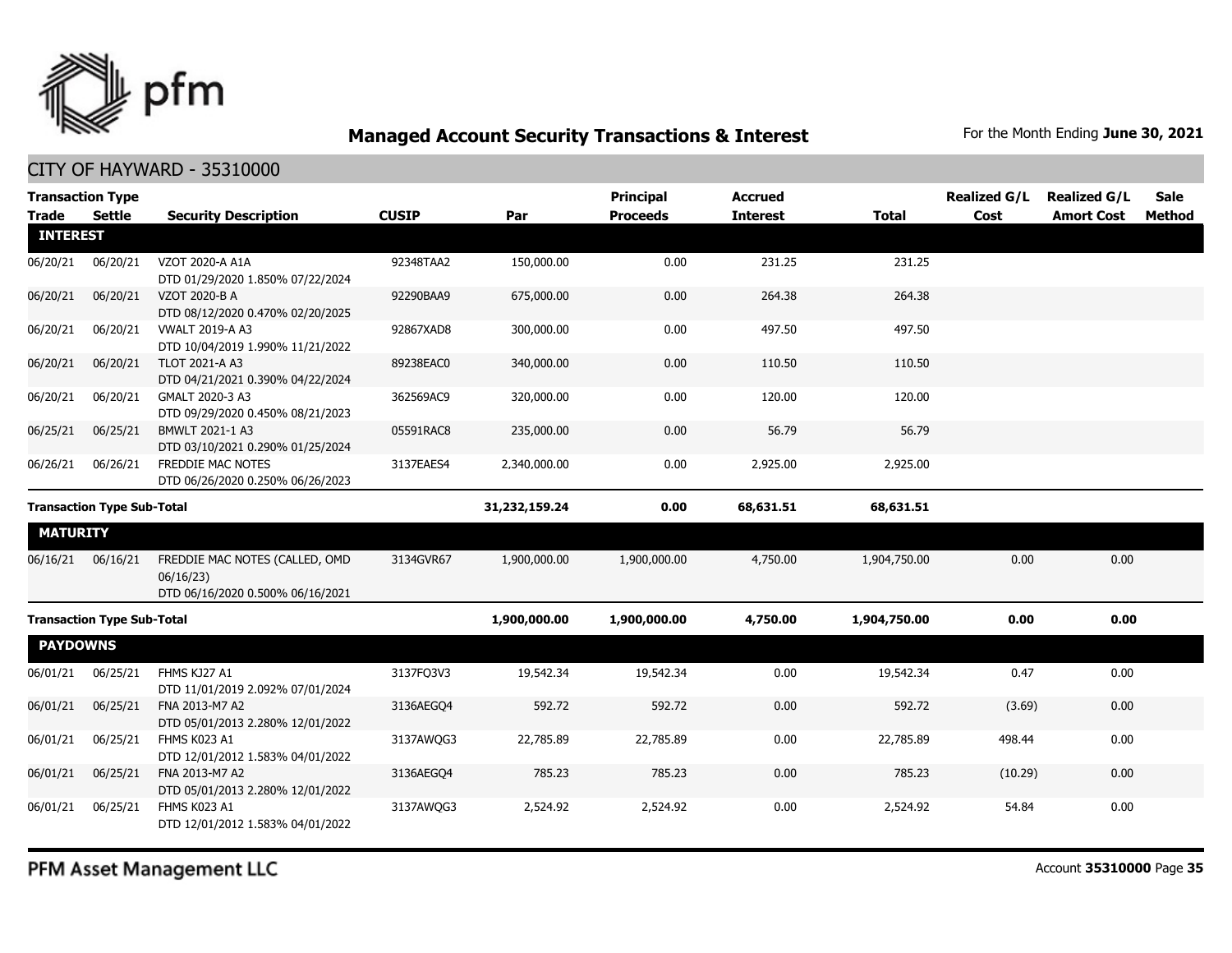# Managed Account Security Transactions & Interest

For the Month Ending **June 30, 2021**

## CITY OF HAYWARD - 35310000

| Transaction Type Trade | Settle | Security Description | CUSIP | Par | Principal Proceeds | Accrued Interest | Total | Realized G/L Cost | Realized G/L Amort Cost | Sale Method |
|---|---|---|---|---|---|---|---|---|---|---|
| **INTEREST** | | | | | | | | | | |
| 06/20/21 | 06/20/21 | VZOT 2020-A A1A DTD 01/29/2020 1.850% 07/22/2024 | 92348TAA2 | 150,000.00 | 0.00 | 231.25 | 231.25 | | | |
| 06/20/21 | 06/20/21 | VZOT 2020-B A DTD 08/12/2020 0.470% 02/20/2025 | 92290BAA9 | 675,000.00 | 0.00 | 264.38 | 264.38 | | | |
| 06/20/21 | 06/20/21 | VWALT 2019-A A3 DTD 10/04/2019 1.990% 11/21/2022 | 92867XAD8 | 300,000.00 | 0.00 | 497.50 | 497.50 | | | |
| 06/20/21 | 06/20/21 | TLOT 2021-A A3 DTD 04/21/2021 0.390% 04/22/2024 | 89238EAC0 | 340,000.00 | 0.00 | 110.50 | 110.50 | | | |
| 06/20/21 | 06/20/21 | GMALT 2020-3 A3 DTD 09/29/2020 0.450% 08/21/2023 | 362569AC9 | 320,000.00 | 0.00 | 120.00 | 120.00 | | | |
| 06/25/21 | 06/25/21 | BMWLT 2021-1 A3 DTD 03/10/2021 0.290% 01/25/2024 | 05591RAC8 | 235,000.00 | 0.00 | 56.79 | 56.79 | | | |
| 06/26/21 | 06/26/21 | FREDDIE MAC NOTES DTD 06/26/2020 0.250% 06/26/2023 | 3137EAES4 | 2,340,000.00 | 0.00 | 2,925.00 | 2,925.00 | | | |
| **Transaction Type Sub-Total** | | | | **31,232,159.24** | **0.00** | **68,631.51** | **68,631.51** | | | |
| **MATURITY** | | | | | | | | | | |
| 06/16/21 | 06/16/21 | FREDDIE MAC NOTES (CALLED, OMD 06/16/23) DTD 06/16/2020 0.500% 06/16/2021 | 3134GVR67 | 1,900,000.00 | 1,900,000.00 | 4,750.00 | 1,904,750.00 | 0.00 | 0.00 | |
| **Transaction Type Sub-Total** | | | | **1,900,000.00** | **1,900,000.00** | **4,750.00** | **1,904,750.00** | **0.00** | **0.00** | |
| **PAYDOWNS** | | | | | | | | | | |
| 06/01/21 | 06/25/21 | FHMS KJ27 A1 DTD 11/01/2019 2.092% 07/01/2024 | 3137FQ3V3 | 19,542.34 | 19,542.34 | 0.00 | 19,542.34 | 0.47 | 0.00 | |
| 06/01/21 | 06/25/21 | FNA 2013-M7 A2 DTD 05/01/2013 2.280% 12/01/2022 | 3136AEGQ4 | 592.72 | 592.72 | 0.00 | 592.72 | (3.69) | 0.00 | |
| 06/01/21 | 06/25/21 | FHMS K023 A1 DTD 12/01/2012 1.583% 04/01/2022 | 3137AWQG3 | 22,785.89 | 22,785.89 | 0.00 | 22,785.89 | 498.44 | 0.00 | |
| 06/01/21 | 06/25/21 | FNA 2013-M7 A2 DTD 05/01/2013 2.280% 12/01/2022 | 3136AEGQ4 | 785.23 | 785.23 | 0.00 | 785.23 | (10.29) | 0.00 | |
| 06/01/21 | 06/25/21 | FHMS K023 A1 DTD 12/01/2012 1.583% 04/01/2022 | 3137AWQG3 | 2,524.92 | 2,524.92 | 0.00 | 2,524.92 | 54.84 | 0.00 | |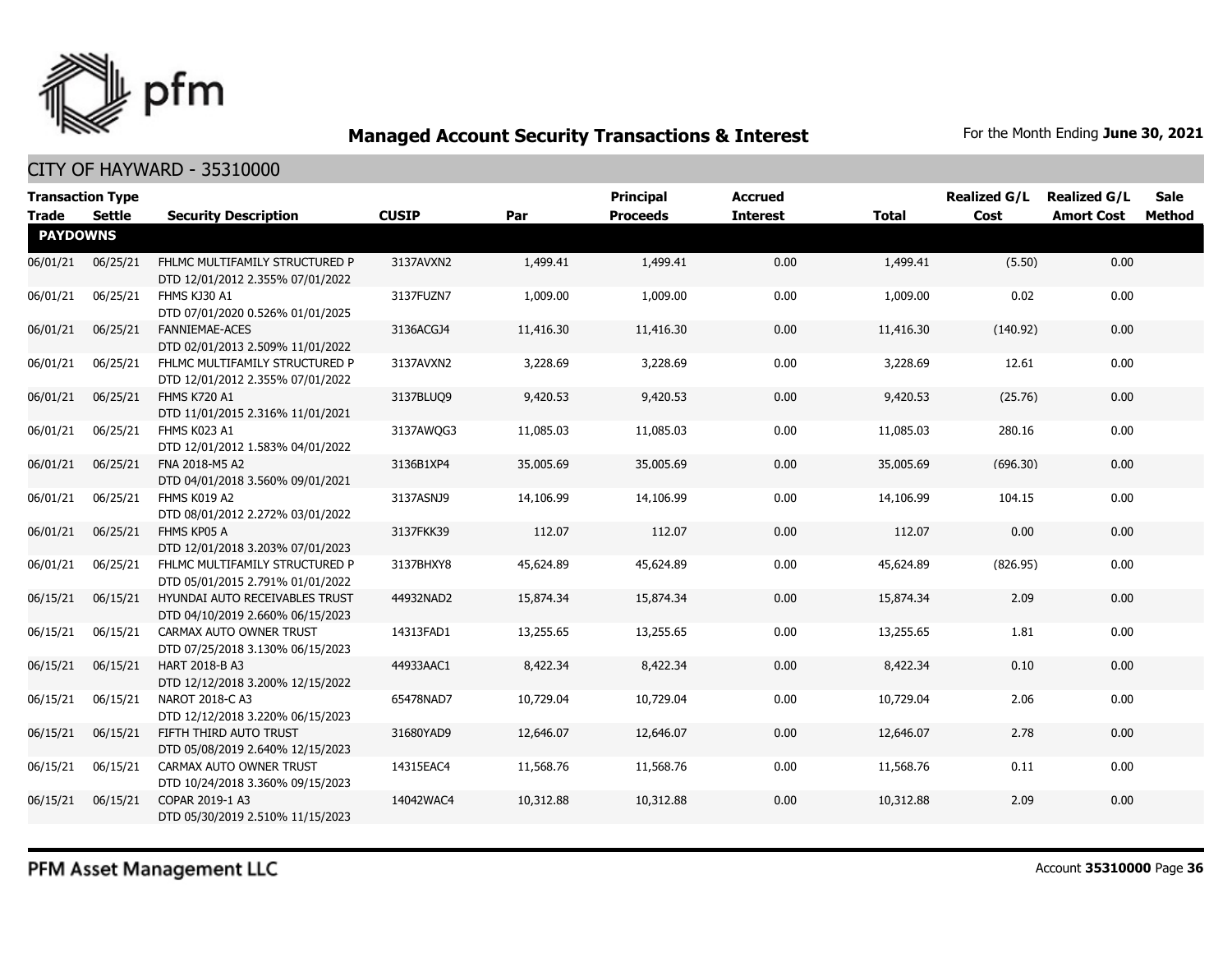## Managed Account Security Transactions & Interest

For the Month Ending **June 30, 2021**

### CITY OF HAYWARD - 35310000

| Transaction Type Trade | Settle | Security Description | CUSIP | Par | Principal Proceeds | Accrued Interest | Total | Realized G/L Cost | Realized G/L Amort Cost | Sale Method |
|---|---|---|---|---|---|---|---|---|---|---|
| **PAYDOWNS** | | | | | | | | | | |
| 06/01/21 | 06/25/21 | FHLMC MULTIFAMILY STRUCTURED P DTD 12/01/2012 2.355% 07/01/2022 | 3137AVXN2 | 1,499.41 | 1,499.41 | 0.00 | 1,499.41 | (5.50) | 0.00 | |
| 06/01/21 | 06/25/21 | FHMS KJ30 A1 DTD 07/01/2020 0.526% 01/01/2025 | 3137FUZN7 | 1,009.00 | 1,009.00 | 0.00 | 1,009.00 | 0.02 | 0.00 | |
| 06/01/21 | 06/25/21 | FANNIEMAE-ACES DTD 02/01/2013 2.509% 11/01/2022 | 3136ACGJ4 | 11,416.30 | 11,416.30 | 0.00 | 11,416.30 | (140.92) | 0.00 | |
| 06/01/21 | 06/25/21 | FHLMC MULTIFAMILY STRUCTURED P DTD 12/01/2012 2.355% 07/01/2022 | 3137AVXN2 | 3,228.69 | 3,228.69 | 0.00 | 3,228.69 | 12.61 | 0.00 | |
| 06/01/21 | 06/25/21 | FHMS K720 A1 DTD 11/01/2015 2.316% 11/01/2021 | 3137BLUQ9 | 9,420.53 | 9,420.53 | 0.00 | 9,420.53 | (25.76) | 0.00 | |
| 06/01/21 | 06/25/21 | FHMS K023 A1 DTD 12/01/2012 1.583% 04/01/2022 | 3137AWQG3 | 11,085.03 | 11,085.03 | 0.00 | 11,085.03 | 280.16 | 0.00 | |
| 06/01/21 | 06/25/21 | FNA 2018-M5 A2 DTD 04/01/2018 3.560% 09/01/2021 | 3136B1XP4 | 35,005.69 | 35,005.69 | 0.00 | 35,005.69 | (696.30) | 0.00 | |
| 06/01/21 | 06/25/21 | FHMS K019 A2 DTD 08/01/2012 2.272% 03/01/2022 | 3137ASNJ9 | 14,106.99 | 14,106.99 | 0.00 | 14,106.99 | 104.15 | 0.00 | |
| 06/01/21 | 06/25/21 | FHMS KP05 A DTD 12/01/2018 3.203% 07/01/2023 | 3137FKK39 | 112.07 | 112.07 | 0.00 | 112.07 | 0.00 | 0.00 | |
| 06/01/21 | 06/25/21 | FHLMC MULTIFAMILY STRUCTURED P DTD 05/01/2015 2.791% 01/01/2022 | 3137BHXY8 | 45,624.89 | 45,624.89 | 0.00 | 45,624.89 | (826.95) | 0.00 | |
| 06/15/21 | 06/15/21 | HYUNDAI AUTO RECEIVABLES TRUST DTD 04/10/2019 2.660% 06/15/2023 | 44932NAD2 | 15,874.34 | 15,874.34 | 0.00 | 15,874.34 | 2.09 | 0.00 | |
| 06/15/21 | 06/15/21 | CARMAX AUTO OWNER TRUST DTD 07/25/2018 3.130% 06/15/2023 | 14313FAD1 | 13,255.65 | 13,255.65 | 0.00 | 13,255.65 | 1.81 | 0.00 | |
| 06/15/21 | 06/15/21 | HART 2018-B A3 DTD 12/12/2018 3.200% 12/15/2022 | 44933AAC1 | 8,422.34 | 8,422.34 | 0.00 | 8,422.34 | 0.10 | 0.00 | |
| 06/15/21 | 06/15/21 | NAROT 2018-C A3 DTD 12/12/2018 3.220% 06/15/2023 | 65478NAD7 | 10,729.04 | 10,729.04 | 0.00 | 10,729.04 | 2.06 | 0.00 | |
| 06/15/21 | 06/15/21 | FIFTH THIRD AUTO TRUST DTD 05/08/2019 2.640% 12/15/2023 | 31680YAD9 | 12,646.07 | 12,646.07 | 0.00 | 12,646.07 | 2.78 | 0.00 | |
| 06/15/21 | 06/15/21 | CARMAX AUTO OWNER TRUST DTD 10/24/2018 3.360% 09/15/2023 | 14315EAC4 | 11,568.76 | 11,568.76 | 0.00 | 11,568.76 | 0.11 | 0.00 | |
| 06/15/21 | 06/15/21 | COPAR 2019-1 A3 DTD 05/30/2019 2.510% 11/15/2023 | 14042WAC4 | 10,312.88 | 10,312.88 | 0.00 | 10,312.88 | 2.09 | 0.00 | |

PFM Asset Management LLC

Account **35310000** Page **36**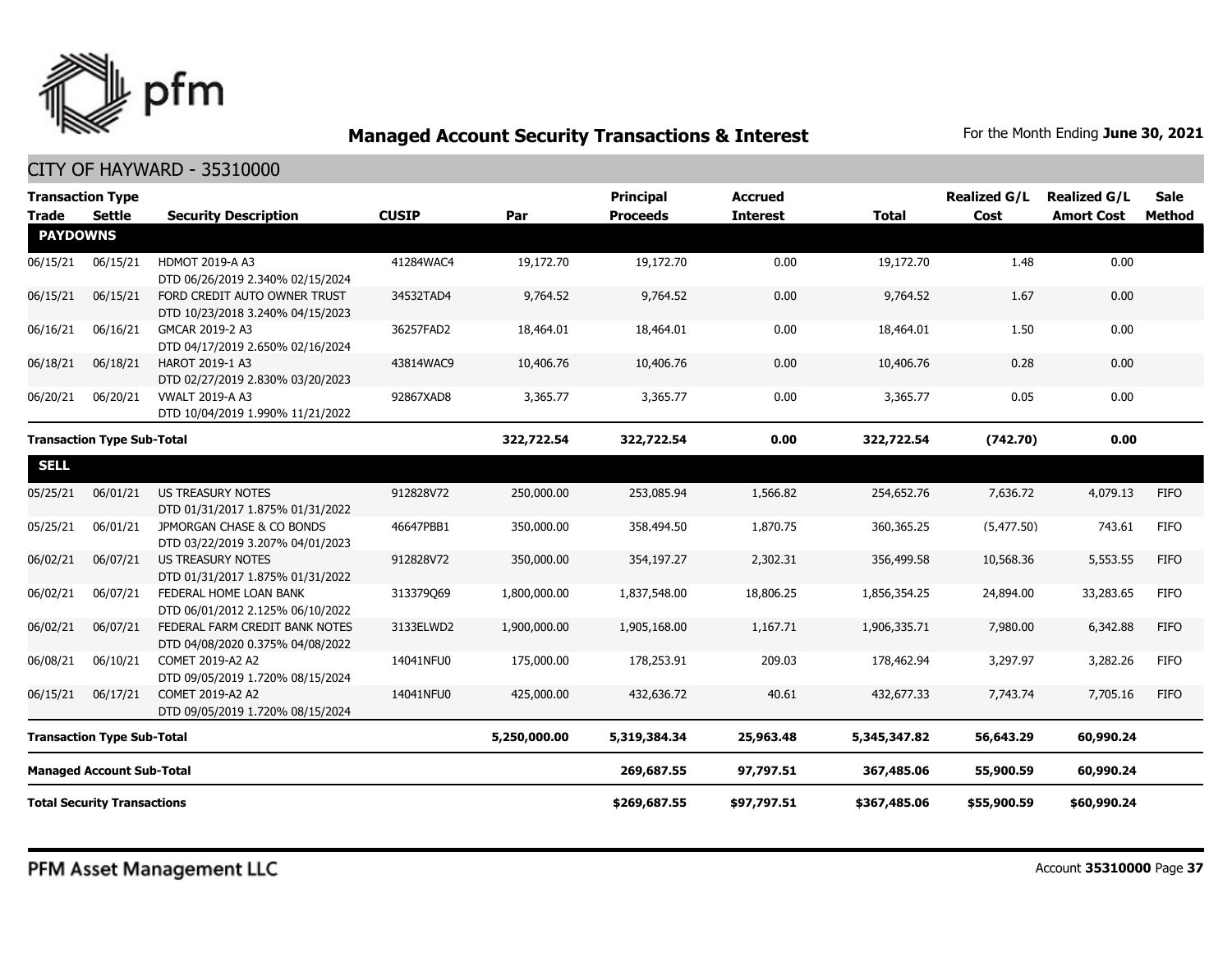## Managed Account Security Transactions & Interest

For the Month Ending **June 30, 2021**

CITY OF HAYWARD - 35310000

| Transaction Type Trade | Settle | Security Description | CUSIP | Par | Principal Proceeds | Accrued Interest | Total | Realized G/L Cost | Realized G/L Amort Cost | Sale Method |
|---|---|---|---|---|---|---|---|---|---|---|
| **PAYDOWNS** | | | | | | | | | | |
| 06/15/21 | 06/15/21 | HDMOT 2019-A A3 DTD 06/26/2019 2.340% 02/15/2024 | 41284WAC4 | 19,172.70 | 19,172.70 | 0.00 | 19,172.70 | 1.48 | 0.00 | |
| 06/15/21 | 06/15/21 | FORD CREDIT AUTO OWNER TRUST DTD 10/23/2018 3.240% 04/15/2023 | 34532TAD4 | 9,764.52 | 9,764.52 | 0.00 | 9,764.52 | 1.67 | 0.00 | |
| 06/16/21 | 06/16/21 | GMCAR 2019-2 A3 DTD 04/17/2019 2.650% 02/16/2024 | 36257FAD2 | 18,464.01 | 18,464.01 | 0.00 | 18,464.01 | 1.50 | 0.00 | |
| 06/18/21 | 06/18/21 | HAROT 2019-1 A3 DTD 02/27/2019 2.830% 03/20/2023 | 43814WAC9 | 10,406.76 | 10,406.76 | 0.00 | 10,406.76 | 0.28 | 0.00 | |
| 06/20/21 | 06/20/21 | VWALT 2019-A A3 DTD 10/04/2019 1.990% 11/21/2022 | 92867XAD8 | 3,365.77 | 3,365.77 | 0.00 | 3,365.77 | 0.05 | 0.00 | |
| **Transaction Type Sub-Total** | | | | **322,722.54** | **322,722.54** | **0.00** | **322,722.54** | **(742.70)** | **0.00** | |
| **SELL** | | | | | | | | | | |
| 05/25/21 | 06/01/21 | US TREASURY NOTES DTD 01/31/2017 1.875% 01/31/2022 | 912828V72 | 250,000.00 | 253,085.94 | 1,566.82 | 254,652.76 | 7,636.72 | 4,079.13 | FIFO |
| 05/25/21 | 06/01/21 | JPMORGAN CHASE & CO BONDS DTD 03/22/2019 3.207% 04/01/2023 | 46647PBB1 | 350,000.00 | 358,494.50 | 1,870.75 | 360,365.25 | (5,477.50) | 743.61 | FIFO |
| 06/02/21 | 06/07/21 | US TREASURY NOTES DTD 01/31/2017 1.875% 01/31/2022 | 912828V72 | 350,000.00 | 354,197.27 | 2,302.31 | 356,499.58 | 10,568.36 | 5,553.55 | FIFO |
| 06/02/21 | 06/07/21 | FEDERAL HOME LOAN BANK DTD 06/01/2012 2.125% 06/10/2022 | 313379Q69 | 1,800,000.00 | 1,837,548.00 | 18,806.25 | 1,856,354.25 | 24,894.00 | 33,283.65 | FIFO |
| 06/02/21 | 06/07/21 | FEDERAL FARM CREDIT BANK NOTES DTD 04/08/2020 0.375% 04/08/2022 | 3133ELWD2 | 1,900,000.00 | 1,905,168.00 | 1,167.71 | 1,906,335.71 | 7,980.00 | 6,342.88 | FIFO |
| 06/08/21 | 06/10/21 | COMET 2019-A2 A2 DTD 09/05/2019 1.720% 08/15/2024 | 14041NFU0 | 175,000.00 | 178,253.91 | 209.03 | 178,462.94 | 3,297.97 | 3,282.26 | FIFO |
| 06/15/21 | 06/17/21 | COMET 2019-A2 A2 DTD 09/05/2019 1.720% 08/15/2024 | 14041NFU0 | 425,000.00 | 432,636.72 | 40.61 | 432,677.33 | 7,743.74 | 7,705.16 | FIFO |
| **Transaction Type Sub-Total** | | | | **5,250,000.00** | **5,319,384.34** | **25,963.48** | **5,345,347.82** | **56,643.29** | **60,990.24** | |
| **Managed Account Sub-Total** | | | | | **269,687.55** | **97,797.51** | **367,485.06** | **55,900.59** | **60,990.24** | |
| **Total Security Transactions** | | | | | **$269,687.55** | **$97,797.51** | **$367,485.06** | **$55,900.59** | **$60,990.24** | |

PFM Asset Management LLC

Account **35310000**